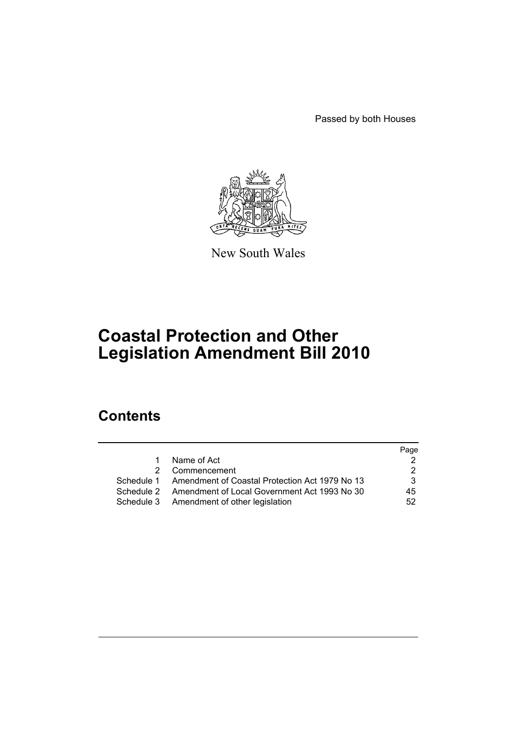Passed by both Houses

New South Wales

# Coastal Protection and Other Legislation Amendment Bill 2010

## Contents

| | | Page |
|---|---|---|
| 1 | Name of Act | 2 |
| 2 | Commencement | 2 |
| Schedule 1 | Amendment of Coastal Protection Act 1979 No 13 | 3 |
| Schedule 2 | Amendment of Local Government Act 1993 No 30 | 45 |
| Schedule 3 | Amendment of other legislation | 52 |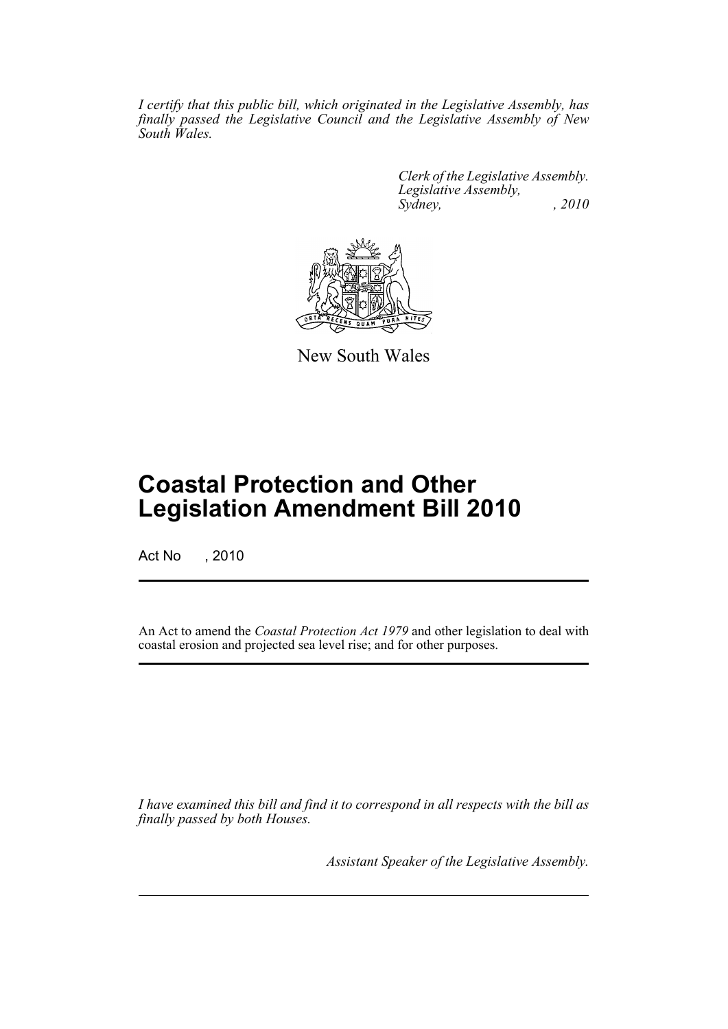*I certify that this public bill, which originated in the Legislative Assembly, has finally passed the Legislative Council and the Legislative Assembly of New South Wales.*

*Clerk of the Legislative Assembly.*
*Legislative Assembly,*
*Sydney, , 2010*

New South Wales

# Coastal Protection and Other Legislation Amendment Bill 2010

Act No , 2010

An Act to amend the *Coastal Protection Act 1979* and other legislation to deal with coastal erosion and projected sea level rise; and for other purposes.

*I have examined this bill and find it to correspond in all respects with the bill as finally passed by both Houses.*

*Assistant Speaker of the Legislative Assembly.*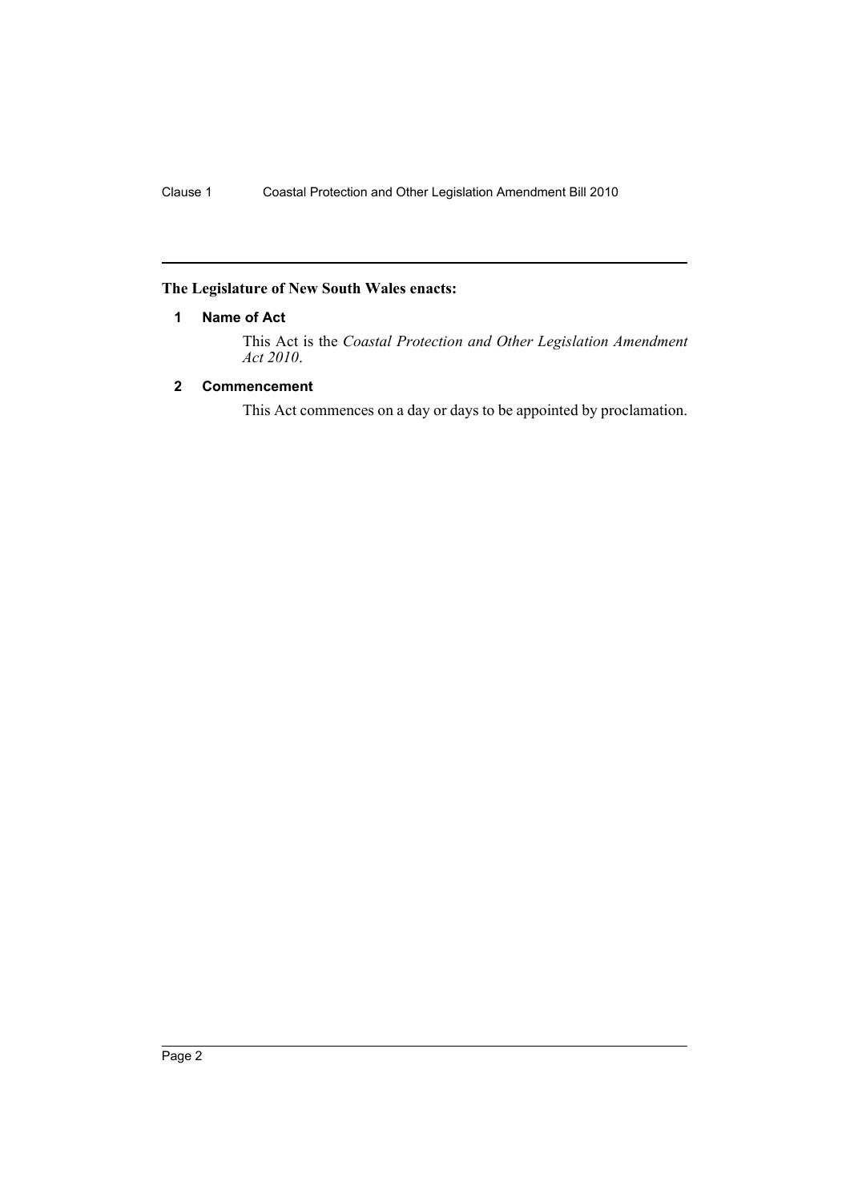**The Legislature of New South Wales enacts:**

## 1 Name of Act

This Act is the *Coastal Protection and Other Legislation Amendment Act 2010*.

## 2 Commencement

This Act commences on a day or days to be appointed by proclamation.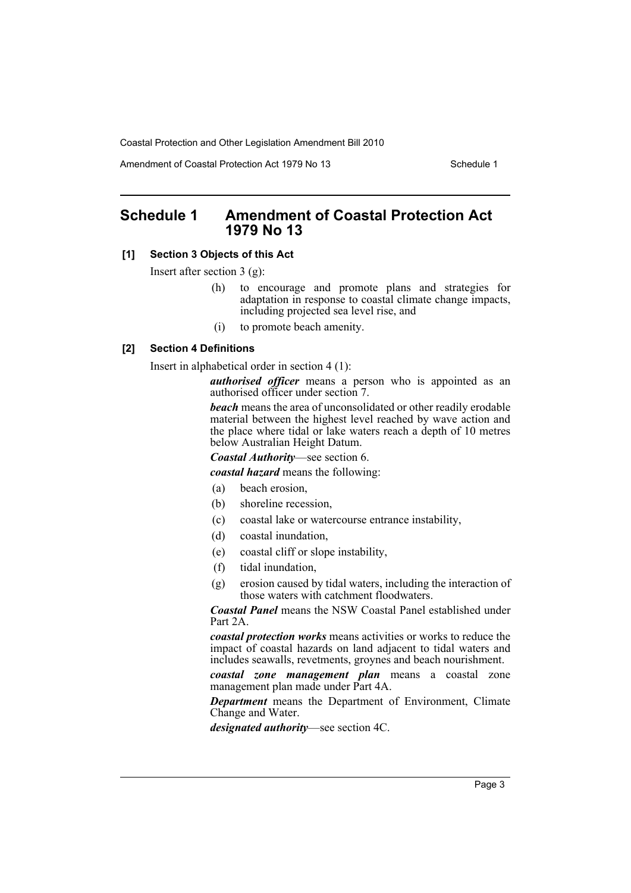## Schedule 1 Amendment of Coastal Protection Act 1979 No 13

**[1] Section 3 Objects of this Act**

Insert after section 3 (g):

> (h) to encourage and promote plans and strategies for adaptation in response to coastal climate change impacts, including projected sea level rise, and
>
> (i) to promote beach amenity.

**[2] Section 4 Definitions**

Insert in alphabetical order in section 4 (1):

> ***authorised officer*** means a person who is appointed as an authorised officer under section 7.
>
> ***beach*** means the area of unconsolidated or other readily erodable material between the highest level reached by wave action and the place where tidal or lake waters reach a depth of 10 metres below Australian Height Datum.
>
> ***Coastal Authority***—see section 6.
>
> ***coastal hazard*** means the following:
>
> (a) beach erosion,
>
> (b) shoreline recession,
>
> (c) coastal lake or watercourse entrance instability,
>
> (d) coastal inundation,
>
> (e) coastal cliff or slope instability,
>
> (f) tidal inundation,
>
> (g) erosion caused by tidal waters, including the interaction of those waters with catchment floodwaters.
>
> ***Coastal Panel*** means the NSW Coastal Panel established under Part 2A.
>
> ***coastal protection works*** means activities or works to reduce the impact of coastal hazards on land adjacent to tidal waters and includes seawalls, revetments, groynes and beach nourishment.
>
> ***coastal zone management plan*** means a coastal zone management plan made under Part 4A.
>
> ***Department*** means the Department of Environment, Climate Change and Water.
>
> ***designated authority***—see section 4C.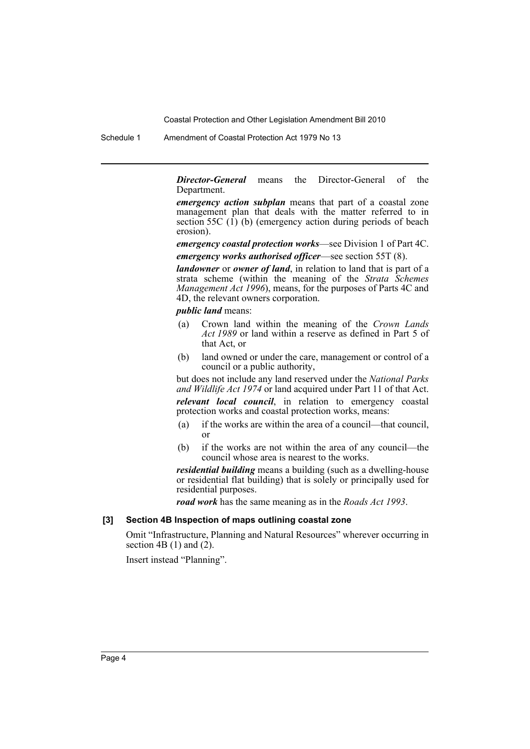***Director-General*** means the Director-General of the Department.

***emergency action subplan*** means that part of a coastal zone management plan that deals with the matter referred to in section 55C (1) (b) (emergency action during periods of beach erosion).

***emergency coastal protection works***—see Division 1 of Part 4C.

***emergency works authorised officer***—see section 55T (8).

***landowner*** or ***owner of land***, in relation to land that is part of a strata scheme (within the meaning of the *Strata Schemes Management Act 1996*), means, for the purposes of Parts 4C and 4D, the relevant owners corporation.

***public land*** means:

(a) Crown land within the meaning of the *Crown Lands Act 1989* or land within a reserve as defined in Part 5 of that Act, or

(b) land owned or under the care, management or control of a council or a public authority,

but does not include any land reserved under the *National Parks and Wildlife Act 1974* or land acquired under Part 11 of that Act.

***relevant local council***, in relation to emergency coastal protection works and coastal protection works, means:

(a) if the works are within the area of a council—that council, or

(b) if the works are not within the area of any council—the council whose area is nearest to the works.

***residential building*** means a building (such as a dwelling-house or residential flat building) that is solely or principally used for residential purposes.

***road work*** has the same meaning as in the *Roads Act 1993*.

**[3] Section 4B Inspection of maps outlining coastal zone**

Omit "Infrastructure, Planning and Natural Resources" wherever occurring in section 4B (1) and (2).

Insert instead "Planning".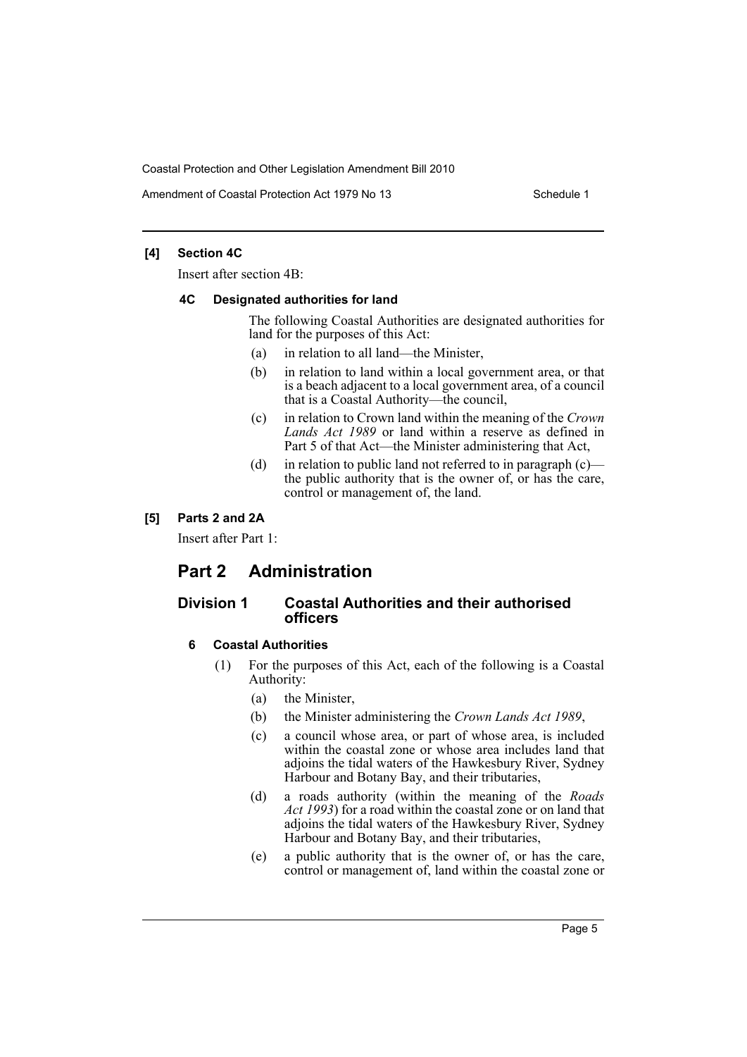**[4] Section 4C**

Insert after section 4B:

**4C Designated authorities for land**

The following Coastal Authorities are designated authorities for land for the purposes of this Act:

(a) in relation to all land—the Minister,

(b) in relation to land within a local government area, or that is a beach adjacent to a local government area, of a council that is a Coastal Authority—the council,

(c) in relation to Crown land within the meaning of the *Crown Lands Act 1989* or land within a reserve as defined in Part 5 of that Act—the Minister administering that Act,

(d) in relation to public land not referred to in paragraph (c)—the public authority that is the owner of, or has the care, control or management of, the land.

**[5] Parts 2 and 2A**

Insert after Part 1:

# Part 2 Administration

## Division 1 Coastal Authorities and their authorised officers

**6 Coastal Authorities**

(1) For the purposes of this Act, each of the following is a Coastal Authority:

(a) the Minister,

(b) the Minister administering the *Crown Lands Act 1989*,

(c) a council whose area, or part of whose area, is included within the coastal zone or whose area includes land that adjoins the tidal waters of the Hawkesbury River, Sydney Harbour and Botany Bay, and their tributaries,

(d) a roads authority (within the meaning of the *Roads Act 1993*) for a road within the coastal zone or on land that adjoins the tidal waters of the Hawkesbury River, Sydney Harbour and Botany Bay, and their tributaries,

(e) a public authority that is the owner of, or has the care, control or management of, land within the coastal zone or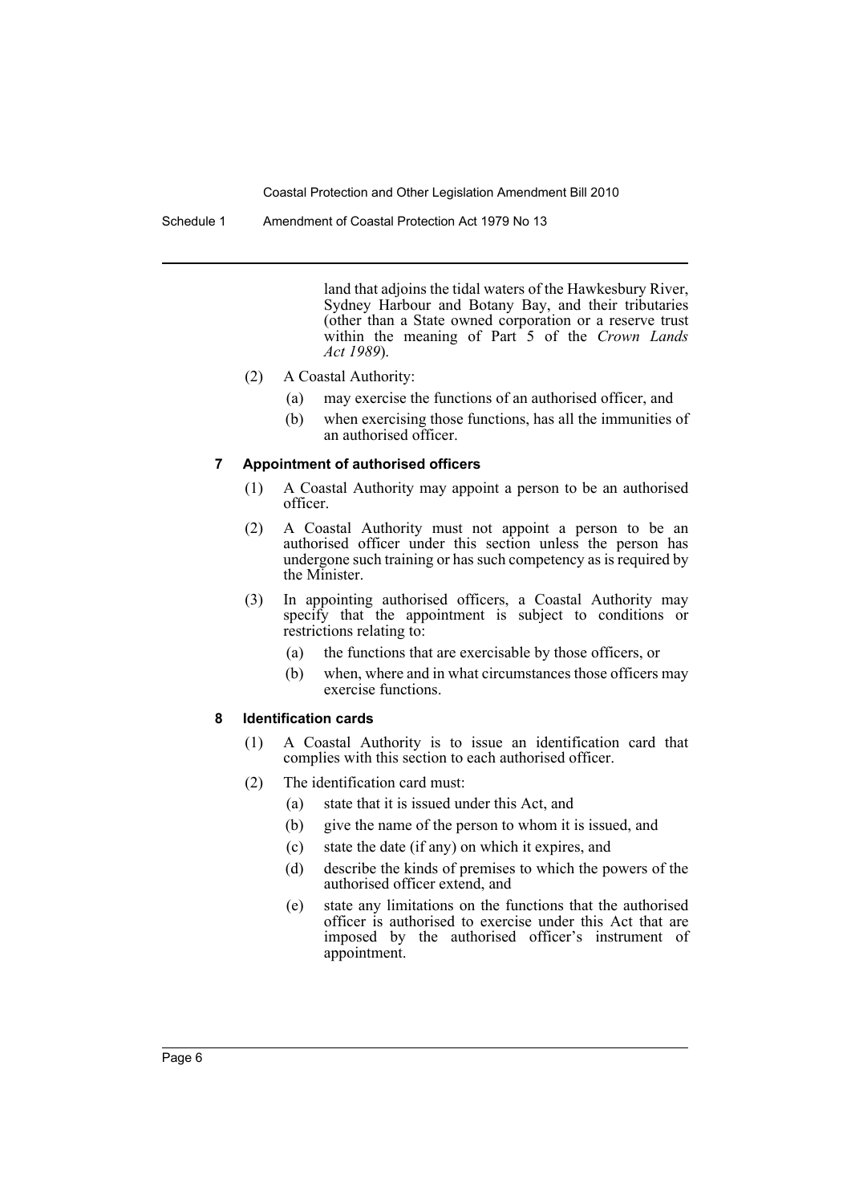land that adjoins the tidal waters of the Hawkesbury River, Sydney Harbour and Botany Bay, and their tributaries (other than a State owned corporation or a reserve trust within the meaning of Part 5 of the *Crown Lands Act 1989*).

(2) A Coastal Authority:

(a) may exercise the functions of an authorised officer, and

(b) when exercising those functions, has all the immunities of an authorised officer.

#### 7 Appointment of authorised officers

(1) A Coastal Authority may appoint a person to be an authorised officer.

(2) A Coastal Authority must not appoint a person to be an authorised officer under this section unless the person has undergone such training or has such competency as is required by the Minister.

(3) In appointing authorised officers, a Coastal Authority may specify that the appointment is subject to conditions or restrictions relating to:

(a) the functions that are exercisable by those officers, or

(b) when, where and in what circumstances those officers may exercise functions.

#### 8 Identification cards

(1) A Coastal Authority is to issue an identification card that complies with this section to each authorised officer.

(2) The identification card must:

(a) state that it is issued under this Act, and

(b) give the name of the person to whom it is issued, and

(c) state the date (if any) on which it expires, and

(d) describe the kinds of premises to which the powers of the authorised officer extend, and

(e) state any limitations on the functions that the authorised officer is authorised to exercise under this Act that are imposed by the authorised officer's instrument of appointment.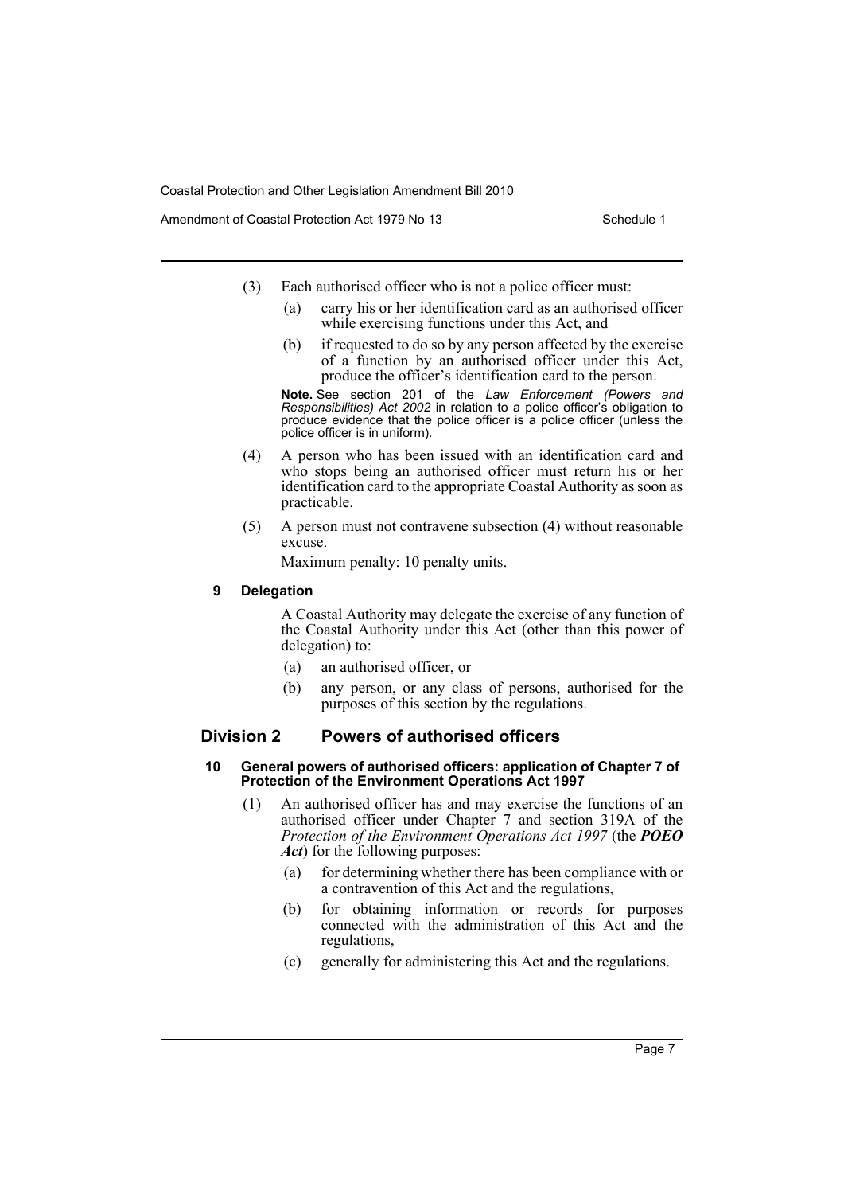(3) Each authorised officer who is not a police officer must:

(a) carry his or her identification card as an authorised officer while exercising functions under this Act, and

(b) if requested to do so by any person affected by the exercise of a function by an authorised officer under this Act, produce the officer's identification card to the person.

**Note.** See section 201 of the *Law Enforcement (Powers and Responsibilities) Act 2002* in relation to a police officer's obligation to produce evidence that the police officer is a police officer (unless the police officer is in uniform).

(4) A person who has been issued with an identification card and who stops being an authorised officer must return his or her identification card to the appropriate Coastal Authority as soon as practicable.

(5) A person must not contravene subsection (4) without reasonable excuse.

Maximum penalty: 10 penalty units.

#### 9 Delegation

A Coastal Authority may delegate the exercise of any function of the Coastal Authority under this Act (other than this power of delegation) to:

(a) an authorised officer, or

(b) any person, or any class of persons, authorised for the purposes of this section by the regulations.

### Division 2 Powers of authorised officers

#### 10 General powers of authorised officers: application of Chapter 7 of Protection of the Environment Operations Act 1997

(1) An authorised officer has and may exercise the functions of an authorised officer under Chapter 7 and section 319A of the *Protection of the Environment Operations Act 1997* (the ***POEO Act***) for the following purposes:

(a) for determining whether there has been compliance with or a contravention of this Act and the regulations,

(b) for obtaining information or records for purposes connected with the administration of this Act and the regulations,

(c) generally for administering this Act and the regulations.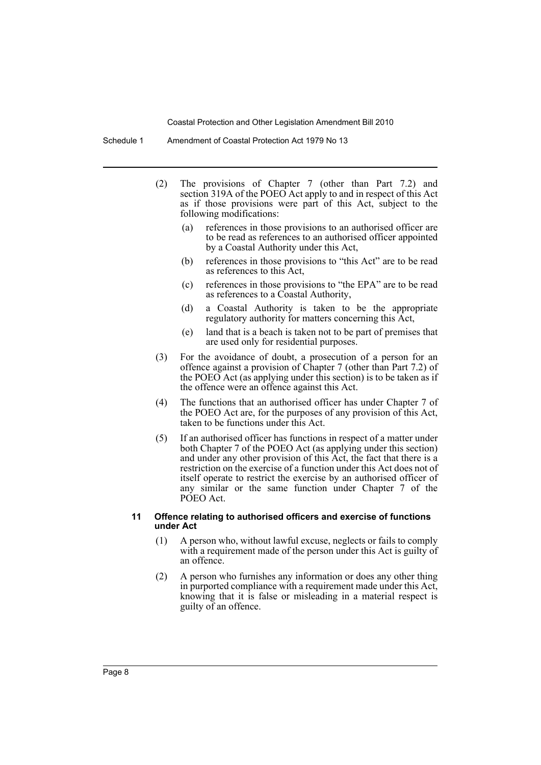(2) The provisions of Chapter 7 (other than Part 7.2) and section 319A of the POEO Act apply to and in respect of this Act as if those provisions were part of this Act, subject to the following modifications:

   (a) references in those provisions to an authorised officer are to be read as references to an authorised officer appointed by a Coastal Authority under this Act,

   (b) references in those provisions to "this Act" are to be read as references to this Act,

   (c) references in those provisions to "the EPA" are to be read as references to a Coastal Authority,

   (d) a Coastal Authority is taken to be the appropriate regulatory authority for matters concerning this Act,

   (e) land that is a beach is taken not to be part of premises that are used only for residential purposes.

(3) For the avoidance of doubt, a prosecution of a person for an offence against a provision of Chapter 7 (other than Part 7.2) of the POEO Act (as applying under this section) is to be taken as if the offence were an offence against this Act.

(4) The functions that an authorised officer has under Chapter 7 of the POEO Act are, for the purposes of any provision of this Act, taken to be functions under this Act.

(5) If an authorised officer has functions in respect of a matter under both Chapter 7 of the POEO Act (as applying under this section) and under any other provision of this Act, the fact that there is a restriction on the exercise of a function under this Act does not of itself operate to restrict the exercise by an authorised officer of any similar or the same function under Chapter 7 of the POEO Act.

#### 11 Offence relating to authorised officers and exercise of functions under Act

(1) A person who, without lawful excuse, neglects or fails to comply with a requirement made of the person under this Act is guilty of an offence.

(2) A person who furnishes any information or does any other thing in purported compliance with a requirement made under this Act, knowing that it is false or misleading in a material respect is guilty of an offence.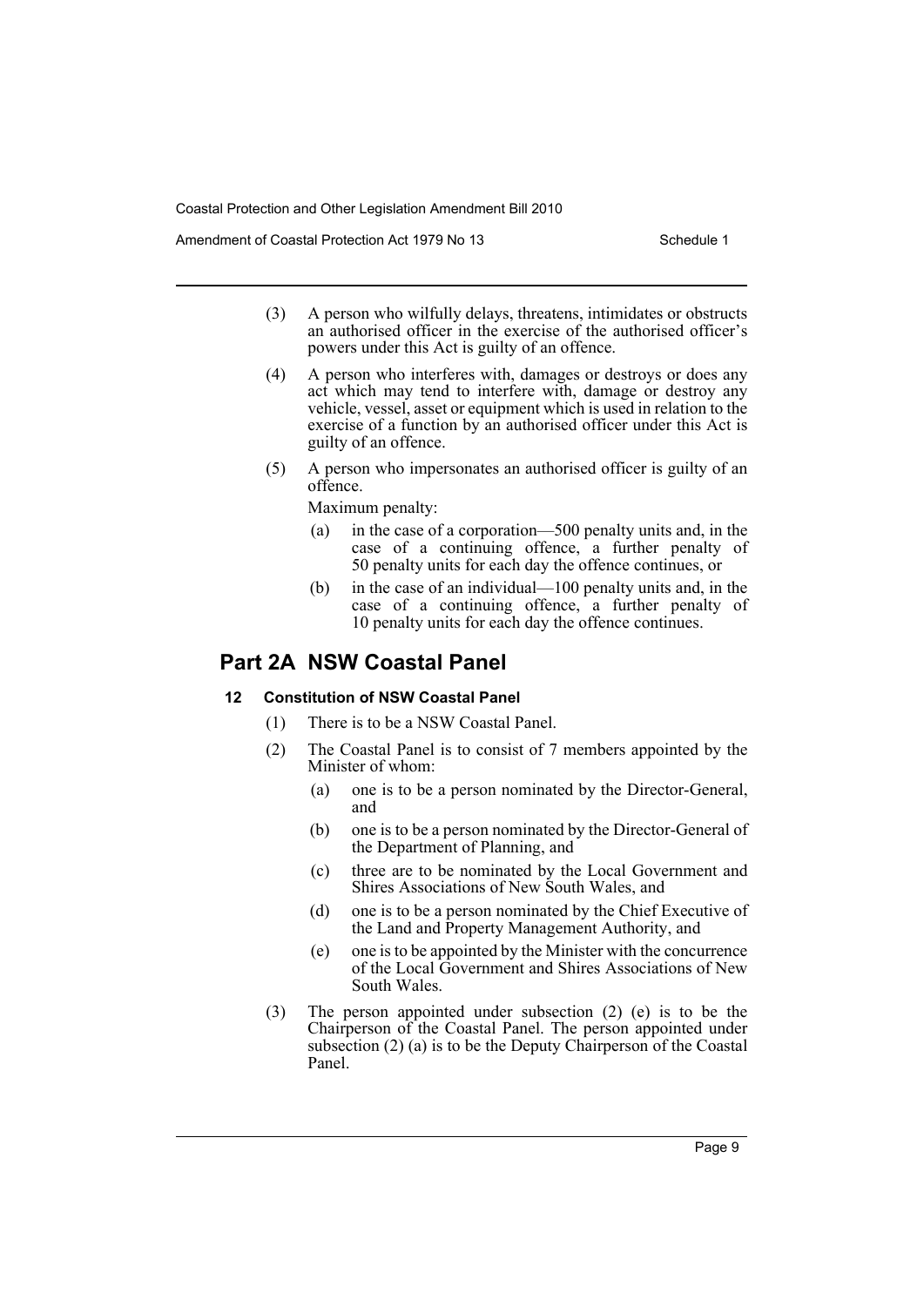(3) A person who wilfully delays, threatens, intimidates or obstructs an authorised officer in the exercise of the authorised officer's powers under this Act is guilty of an offence.

(4) A person who interferes with, damages or destroys or does any act which may tend to interfere with, damage or destroy any vehicle, vessel, asset or equipment which is used in relation to the exercise of a function by an authorised officer under this Act is guilty of an offence.

(5) A person who impersonates an authorised officer is guilty of an offence.

Maximum penalty:

- (a) in the case of a corporation—500 penalty units and, in the case of a continuing offence, a further penalty of 50 penalty units for each day the offence continues, or
- (b) in the case of an individual—100 penalty units and, in the case of a continuing offence, a further penalty of 10 penalty units for each day the offence continues.

## Part 2A NSW Coastal Panel

### 12 Constitution of NSW Coastal Panel

(1) There is to be a NSW Coastal Panel.

(2) The Coastal Panel is to consist of 7 members appointed by the Minister of whom:

- (a) one is to be a person nominated by the Director-General, and
- (b) one is to be a person nominated by the Director-General of the Department of Planning, and
- (c) three are to be nominated by the Local Government and Shires Associations of New South Wales, and
- (d) one is to be a person nominated by the Chief Executive of the Land and Property Management Authority, and
- (e) one is to be appointed by the Minister with the concurrence of the Local Government and Shires Associations of New South Wales.

(3) The person appointed under subsection (2) (e) is to be the Chairperson of the Coastal Panel. The person appointed under subsection (2) (a) is to be the Deputy Chairperson of the Coastal Panel.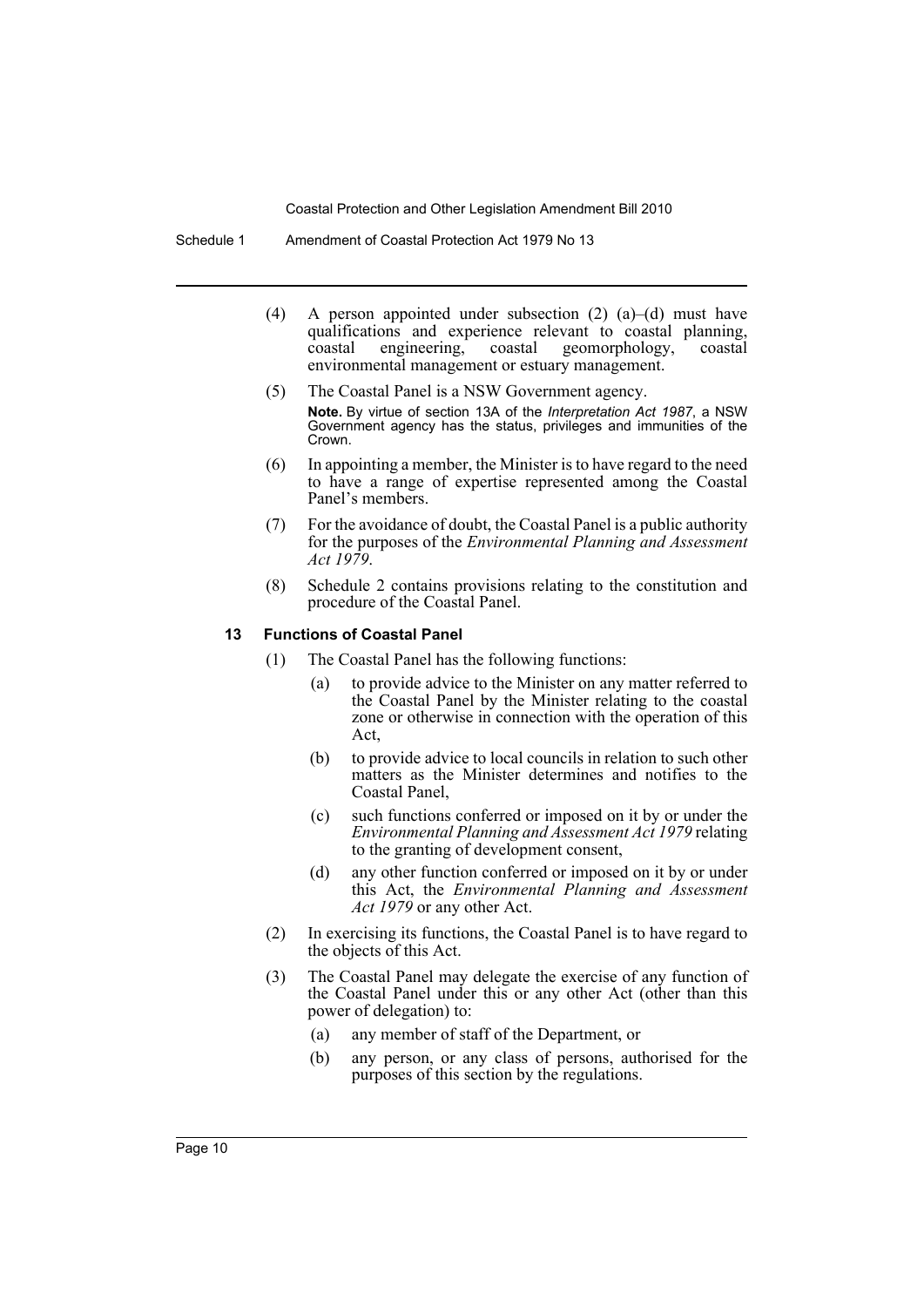(4) A person appointed under subsection (2) (a)–(d) must have qualifications and experience relevant to coastal planning, coastal engineering, coastal geomorphology, coastal environmental management or estuary management.

(5) The Coastal Panel is a NSW Government agency.

**Note.** By virtue of section 13A of the *Interpretation Act 1987*, a NSW Government agency has the status, privileges and immunities of the Crown.

(6) In appointing a member, the Minister is to have regard to the need to have a range of expertise represented among the Coastal Panel's members.

(7) For the avoidance of doubt, the Coastal Panel is a public authority for the purposes of the *Environmental Planning and Assessment Act 1979*.

(8) Schedule 2 contains provisions relating to the constitution and procedure of the Coastal Panel.

### 13 Functions of Coastal Panel

(1) The Coastal Panel has the following functions:

- (a) to provide advice to the Minister on any matter referred to the Coastal Panel by the Minister relating to the coastal zone or otherwise in connection with the operation of this Act,
- (b) to provide advice to local councils in relation to such other matters as the Minister determines and notifies to the Coastal Panel,
- (c) such functions conferred or imposed on it by or under the *Environmental Planning and Assessment Act 1979* relating to the granting of development consent,
- (d) any other function conferred or imposed on it by or under this Act, the *Environmental Planning and Assessment Act 1979* or any other Act.

(2) In exercising its functions, the Coastal Panel is to have regard to the objects of this Act.

(3) The Coastal Panel may delegate the exercise of any function of the Coastal Panel under this or any other Act (other than this power of delegation) to:

- (a) any member of staff of the Department, or
- (b) any person, or any class of persons, authorised for the purposes of this section by the regulations.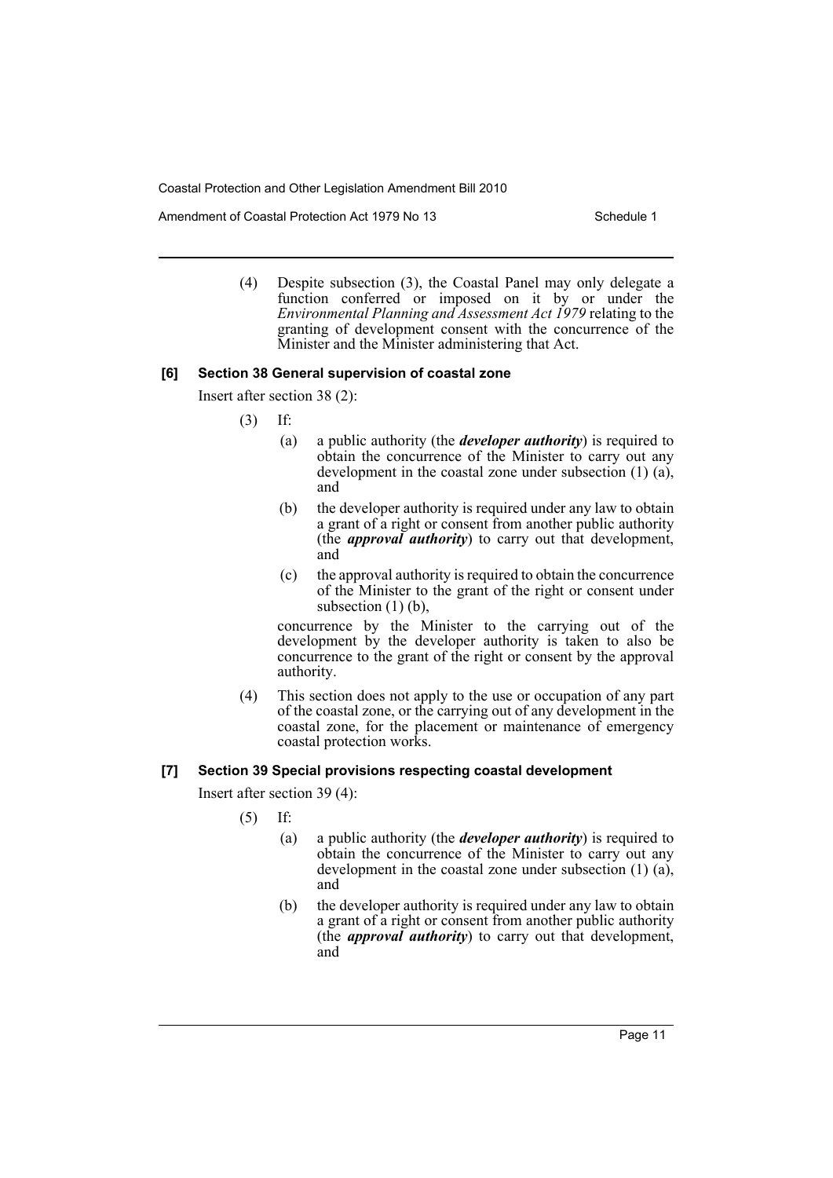(4) Despite subsection (3), the Coastal Panel may only delegate a function conferred or imposed on it by or under the *Environmental Planning and Assessment Act 1979* relating to the granting of development consent with the concurrence of the Minister and the Minister administering that Act.

**[6] Section 38 General supervision of coastal zone**

Insert after section 38 (2):

(3) If:

(a) a public authority (the ***developer authority***) is required to obtain the concurrence of the Minister to carry out any development in the coastal zone under subsection (1) (a), and

(b) the developer authority is required under any law to obtain a grant of a right or consent from another public authority (the ***approval authority***) to carry out that development, and

(c) the approval authority is required to obtain the concurrence of the Minister to the grant of the right or consent under subsection (1) (b),

concurrence by the Minister to the carrying out of the development by the developer authority is taken to also be concurrence to the grant of the right or consent by the approval authority.

(4) This section does not apply to the use or occupation of any part of the coastal zone, or the carrying out of any development in the coastal zone, for the placement or maintenance of emergency coastal protection works.

**[7] Section 39 Special provisions respecting coastal development**

Insert after section 39 (4):

(5) If:

(a) a public authority (the ***developer authority***) is required to obtain the concurrence of the Minister to carry out any development in the coastal zone under subsection (1) (a), and

(b) the developer authority is required under any law to obtain a grant of a right or consent from another public authority (the ***approval authority***) to carry out that development, and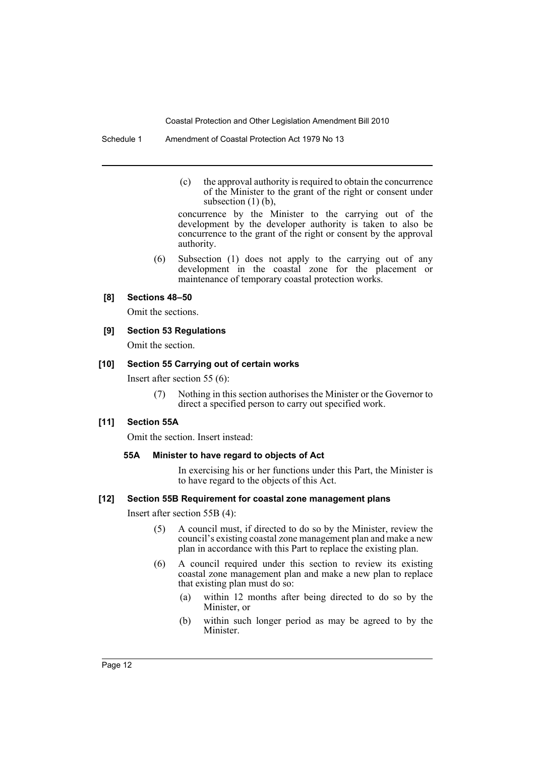(c) the approval authority is required to obtain the concurrence of the Minister to the grant of the right or consent under subsection (1) (b),

concurrence by the Minister to the carrying out of the development by the developer authority is taken to also be concurrence to the grant of the right or consent by the approval authority.

(6) Subsection (1) does not apply to the carrying out of any development in the coastal zone for the placement or maintenance of temporary coastal protection works.

**[8] Sections 48–50**

Omit the sections.

**[9] Section 53 Regulations**

Omit the section.

**[10] Section 55 Carrying out of certain works**

Insert after section 55 (6):

(7) Nothing in this section authorises the Minister or the Governor to direct a specified person to carry out specified work.

**[11] Section 55A**

Omit the section. Insert instead:

**55A Minister to have regard to objects of Act**

In exercising his or her functions under this Part, the Minister is to have regard to the objects of this Act.

**[12] Section 55B Requirement for coastal zone management plans**

Insert after section 55B (4):

(5) A council must, if directed to do so by the Minister, review the council's existing coastal zone management plan and make a new plan in accordance with this Part to replace the existing plan.

(6) A council required under this section to review its existing coastal zone management plan and make a new plan to replace that existing plan must do so:

(a) within 12 months after being directed to do so by the Minister, or

(b) within such longer period as may be agreed to by the Minister.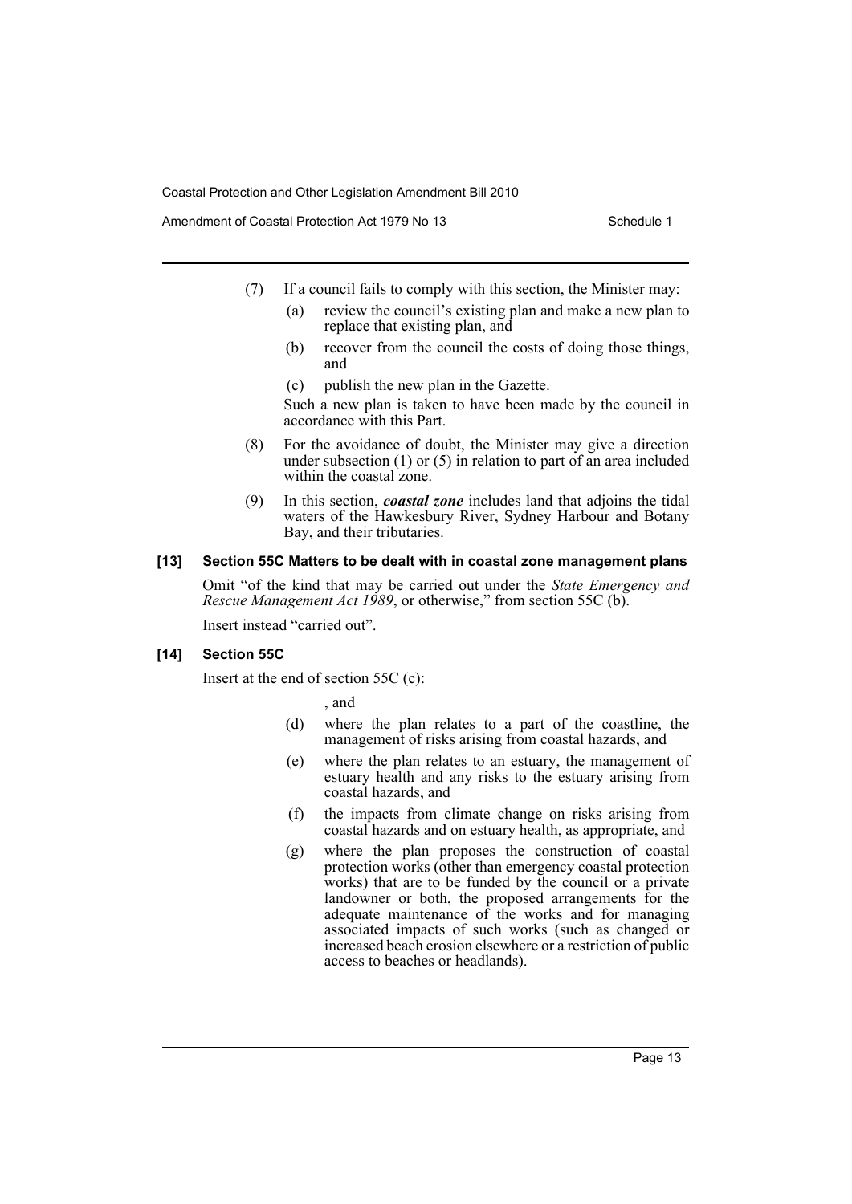(7) If a council fails to comply with this section, the Minister may:

(a) review the council's existing plan and make a new plan to replace that existing plan, and

(b) recover from the council the costs of doing those things, and

(c) publish the new plan in the Gazette.

Such a new plan is taken to have been made by the council in accordance with this Part.

(8) For the avoidance of doubt, the Minister may give a direction under subsection (1) or (5) in relation to part of an area included within the coastal zone.

(9) In this section, ***coastal zone*** includes land that adjoins the tidal waters of the Hawkesbury River, Sydney Harbour and Botany Bay, and their tributaries.

#### [13] Section 55C Matters to be dealt with in coastal zone management plans

Omit "of the kind that may be carried out under the *State Emergency and Rescue Management Act 1989*, or otherwise," from section 55C (b).

Insert instead "carried out".

#### [14] Section 55C

Insert at the end of section 55C (c):

, and

(d) where the plan relates to a part of the coastline, the management of risks arising from coastal hazards, and

(e) where the plan relates to an estuary, the management of estuary health and any risks to the estuary arising from coastal hazards, and

(f) the impacts from climate change on risks arising from coastal hazards and on estuary health, as appropriate, and

(g) where the plan proposes the construction of coastal protection works (other than emergency coastal protection works) that are to be funded by the council or a private landowner or both, the proposed arrangements for the adequate maintenance of the works and for managing associated impacts of such works (such as changed or increased beach erosion elsewhere or a restriction of public access to beaches or headlands).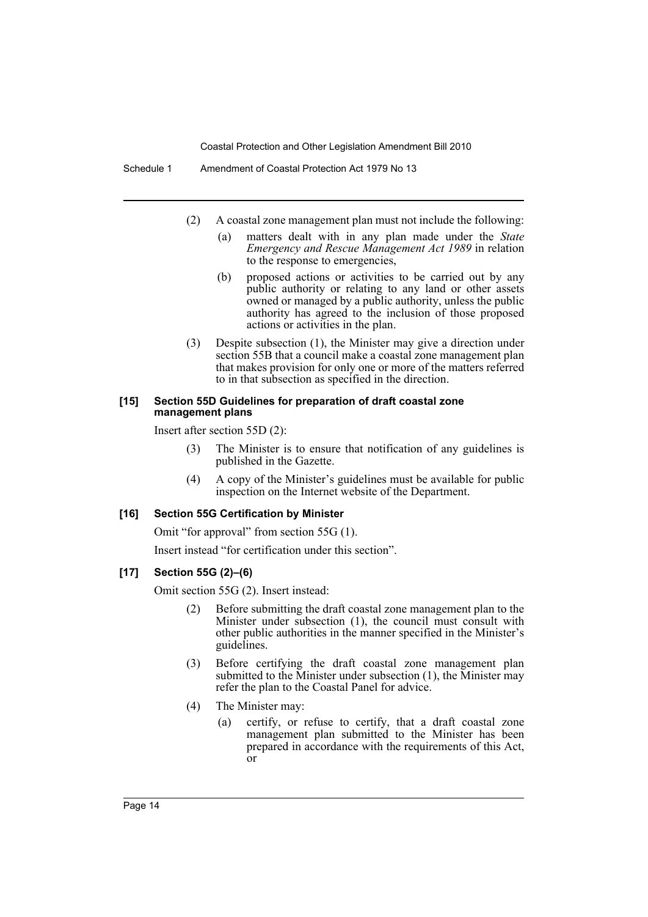(2) A coastal zone management plan must not include the following:

(a) matters dealt with in any plan made under the *State Emergency and Rescue Management Act 1989* in relation to the response to emergencies,

(b) proposed actions or activities to be carried out by any public authority or relating to any land or other assets owned or managed by a public authority, unless the public authority has agreed to the inclusion of those proposed actions or activities in the plan.

(3) Despite subsection (1), the Minister may give a direction under section 55B that a council make a coastal zone management plan that makes provision for only one or more of the matters referred to in that subsection as specified in the direction.

#### [15] Section 55D Guidelines for preparation of draft coastal zone management plans

Insert after section 55D (2):

(3) The Minister is to ensure that notification of any guidelines is published in the Gazette.

(4) A copy of the Minister's guidelines must be available for public inspection on the Internet website of the Department.

#### [16] Section 55G Certification by Minister

Omit "for approval" from section 55G (1).

Insert instead "for certification under this section".

#### [17] Section 55G (2)–(6)

Omit section 55G (2). Insert instead:

(2) Before submitting the draft coastal zone management plan to the Minister under subsection (1), the council must consult with other public authorities in the manner specified in the Minister's guidelines.

(3) Before certifying the draft coastal zone management plan submitted to the Minister under subsection (1), the Minister may refer the plan to the Coastal Panel for advice.

(4) The Minister may:

(a) certify, or refuse to certify, that a draft coastal zone management plan submitted to the Minister has been prepared in accordance with the requirements of this Act, or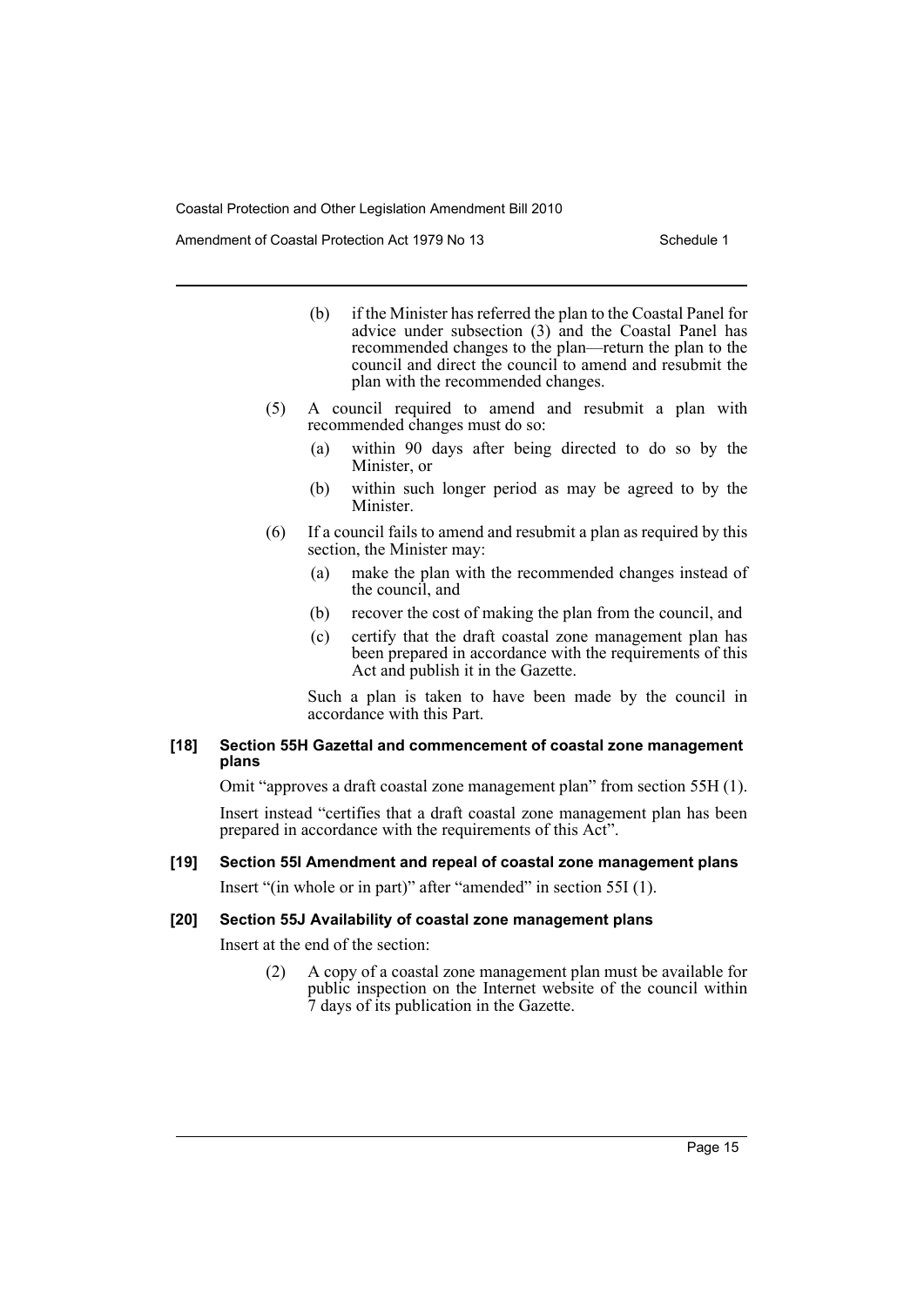(b) if the Minister has referred the plan to the Coastal Panel for advice under subsection (3) and the Coastal Panel has recommended changes to the plan—return the plan to the council and direct the council to amend and resubmit the plan with the recommended changes.

(5) A council required to amend and resubmit a plan with recommended changes must do so:

(a) within 90 days after being directed to do so by the Minister, or

(b) within such longer period as may be agreed to by the Minister.

(6) If a council fails to amend and resubmit a plan as required by this section, the Minister may:

(a) make the plan with the recommended changes instead of the council, and

(b) recover the cost of making the plan from the council, and

(c) certify that the draft coastal zone management plan has been prepared in accordance with the requirements of this Act and publish it in the Gazette.

Such a plan is taken to have been made by the council in accordance with this Part.

**[18] Section 55H Gazettal and commencement of coastal zone management plans**

Omit "approves a draft coastal zone management plan" from section 55H (1).

Insert instead "certifies that a draft coastal zone management plan has been prepared in accordance with the requirements of this Act".

**[19] Section 55I Amendment and repeal of coastal zone management plans**

Insert "(in whole or in part)" after "amended" in section 55I (1).

**[20] Section 55J Availability of coastal zone management plans**

Insert at the end of the section:

(2) A copy of a coastal zone management plan must be available for public inspection on the Internet website of the council within 7 days of its publication in the Gazette.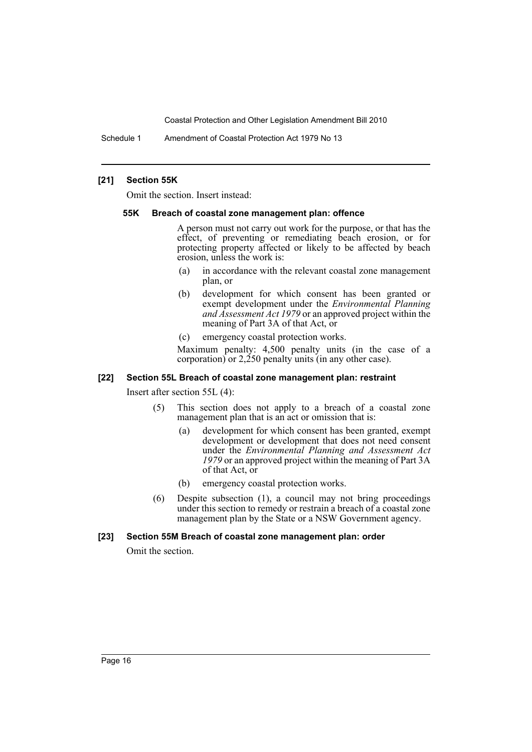#### [21] Section 55K

Omit the section. Insert instead:

##### 55K Breach of coastal zone management plan: offence

A person must not carry out work for the purpose, or that has the effect, of preventing or remediating beach erosion, or for protecting property affected or likely to be affected by beach erosion, unless the work is:

- (a) in accordance with the relevant coastal zone management plan, or
- (b) development for which consent has been granted or exempt development under the *Environmental Planning and Assessment Act 1979* or an approved project within the meaning of Part 3A of that Act, or
- (c) emergency coastal protection works.

Maximum penalty: 4,500 penalty units (in the case of a corporation) or 2,250 penalty units (in any other case).

#### [22] Section 55L Breach of coastal zone management plan: restraint

Insert after section 55L (4):

(5) This section does not apply to a breach of a coastal zone management plan that is an act or omission that is:

- (a) development for which consent has been granted, exempt development or development that does not need consent under the *Environmental Planning and Assessment Act 1979* or an approved project within the meaning of Part 3A of that Act, or
- (b) emergency coastal protection works.

(6) Despite subsection (1), a council may not bring proceedings under this section to remedy or restrain a breach of a coastal zone management plan by the State or a NSW Government agency.

#### [23] Section 55M Breach of coastal zone management plan: order

Omit the section.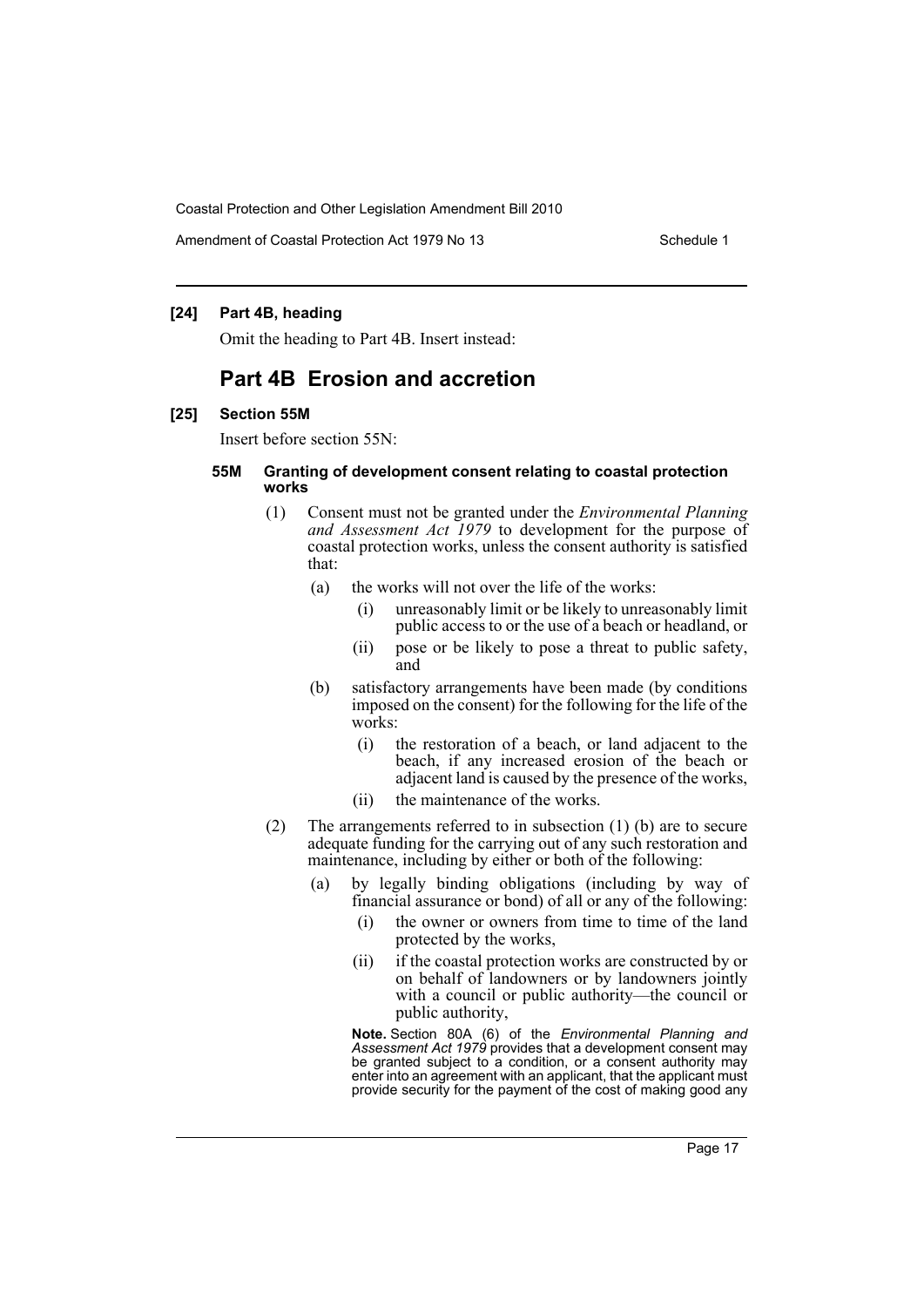**[24] Part 4B, heading**

Omit the heading to Part 4B. Insert instead:

## Part 4B Erosion and accretion

**[25] Section 55M**

Insert before section 55N:

**55M Granting of development consent relating to coastal protection works**

(1) Consent must not be granted under the *Environmental Planning and Assessment Act 1979* to development for the purpose of coastal protection works, unless the consent authority is satisfied that:

(a) the works will not over the life of the works:

(i) unreasonably limit or be likely to unreasonably limit public access to or the use of a beach or headland, or

(ii) pose or be likely to pose a threat to public safety, and

(b) satisfactory arrangements have been made (by conditions imposed on the consent) for the following for the life of the works:

(i) the restoration of a beach, or land adjacent to the beach, if any increased erosion of the beach or adjacent land is caused by the presence of the works,

(ii) the maintenance of the works.

(2) The arrangements referred to in subsection (1) (b) are to secure adequate funding for the carrying out of any such restoration and maintenance, including by either or both of the following:

(a) by legally binding obligations (including by way of financial assurance or bond) of all or any of the following:

(i) the owner or owners from time to time of the land protected by the works,

(ii) if the coastal protection works are constructed by or on behalf of landowners or by landowners jointly with a council or public authority—the council or public authority,

**Note.** Section 80A (6) of the *Environmental Planning and Assessment Act 1979* provides that a development consent may be granted subject to a condition, or a consent authority may enter into an agreement with an applicant, that the applicant must provide security for the payment of the cost of making good any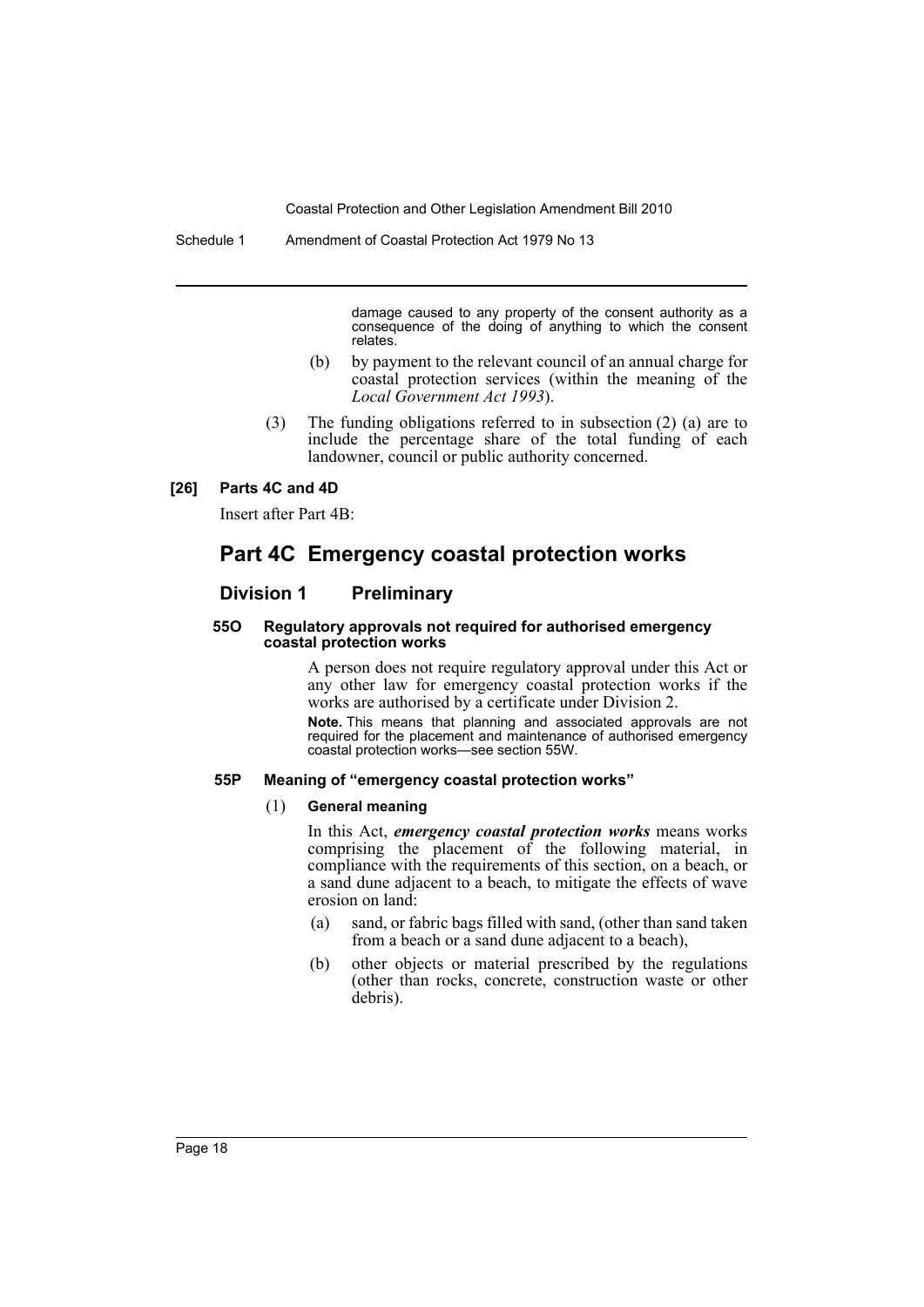damage caused to any property of the consent authority as a consequence of the doing of anything to which the consent relates.

(b) by payment to the relevant council of an annual charge for coastal protection services (within the meaning of the *Local Government Act 1993*).

(3) The funding obligations referred to in subsection (2) (a) are to include the percentage share of the total funding of each landowner, council or public authority concerned.

**[26] Parts 4C and 4D**

Insert after Part 4B:

# Part 4C Emergency coastal protection works

## Division 1 Preliminary

#### 55O Regulatory approvals not required for authorised emergency coastal protection works

A person does not require regulatory approval under this Act or any other law for emergency coastal protection works if the works are authorised by a certificate under Division 2.

**Note.** This means that planning and associated approvals are not required for the placement and maintenance of authorised emergency coastal protection works—see section 55W.

#### 55P Meaning of "emergency coastal protection works"

(1) **General meaning**

In this Act, ***emergency coastal protection works*** means works comprising the placement of the following material, in compliance with the requirements of this section, on a beach, or a sand dune adjacent to a beach, to mitigate the effects of wave erosion on land:

(a) sand, or fabric bags filled with sand, (other than sand taken from a beach or a sand dune adjacent to a beach),

(b) other objects or material prescribed by the regulations (other than rocks, concrete, construction waste or other debris).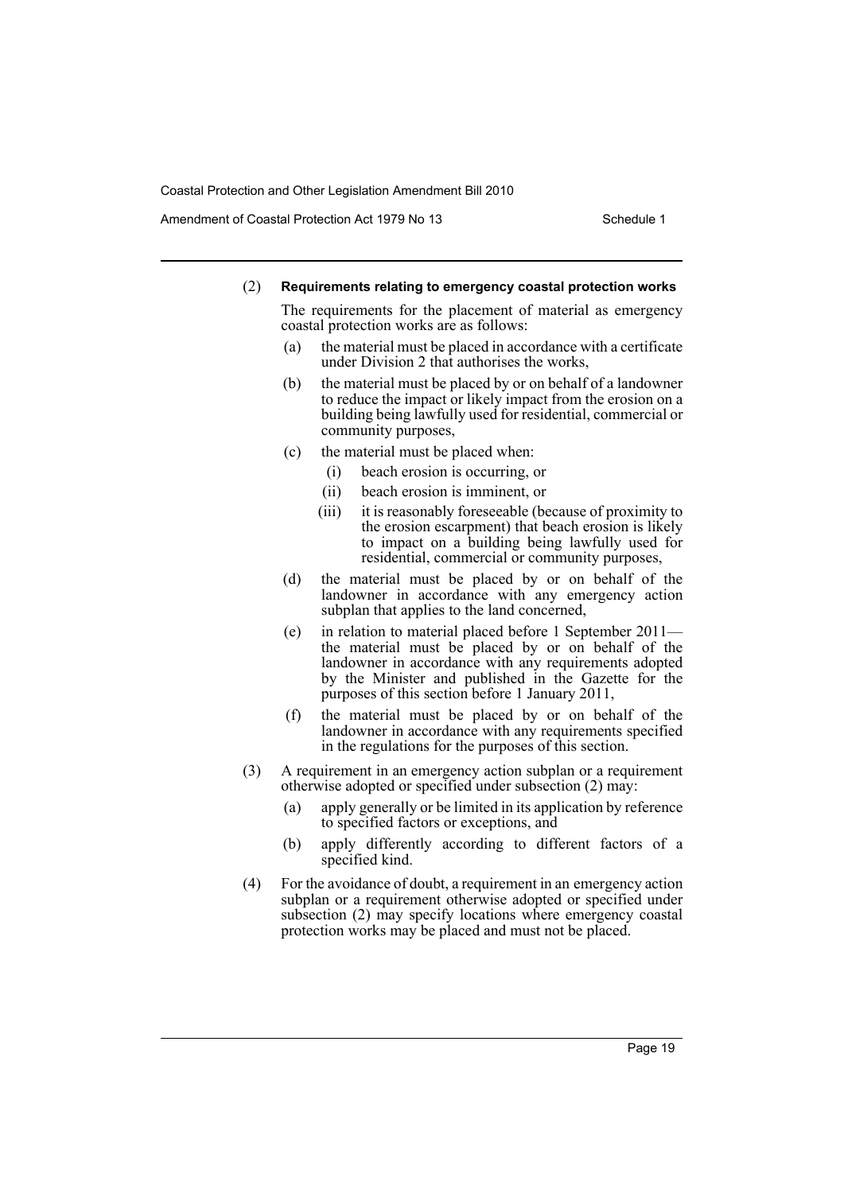(2) **Requirements relating to emergency coastal protection works**

The requirements for the placement of material as emergency coastal protection works are as follows:

- (a) the material must be placed in accordance with a certificate under Division 2 that authorises the works,
- (b) the material must be placed by or on behalf of a landowner to reduce the impact or likely impact from the erosion on a building being lawfully used for residential, commercial or community purposes,
- (c) the material must be placed when:
  - (i) beach erosion is occurring, or
  - (ii) beach erosion is imminent, or
  - (iii) it is reasonably foreseeable (because of proximity to the erosion escarpment) that beach erosion is likely to impact on a building being lawfully used for residential, commercial or community purposes,
- (d) the material must be placed by or on behalf of the landowner in accordance with any emergency action subplan that applies to the land concerned,
- (e) in relation to material placed before 1 September 2011—the material must be placed by or on behalf of the landowner in accordance with any requirements adopted by the Minister and published in the Gazette for the purposes of this section before 1 January 2011,
- (f) the material must be placed by or on behalf of the landowner in accordance with any requirements specified in the regulations for the purposes of this section.

(3) A requirement in an emergency action subplan or a requirement otherwise adopted or specified under subsection (2) may:

- (a) apply generally or be limited in its application by reference to specified factors or exceptions, and
- (b) apply differently according to different factors of a specified kind.

(4) For the avoidance of doubt, a requirement in an emergency action subplan or a requirement otherwise adopted or specified under subsection (2) may specify locations where emergency coastal protection works may be placed and must not be placed.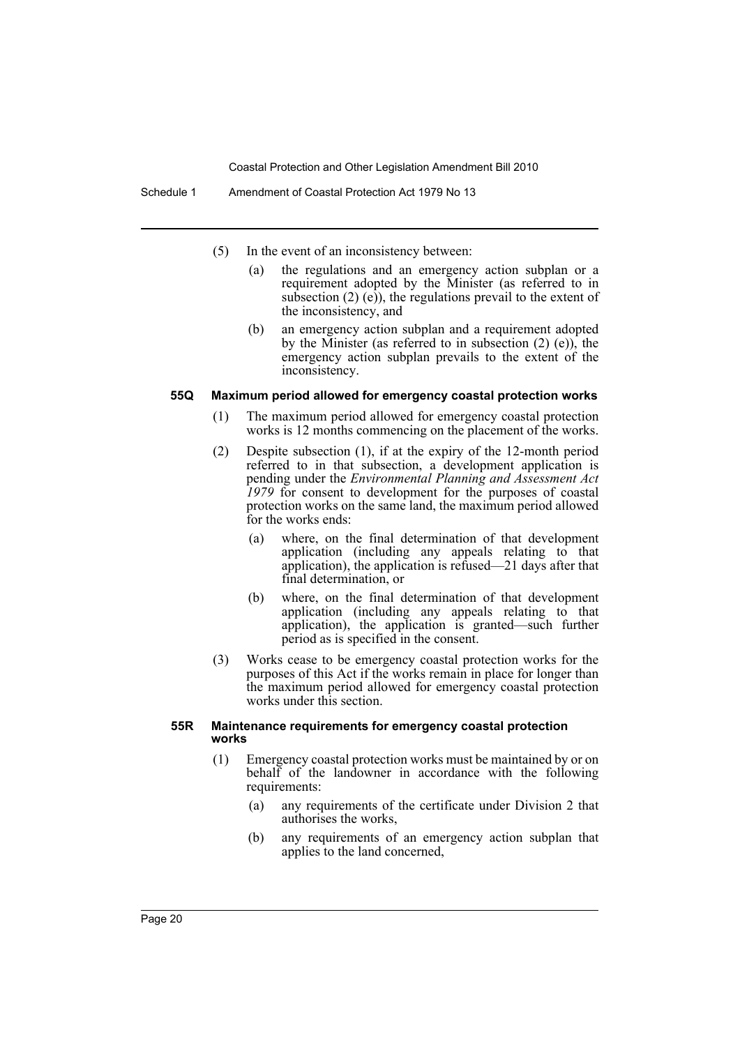(5) In the event of an inconsistency between:

(a) the regulations and an emergency action subplan or a requirement adopted by the Minister (as referred to in subsection (2) (e)), the regulations prevail to the extent of the inconsistency, and

(b) an emergency action subplan and a requirement adopted by the Minister (as referred to in subsection (2) (e)), the emergency action subplan prevails to the extent of the inconsistency.

#### 55Q Maximum period allowed for emergency coastal protection works

(1) The maximum period allowed for emergency coastal protection works is 12 months commencing on the placement of the works.

(2) Despite subsection (1), if at the expiry of the 12-month period referred to in that subsection, a development application is pending under the *Environmental Planning and Assessment Act 1979* for consent to development for the purposes of coastal protection works on the same land, the maximum period allowed for the works ends:

(a) where, on the final determination of that development application (including any appeals relating to that application), the application is refused—21 days after that final determination, or

(b) where, on the final determination of that development application (including any appeals relating to that application), the application is granted—such further period as is specified in the consent.

(3) Works cease to be emergency coastal protection works for the purposes of this Act if the works remain in place for longer than the maximum period allowed for emergency coastal protection works under this section.

#### 55R Maintenance requirements for emergency coastal protection works

(1) Emergency coastal protection works must be maintained by or on behalf of the landowner in accordance with the following requirements:

(a) any requirements of the certificate under Division 2 that authorises the works,

(b) any requirements of an emergency action subplan that applies to the land concerned,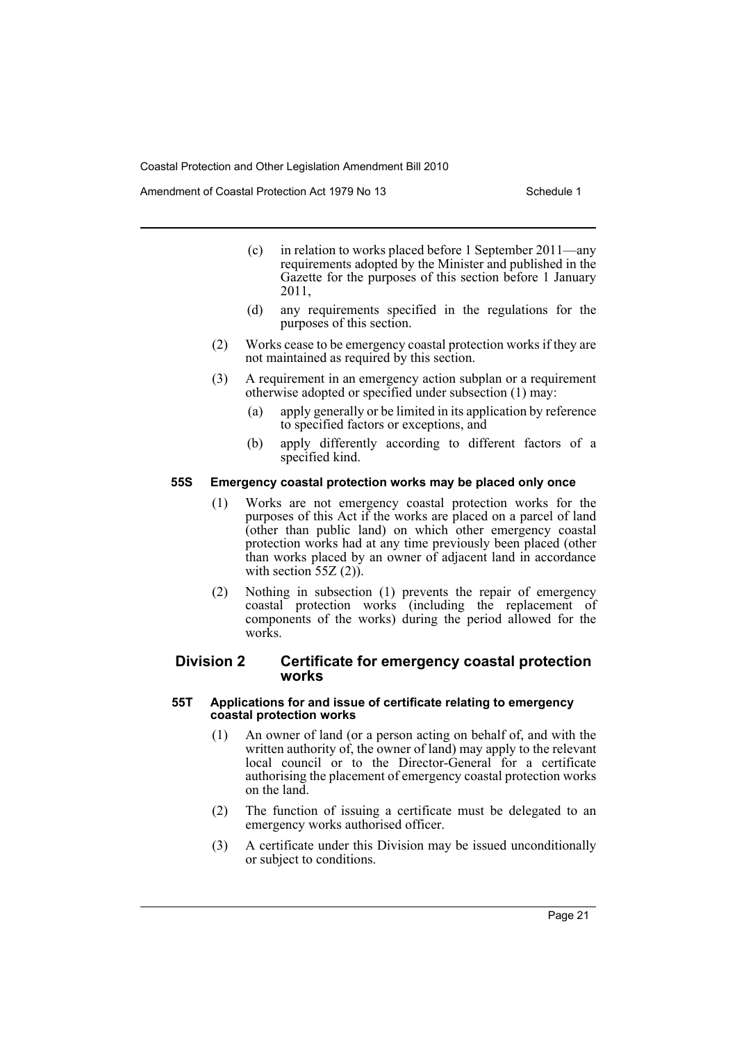(c) in relation to works placed before 1 September 2011—any requirements adopted by the Minister and published in the Gazette for the purposes of this section before 1 January 2011,

(d) any requirements specified in the regulations for the purposes of this section.

(2) Works cease to be emergency coastal protection works if they are not maintained as required by this section.

(3) A requirement in an emergency action subplan or a requirement otherwise adopted or specified under subsection (1) may:

(a) apply generally or be limited in its application by reference to specified factors or exceptions, and

(b) apply differently according to different factors of a specified kind.

#### 55S Emergency coastal protection works may be placed only once

(1) Works are not emergency coastal protection works for the purposes of this Act if the works are placed on a parcel of land (other than public land) on which other emergency coastal protection works had at any time previously been placed (other than works placed by an owner of adjacent land in accordance with section 55Z (2)).

(2) Nothing in subsection (1) prevents the repair of emergency coastal protection works (including the replacement of components of the works) during the period allowed for the works.

### Division 2 Certificate for emergency coastal protection works

#### 55T Applications for and issue of certificate relating to emergency coastal protection works

(1) An owner of land (or a person acting on behalf of, and with the written authority of, the owner of land) may apply to the relevant local council or to the Director-General for a certificate authorising the placement of emergency coastal protection works on the land.

(2) The function of issuing a certificate must be delegated to an emergency works authorised officer.

(3) A certificate under this Division may be issued unconditionally or subject to conditions.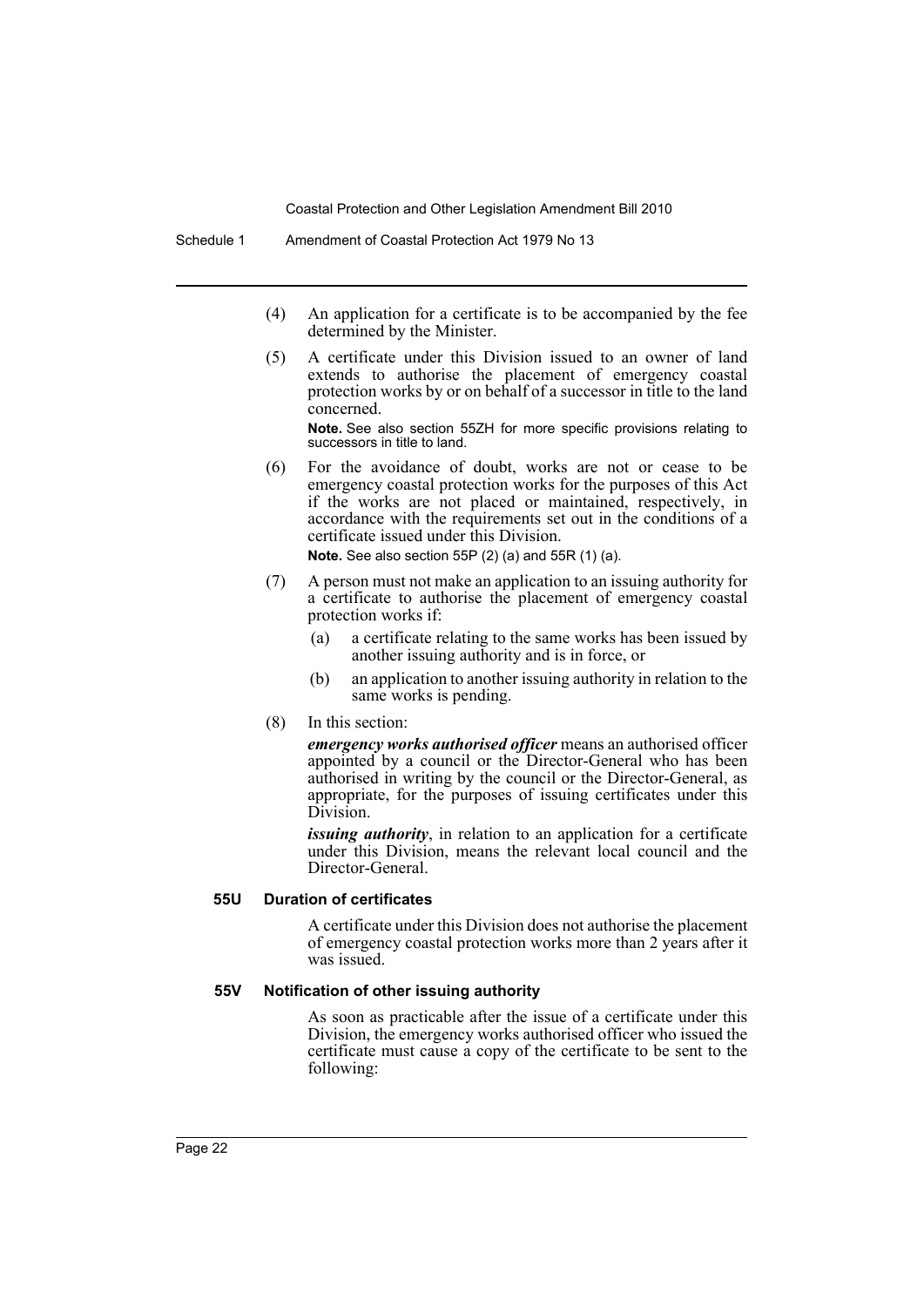(4) An application for a certificate is to be accompanied by the fee determined by the Minister.

(5) A certificate under this Division issued to an owner of land extends to authorise the placement of emergency coastal protection works by or on behalf of a successor in title to the land concerned.

**Note.** See also section 55ZH for more specific provisions relating to successors in title to land.

(6) For the avoidance of doubt, works are not or cease to be emergency coastal protection works for the purposes of this Act if the works are not placed or maintained, respectively, in accordance with the requirements set out in the conditions of a certificate issued under this Division.

**Note.** See also section 55P (2) (a) and 55R (1) (a).

(7) A person must not make an application to an issuing authority for a certificate to authorise the placement of emergency coastal protection works if:

(a) a certificate relating to the same works has been issued by another issuing authority and is in force, or

(b) an application to another issuing authority in relation to the same works is pending.

(8) In this section:

***emergency works authorised officer*** means an authorised officer appointed by a council or the Director-General who has been authorised in writing by the council or the Director-General, as appropriate, for the purposes of issuing certificates under this Division.

***issuing authority***, in relation to an application for a certificate under this Division, means the relevant local council and the Director-General.

**55U Duration of certificates**

A certificate under this Division does not authorise the placement of emergency coastal protection works more than 2 years after it was issued.

**55V Notification of other issuing authority**

As soon as practicable after the issue of a certificate under this Division, the emergency works authorised officer who issued the certificate must cause a copy of the certificate to be sent to the following: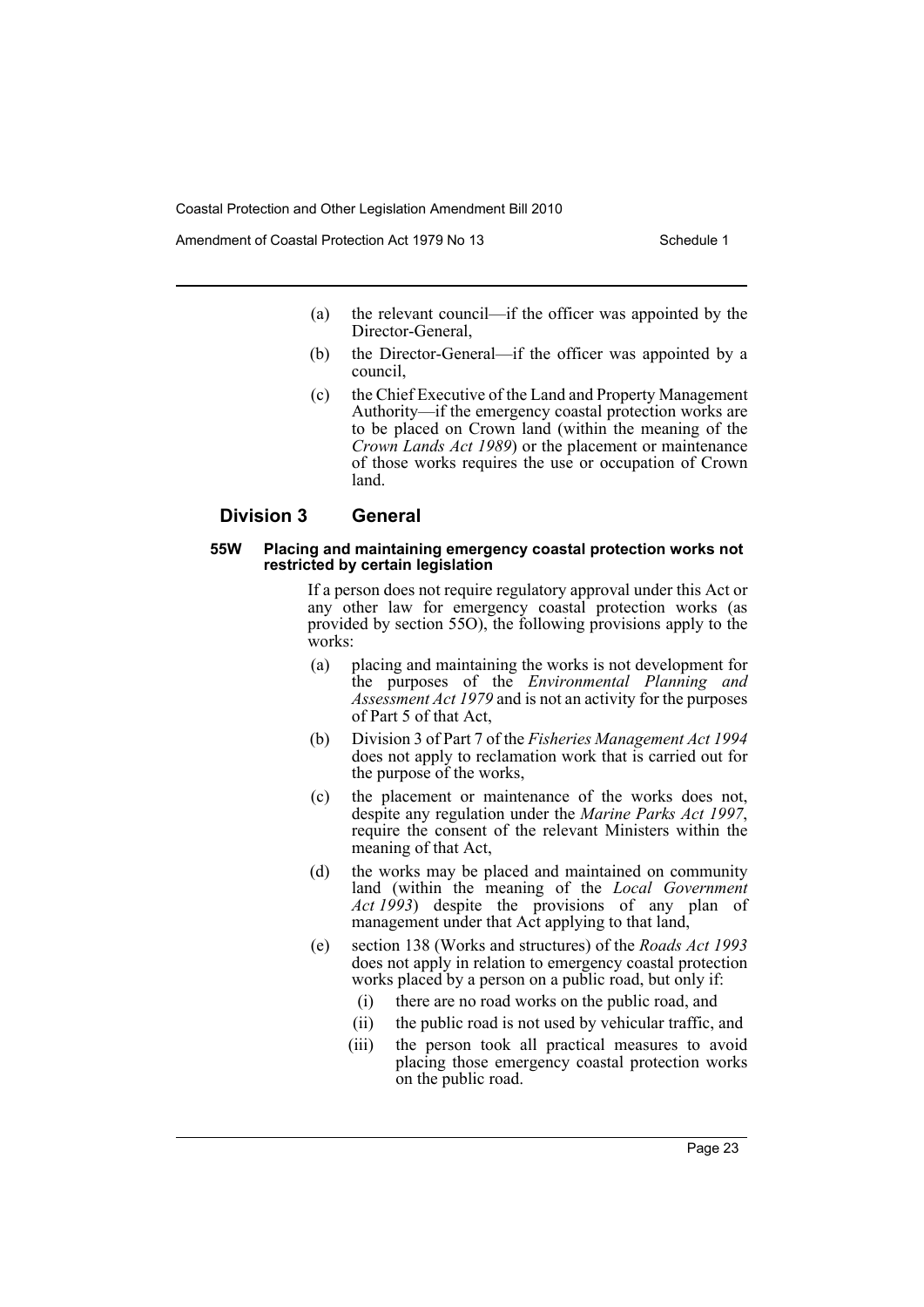(a) the relevant council—if the officer was appointed by the Director-General,

(b) the Director-General—if the officer was appointed by a council,

(c) the Chief Executive of the Land and Property Management Authority—if the emergency coastal protection works are to be placed on Crown land (within the meaning of the *Crown Lands Act 1989*) or the placement or maintenance of those works requires the use or occupation of Crown land.

## Division 3 General

#### 55W Placing and maintaining emergency coastal protection works not restricted by certain legislation

If a person does not require regulatory approval under this Act or any other law for emergency coastal protection works (as provided by section 55O), the following provisions apply to the works:

(a) placing and maintaining the works is not development for the purposes of the *Environmental Planning and Assessment Act 1979* and is not an activity for the purposes of Part 5 of that Act,

(b) Division 3 of Part 7 of the *Fisheries Management Act 1994* does not apply to reclamation work that is carried out for the purpose of the works,

(c) the placement or maintenance of the works does not, despite any regulation under the *Marine Parks Act 1997*, require the consent of the relevant Ministers within the meaning of that Act,

(d) the works may be placed and maintained on community land (within the meaning of the *Local Government Act 1993*) despite the provisions of any plan of management under that Act applying to that land,

(e) section 138 (Works and structures) of the *Roads Act 1993* does not apply in relation to emergency coastal protection works placed by a person on a public road, but only if:

  (i) there are no road works on the public road, and

  (ii) the public road is not used by vehicular traffic, and

  (iii) the person took all practical measures to avoid placing those emergency coastal protection works on the public road.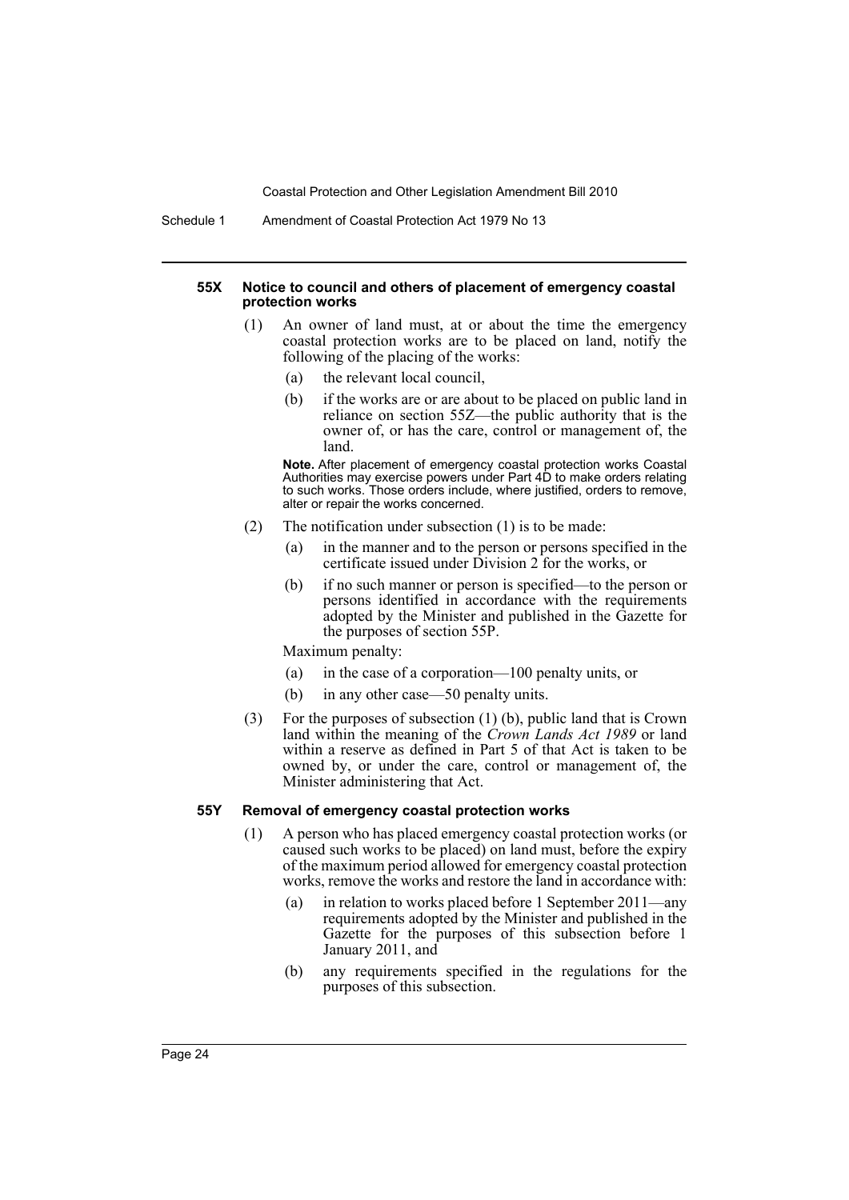#### 55X Notice to council and others of placement of emergency coastal protection works

(1) An owner of land must, at or about the time the emergency coastal protection works are to be placed on land, notify the following of the placing of the works:

- (a) the relevant local council,
- (b) if the works are or are about to be placed on public land in reliance on section 55Z—the public authority that is the owner of, or has the care, control or management of, the land.

**Note.** After placement of emergency coastal protection works Coastal Authorities may exercise powers under Part 4D to make orders relating to such works. Those orders include, where justified, orders to remove, alter or repair the works concerned.

(2) The notification under subsection (1) is to be made:

- (a) in the manner and to the person or persons specified in the certificate issued under Division 2 for the works, or
- (b) if no such manner or person is specified—to the person or persons identified in accordance with the requirements adopted by the Minister and published in the Gazette for the purposes of section 55P.

Maximum penalty:

- (a) in the case of a corporation—100 penalty units, or
- (b) in any other case—50 penalty units.

(3) For the purposes of subsection (1) (b), public land that is Crown land within the meaning of the *Crown Lands Act 1989* or land within a reserve as defined in Part 5 of that Act is taken to be owned by, or under the care, control or management of, the Minister administering that Act.

#### 55Y Removal of emergency coastal protection works

(1) A person who has placed emergency coastal protection works (or caused such works to be placed) on land must, before the expiry of the maximum period allowed for emergency coastal protection works, remove the works and restore the land in accordance with:

- (a) in relation to works placed before 1 September 2011—any requirements adopted by the Minister and published in the Gazette for the purposes of this subsection before 1 January 2011, and
- (b) any requirements specified in the regulations for the purposes of this subsection.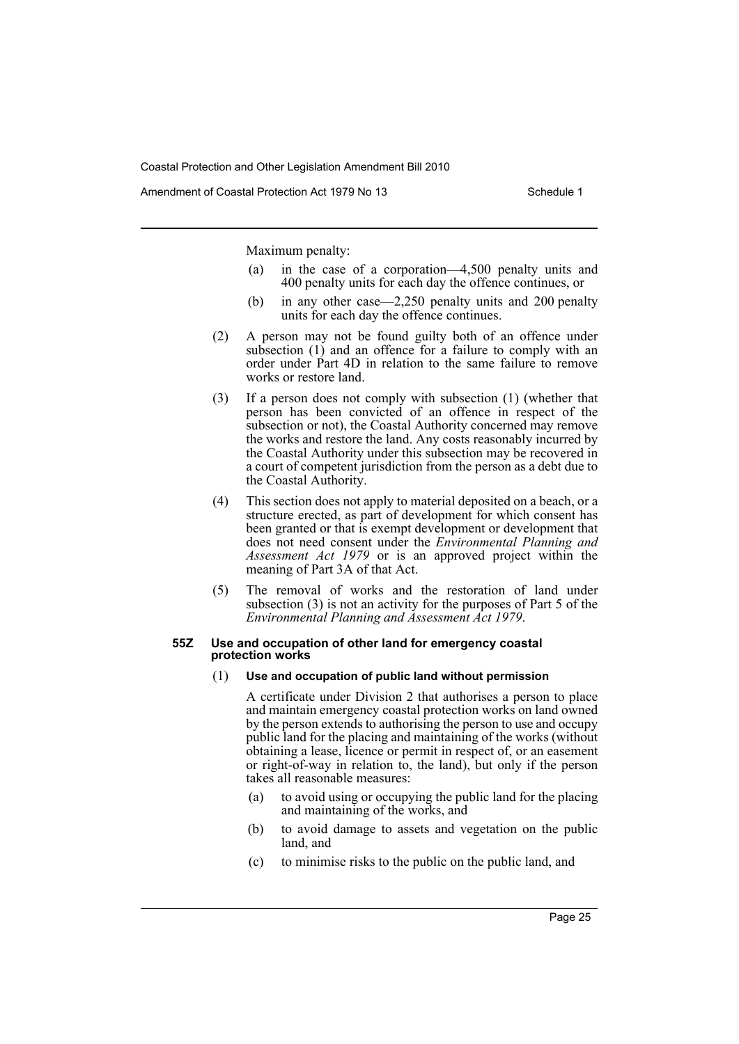Maximum penalty:

(a) in the case of a corporation—4,500 penalty units and 400 penalty units for each day the offence continues, or

(b) in any other case—2,250 penalty units and 200 penalty units for each day the offence continues.

(2) A person may not be found guilty both of an offence under subsection (1) and an offence for a failure to comply with an order under Part 4D in relation to the same failure to remove works or restore land.

(3) If a person does not comply with subsection (1) (whether that person has been convicted of an offence in respect of the subsection or not), the Coastal Authority concerned may remove the works and restore the land. Any costs reasonably incurred by the Coastal Authority under this subsection may be recovered in a court of competent jurisdiction from the person as a debt due to the Coastal Authority.

(4) This section does not apply to material deposited on a beach, or a structure erected, as part of development for which consent has been granted or that is exempt development or development that does not need consent under the *Environmental Planning and Assessment Act 1979* or is an approved project within the meaning of Part 3A of that Act.

(5) The removal of works and the restoration of land under subsection (3) is not an activity for the purposes of Part 5 of the *Environmental Planning and Assessment Act 1979*.

#### 55Z Use and occupation of other land for emergency coastal protection works

(1) **Use and occupation of public land without permission**

A certificate under Division 2 that authorises a person to place and maintain emergency coastal protection works on land owned by the person extends to authorising the person to use and occupy public land for the placing and maintaining of the works (without obtaining a lease, licence or permit in respect of, or an easement or right-of-way in relation to, the land), but only if the person takes all reasonable measures:

(a) to avoid using or occupying the public land for the placing and maintaining of the works, and

(b) to avoid damage to assets and vegetation on the public land, and

(c) to minimise risks to the public on the public land, and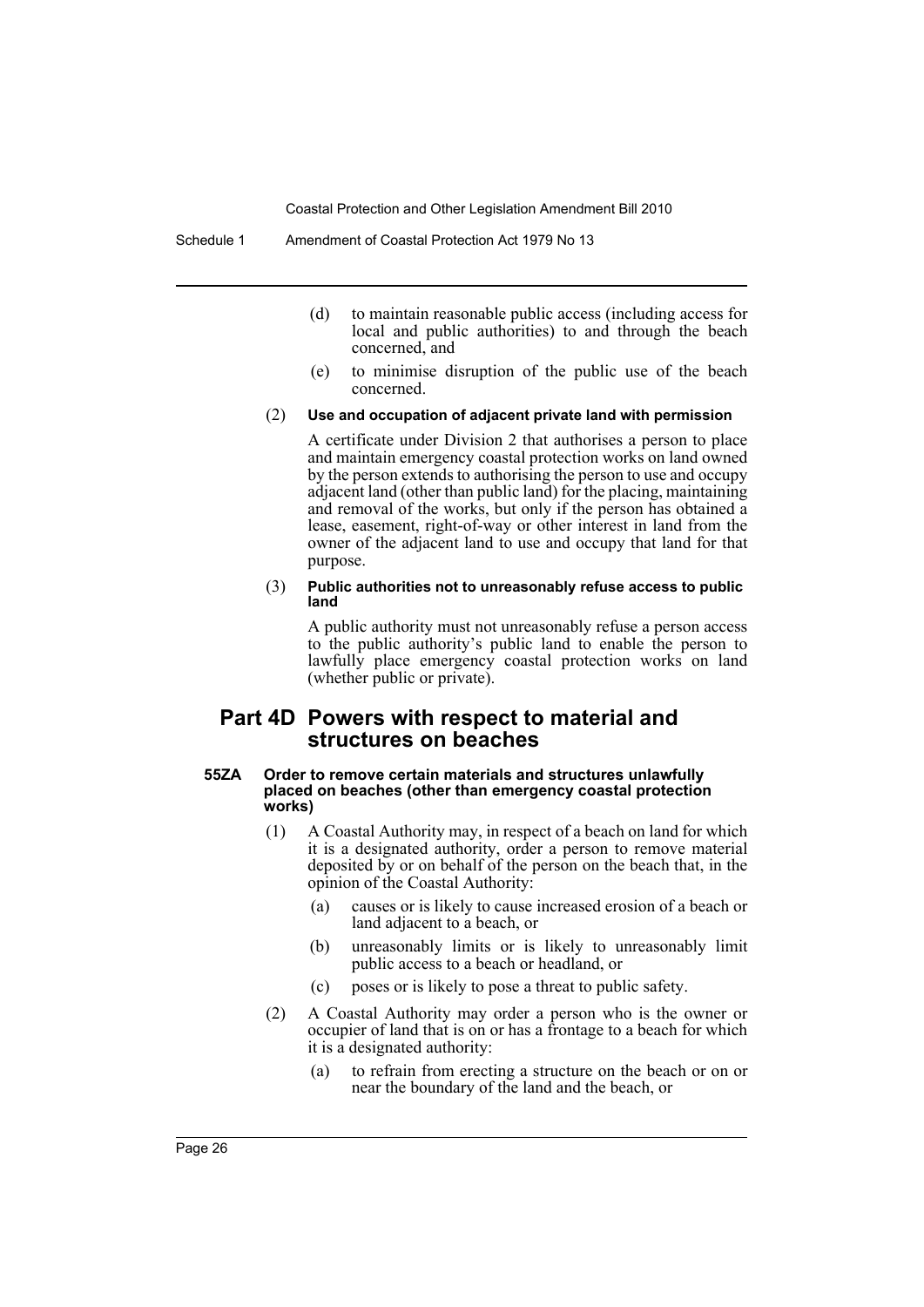(d) to maintain reasonable public access (including access for local and public authorities) to and through the beach concerned, and

(e) to minimise disruption of the public use of the beach concerned.

(2) **Use and occupation of adjacent private land with permission**

A certificate under Division 2 that authorises a person to place and maintain emergency coastal protection works on land owned by the person extends to authorising the person to use and occupy adjacent land (other than public land) for the placing, maintaining and removal of the works, but only if the person has obtained a lease, easement, right-of-way or other interest in land from the owner of the adjacent land to use and occupy that land for that purpose.

(3) **Public authorities not to unreasonably refuse access to public land**

A public authority must not unreasonably refuse a person access to the public authority's public land to enable the person to lawfully place emergency coastal protection works on land (whether public or private).

## Part 4D Powers with respect to material and structures on beaches

### 55ZA Order to remove certain materials and structures unlawfully placed on beaches (other than emergency coastal protection works)

(1) A Coastal Authority may, in respect of a beach on land for which it is a designated authority, order a person to remove material deposited by or on behalf of the person on the beach that, in the opinion of the Coastal Authority:

(a) causes or is likely to cause increased erosion of a beach or land adjacent to a beach, or

(b) unreasonably limits or is likely to unreasonably limit public access to a beach or headland, or

(c) poses or is likely to pose a threat to public safety.

(2) A Coastal Authority may order a person who is the owner or occupier of land that is on or has a frontage to a beach for which it is a designated authority:

(a) to refrain from erecting a structure on the beach or on or near the boundary of the land and the beach, or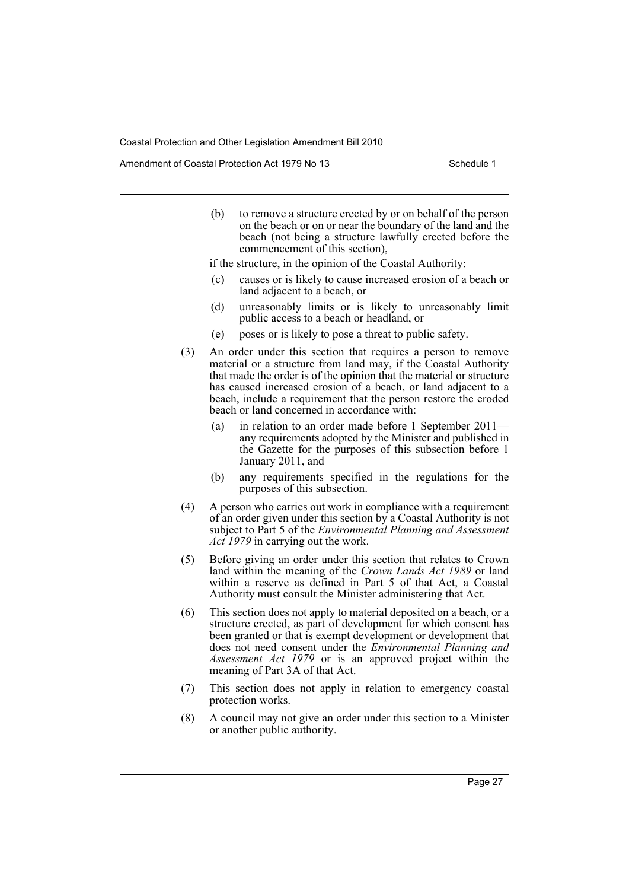(b) to remove a structure erected by or on behalf of the person on the beach or on or near the boundary of the land and the beach (not being a structure lawfully erected before the commencement of this section),

if the structure, in the opinion of the Coastal Authority:

(c) causes or is likely to cause increased erosion of a beach or land adjacent to a beach, or

(d) unreasonably limits or is likely to unreasonably limit public access to a beach or headland, or

(e) poses or is likely to pose a threat to public safety.

(3) An order under this section that requires a person to remove material or a structure from land may, if the Coastal Authority that made the order is of the opinion that the material or structure has caused increased erosion of a beach, or land adjacent to a beach, include a requirement that the person restore the eroded beach or land concerned in accordance with:

(a) in relation to an order made before 1 September 2011—any requirements adopted by the Minister and published in the Gazette for the purposes of this subsection before 1 January 2011, and

(b) any requirements specified in the regulations for the purposes of this subsection.

(4) A person who carries out work in compliance with a requirement of an order given under this section by a Coastal Authority is not subject to Part 5 of the *Environmental Planning and Assessment Act 1979* in carrying out the work.

(5) Before giving an order under this section that relates to Crown land within the meaning of the *Crown Lands Act 1989* or land within a reserve as defined in Part 5 of that Act, a Coastal Authority must consult the Minister administering that Act.

(6) This section does not apply to material deposited on a beach, or a structure erected, as part of development for which consent has been granted or that is exempt development or development that does not need consent under the *Environmental Planning and Assessment Act 1979* or is an approved project within the meaning of Part 3A of that Act.

(7) This section does not apply in relation to emergency coastal protection works.

(8) A council may not give an order under this section to a Minister or another public authority.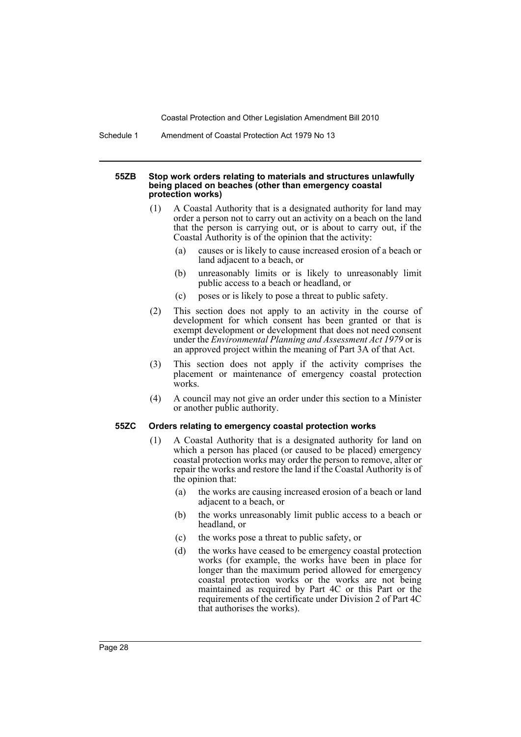#### 55ZB Stop work orders relating to materials and structures unlawfully being placed on beaches (other than emergency coastal protection works)

(1) A Coastal Authority that is a designated authority for land may order a person not to carry out an activity on a beach on the land that the person is carrying out, or is about to carry out, if the Coastal Authority is of the opinion that the activity:

- (a) causes or is likely to cause increased erosion of a beach or land adjacent to a beach, or
- (b) unreasonably limits or is likely to unreasonably limit public access to a beach or headland, or
- (c) poses or is likely to pose a threat to public safety.

(2) This section does not apply to an activity in the course of development for which consent has been granted or that is exempt development or development that does not need consent under the *Environmental Planning and Assessment Act 1979* or is an approved project within the meaning of Part 3A of that Act.

(3) This section does not apply if the activity comprises the placement or maintenance of emergency coastal protection works.

(4) A council may not give an order under this section to a Minister or another public authority.

#### 55ZC Orders relating to emergency coastal protection works

(1) A Coastal Authority that is a designated authority for land on which a person has placed (or caused to be placed) emergency coastal protection works may order the person to remove, alter or repair the works and restore the land if the Coastal Authority is of the opinion that:

- (a) the works are causing increased erosion of a beach or land adjacent to a beach, or
- (b) the works unreasonably limit public access to a beach or headland, or
- (c) the works pose a threat to public safety, or
- (d) the works have ceased to be emergency coastal protection works (for example, the works have been in place for longer than the maximum period allowed for emergency coastal protection works or the works are not being maintained as required by Part 4C or this Part or the requirements of the certificate under Division 2 of Part 4C that authorises the works).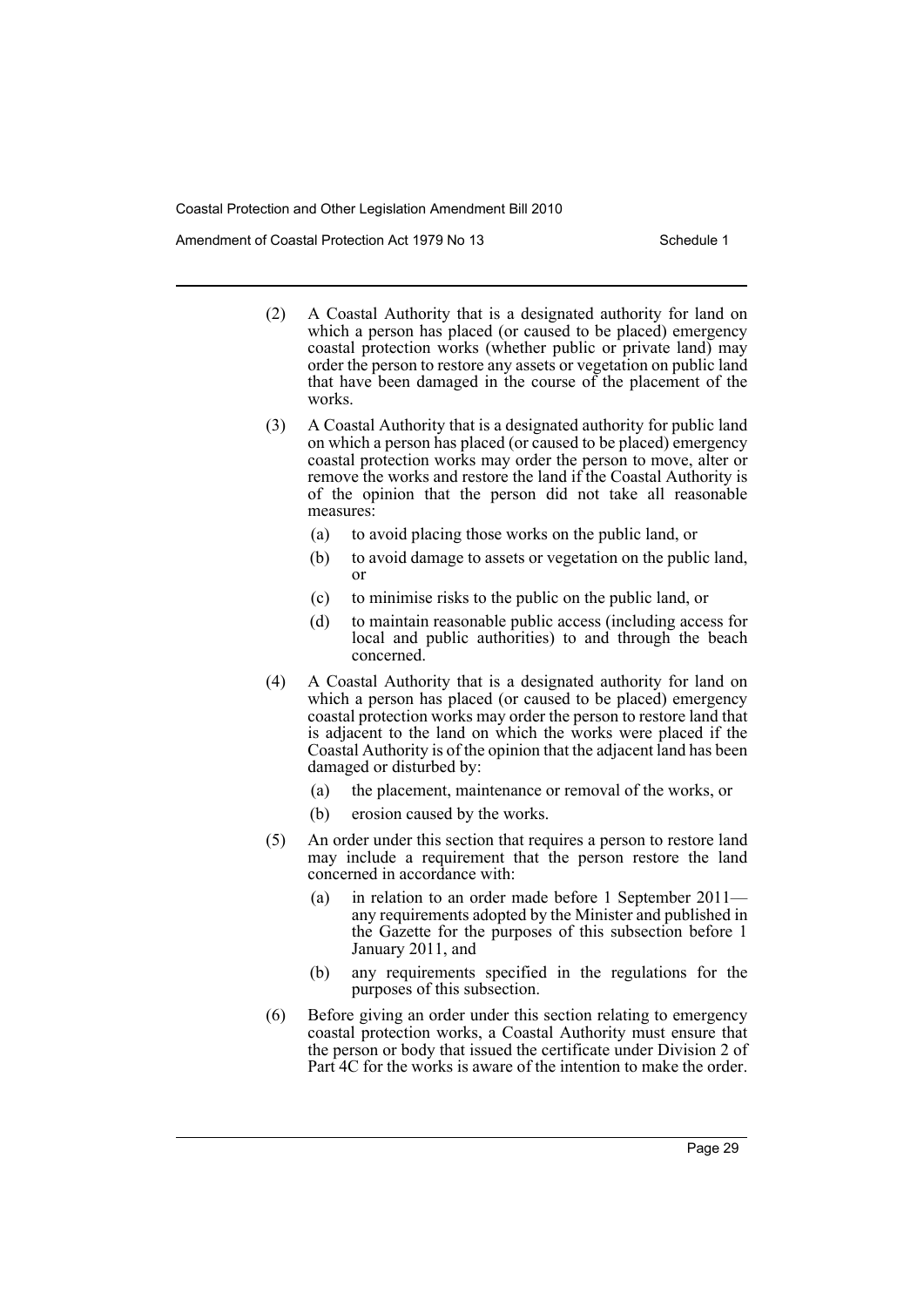(2) A Coastal Authority that is a designated authority for land on which a person has placed (or caused to be placed) emergency coastal protection works (whether public or private land) may order the person to restore any assets or vegetation on public land that have been damaged in the course of the placement of the works.

(3) A Coastal Authority that is a designated authority for public land on which a person has placed (or caused to be placed) emergency coastal protection works may order the person to move, alter or remove the works and restore the land if the Coastal Authority is of the opinion that the person did not take all reasonable measures:

- (a) to avoid placing those works on the public land, or
- (b) to avoid damage to assets or vegetation on the public land, or
- (c) to minimise risks to the public on the public land, or
- (d) to maintain reasonable public access (including access for local and public authorities) to and through the beach concerned.

(4) A Coastal Authority that is a designated authority for land on which a person has placed (or caused to be placed) emergency coastal protection works may order the person to restore land that is adjacent to the land on which the works were placed if the Coastal Authority is of the opinion that the adjacent land has been damaged or disturbed by:

- (a) the placement, maintenance or removal of the works, or
- (b) erosion caused by the works.

(5) An order under this section that requires a person to restore land may include a requirement that the person restore the land concerned in accordance with:

- (a) in relation to an order made before 1 September 2011—any requirements adopted by the Minister and published in the Gazette for the purposes of this subsection before 1 January 2011, and
- (b) any requirements specified in the regulations for the purposes of this subsection.

(6) Before giving an order under this section relating to emergency coastal protection works, a Coastal Authority must ensure that the person or body that issued the certificate under Division 2 of Part 4C for the works is aware of the intention to make the order.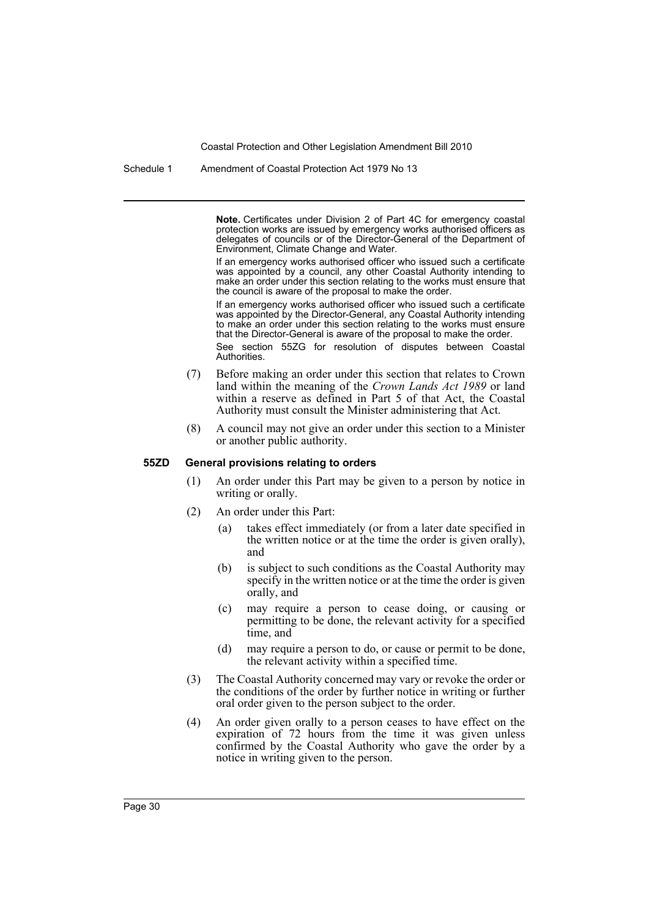**Note.** Certificates under Division 2 of Part 4C for emergency coastal protection works are issued by emergency works authorised officers as delegates of councils or of the Director-General of the Department of Environment, Climate Change and Water.

If an emergency works authorised officer who issued such a certificate was appointed by a council, any other Coastal Authority intending to make an order under this section relating to the works must ensure that the council is aware of the proposal to make the order.

If an emergency works authorised officer who issued such a certificate was appointed by the Director-General, any Coastal Authority intending to make an order under this section relating to the works must ensure that the Director-General is aware of the proposal to make the order.

See section 55ZG for resolution of disputes between Coastal Authorities.

(7) Before making an order under this section that relates to Crown land within the meaning of the *Crown Lands Act 1989* or land within a reserve as defined in Part 5 of that Act, the Coastal Authority must consult the Minister administering that Act.

(8) A council may not give an order under this section to a Minister or another public authority.

#### 55ZD General provisions relating to orders

(1) An order under this Part may be given to a person by notice in writing or orally.

(2) An order under this Part:

(a) takes effect immediately (or from a later date specified in the written notice or at the time the order is given orally), and

(b) is subject to such conditions as the Coastal Authority may specify in the written notice or at the time the order is given orally, and

(c) may require a person to cease doing, or causing or permitting to be done, the relevant activity for a specified time, and

(d) may require a person to do, or cause or permit to be done, the relevant activity within a specified time.

(3) The Coastal Authority concerned may vary or revoke the order or the conditions of the order by further notice in writing or further oral order given to the person subject to the order.

(4) An order given orally to a person ceases to have effect on the expiration of 72 hours from the time it was given unless confirmed by the Coastal Authority who gave the order by a notice in writing given to the person.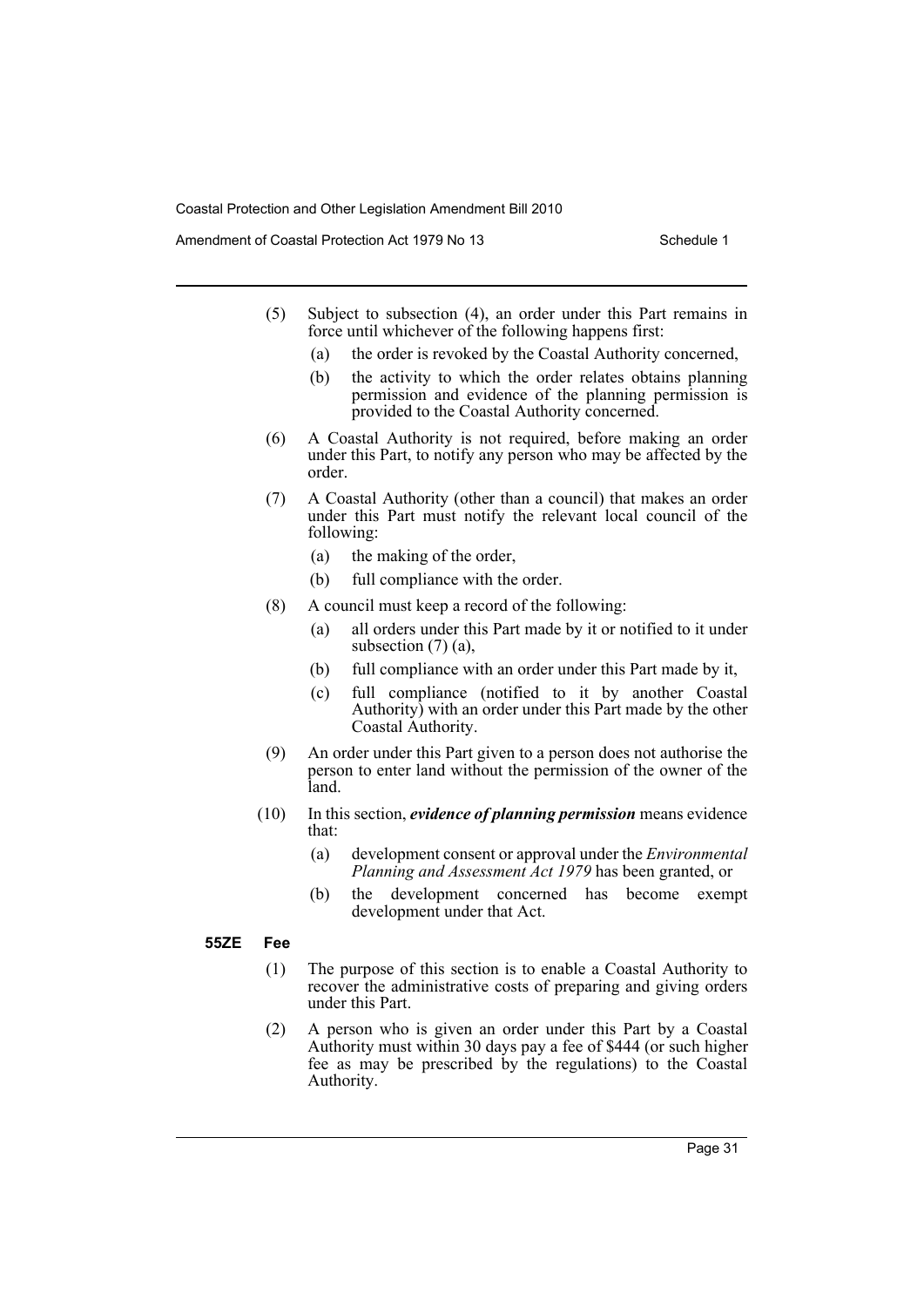(5) Subject to subsection (4), an order under this Part remains in force until whichever of the following happens first:

   (a) the order is revoked by the Coastal Authority concerned,

   (b) the activity to which the order relates obtains planning permission and evidence of the planning permission is provided to the Coastal Authority concerned.

(6) A Coastal Authority is not required, before making an order under this Part, to notify any person who may be affected by the order.

(7) A Coastal Authority (other than a council) that makes an order under this Part must notify the relevant local council of the following:

   (a) the making of the order,

   (b) full compliance with the order.

(8) A council must keep a record of the following:

   (a) all orders under this Part made by it or notified to it under subsection (7) (a),

   (b) full compliance with an order under this Part made by it,

   (c) full compliance (notified to it by another Coastal Authority) with an order under this Part made by the other Coastal Authority.

(9) An order under this Part given to a person does not authorise the person to enter land without the permission of the owner of the land.

(10) In this section, ***evidence of planning permission*** means evidence that:

   (a) development consent or approval under the *Environmental Planning and Assessment Act 1979* has been granted, or

   (b) the development concerned has become exempt development under that Act.

**55ZE Fee**

(1) The purpose of this section is to enable a Coastal Authority to recover the administrative costs of preparing and giving orders under this Part.

(2) A person who is given an order under this Part by a Coastal Authority must within 30 days pay a fee of $444 (or such higher fee as may be prescribed by the regulations) to the Coastal Authority.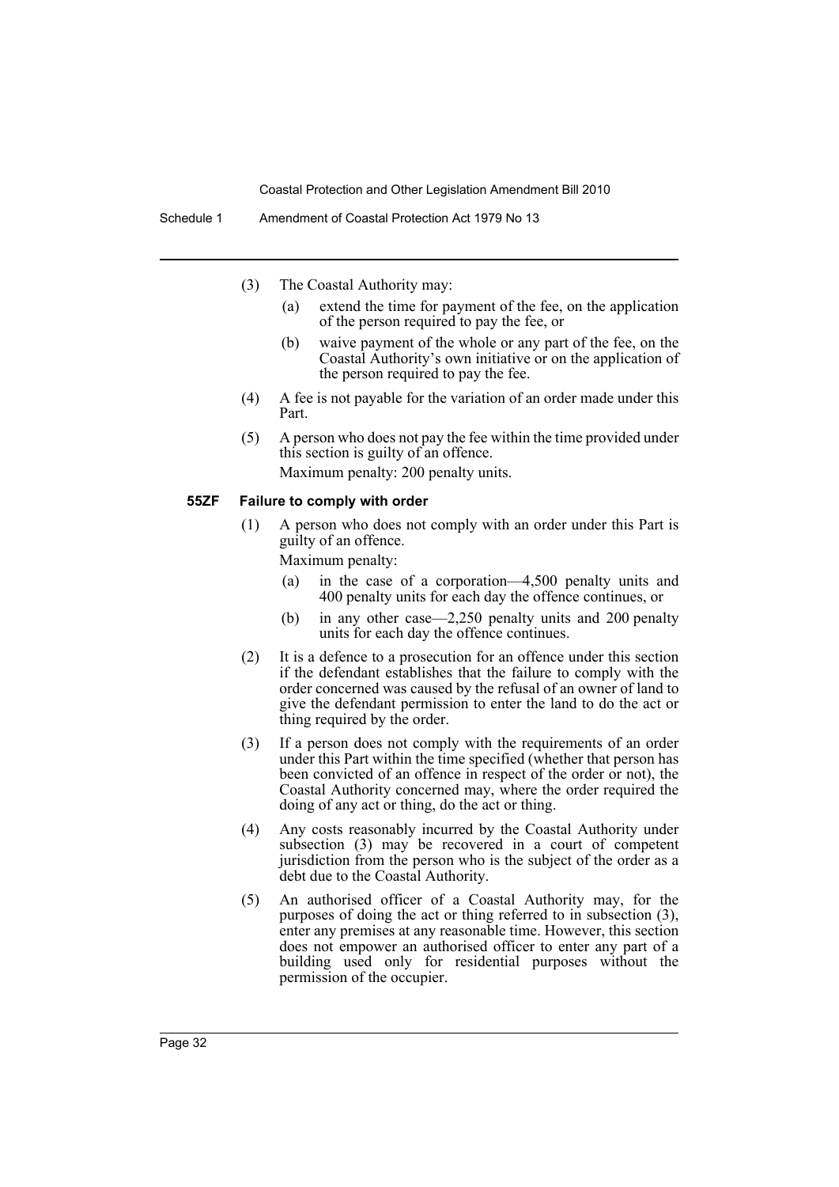(3) The Coastal Authority may:

(a) extend the time for payment of the fee, on the application of the person required to pay the fee, or

(b) waive payment of the whole or any part of the fee, on the Coastal Authority's own initiative or on the application of the person required to pay the fee.

(4) A fee is not payable for the variation of an order made under this Part.

(5) A person who does not pay the fee within the time provided under this section is guilty of an offence.

Maximum penalty: 200 penalty units.

### 55ZF Failure to comply with order

(1) A person who does not comply with an order under this Part is guilty of an offence.

Maximum penalty:

(a) in the case of a corporation—4,500 penalty units and 400 penalty units for each day the offence continues, or

(b) in any other case—2,250 penalty units and 200 penalty units for each day the offence continues.

(2) It is a defence to a prosecution for an offence under this section if the defendant establishes that the failure to comply with the order concerned was caused by the refusal of an owner of land to give the defendant permission to enter the land to do the act or thing required by the order.

(3) If a person does not comply with the requirements of an order under this Part within the time specified (whether that person has been convicted of an offence in respect of the order or not), the Coastal Authority concerned may, where the order required the doing of any act or thing, do the act or thing.

(4) Any costs reasonably incurred by the Coastal Authority under subsection (3) may be recovered in a court of competent jurisdiction from the person who is the subject of the order as a debt due to the Coastal Authority.

(5) An authorised officer of a Coastal Authority may, for the purposes of doing the act or thing referred to in subsection (3), enter any premises at any reasonable time. However, this section does not empower an authorised officer to enter any part of a building used only for residential purposes without the permission of the occupier.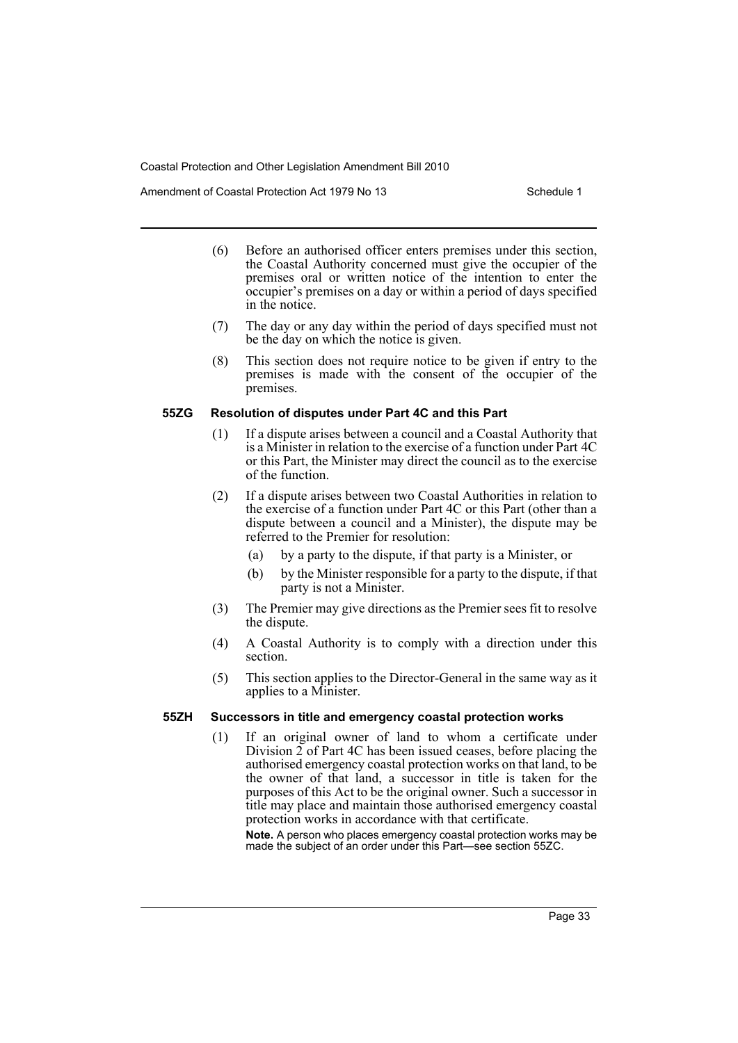(6) Before an authorised officer enters premises under this section, the Coastal Authority concerned must give the occupier of the premises oral or written notice of the intention to enter the occupier's premises on a day or within a period of days specified in the notice.

(7) The day or any day within the period of days specified must not be the day on which the notice is given.

(8) This section does not require notice to be given if entry to the premises is made with the consent of the occupier of the premises.

### 55ZG Resolution of disputes under Part 4C and this Part

(1) If a dispute arises between a council and a Coastal Authority that is a Minister in relation to the exercise of a function under Part 4C or this Part, the Minister may direct the council as to the exercise of the function.

(2) If a dispute arises between two Coastal Authorities in relation to the exercise of a function under Part 4C or this Part (other than a dispute between a council and a Minister), the dispute may be referred to the Premier for resolution:

(a) by a party to the dispute, if that party is a Minister, or

(b) by the Minister responsible for a party to the dispute, if that party is not a Minister.

(3) The Premier may give directions as the Premier sees fit to resolve the dispute.

(4) A Coastal Authority is to comply with a direction under this section.

(5) This section applies to the Director-General in the same way as it applies to a Minister.

### 55ZH Successors in title and emergency coastal protection works

(1) If an original owner of land to whom a certificate under Division 2 of Part 4C has been issued ceases, before placing the authorised emergency coastal protection works on that land, to be the owner of that land, a successor in title is taken for the purposes of this Act to be the original owner. Such a successor in title may place and maintain those authorised emergency coastal protection works in accordance with that certificate.

**Note.** A person who places emergency coastal protection works may be made the subject of an order under this Part—see section 55ZC.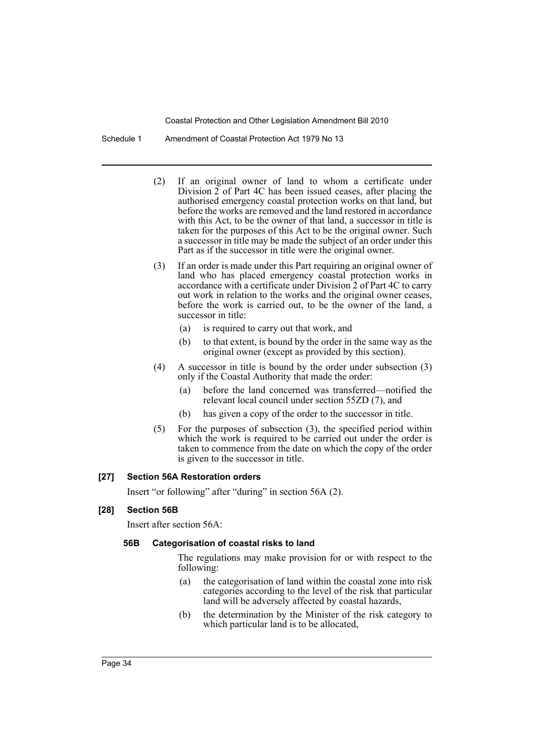(2) If an original owner of land to whom a certificate under Division 2 of Part 4C has been issued ceases, after placing the authorised emergency coastal protection works on that land, but before the works are removed and the land restored in accordance with this Act, to be the owner of that land, a successor in title is taken for the purposes of this Act to be the original owner. Such a successor in title may be made the subject of an order under this Part as if the successor in title were the original owner.

(3) If an order is made under this Part requiring an original owner of land who has placed emergency coastal protection works in accordance with a certificate under Division 2 of Part 4C to carry out work in relation to the works and the original owner ceases, before the work is carried out, to be the owner of the land, a successor in title:

- (a) is required to carry out that work, and
- (b) to that extent, is bound by the order in the same way as the original owner (except as provided by this section).

(4) A successor in title is bound by the order under subsection (3) only if the Coastal Authority that made the order:

- (a) before the land concerned was transferred—notified the relevant local council under section 55ZD (7), and
- (b) has given a copy of the order to the successor in title.

(5) For the purposes of subsection (3), the specified period within which the work is required to be carried out under the order is taken to commence from the date on which the copy of the order is given to the successor in title.

### [27] Section 56A Restoration orders

Insert "or following" after "during" in section 56A (2).

### [28] Section 56B

Insert after section 56A:

#### 56B Categorisation of coastal risks to land

The regulations may make provision for or with respect to the following:

- (a) the categorisation of land within the coastal zone into risk categories according to the level of the risk that particular land will be adversely affected by coastal hazards,
- (b) the determination by the Minister of the risk category to which particular land is to be allocated,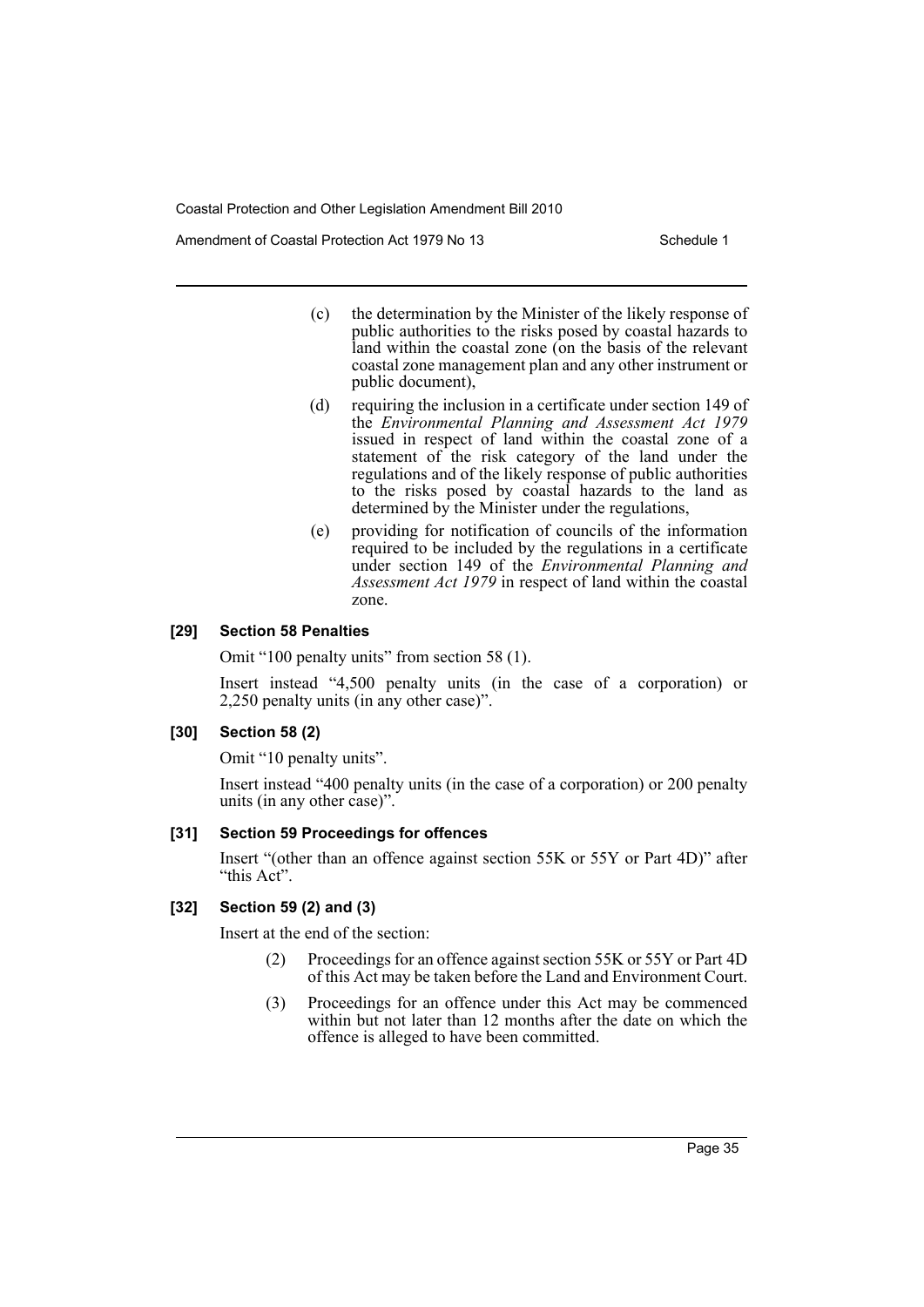(c) the determination by the Minister of the likely response of public authorities to the risks posed by coastal hazards to land within the coastal zone (on the basis of the relevant coastal zone management plan and any other instrument or public document),

(d) requiring the inclusion in a certificate under section 149 of the *Environmental Planning and Assessment Act 1979* issued in respect of land within the coastal zone of a statement of the risk category of the land under the regulations and of the likely response of public authorities to the risks posed by coastal hazards to the land as determined by the Minister under the regulations,

(e) providing for notification of councils of the information required to be included by the regulations in a certificate under section 149 of the *Environmental Planning and Assessment Act 1979* in respect of land within the coastal zone.

### [29] Section 58 Penalties

Omit "100 penalty units" from section 58 (1).

Insert instead "4,500 penalty units (in the case of a corporation) or 2,250 penalty units (in any other case)".

### [30] Section 58 (2)

Omit "10 penalty units".

Insert instead "400 penalty units (in the case of a corporation) or 200 penalty units (in any other case)".

### [31] Section 59 Proceedings for offences

Insert "(other than an offence against section 55K or 55Y or Part 4D)" after "this Act".

### [32] Section 59 (2) and (3)

Insert at the end of the section:

(2) Proceedings for an offence against section 55K or 55Y or Part 4D of this Act may be taken before the Land and Environment Court.

(3) Proceedings for an offence under this Act may be commenced within but not later than 12 months after the date on which the offence is alleged to have been committed.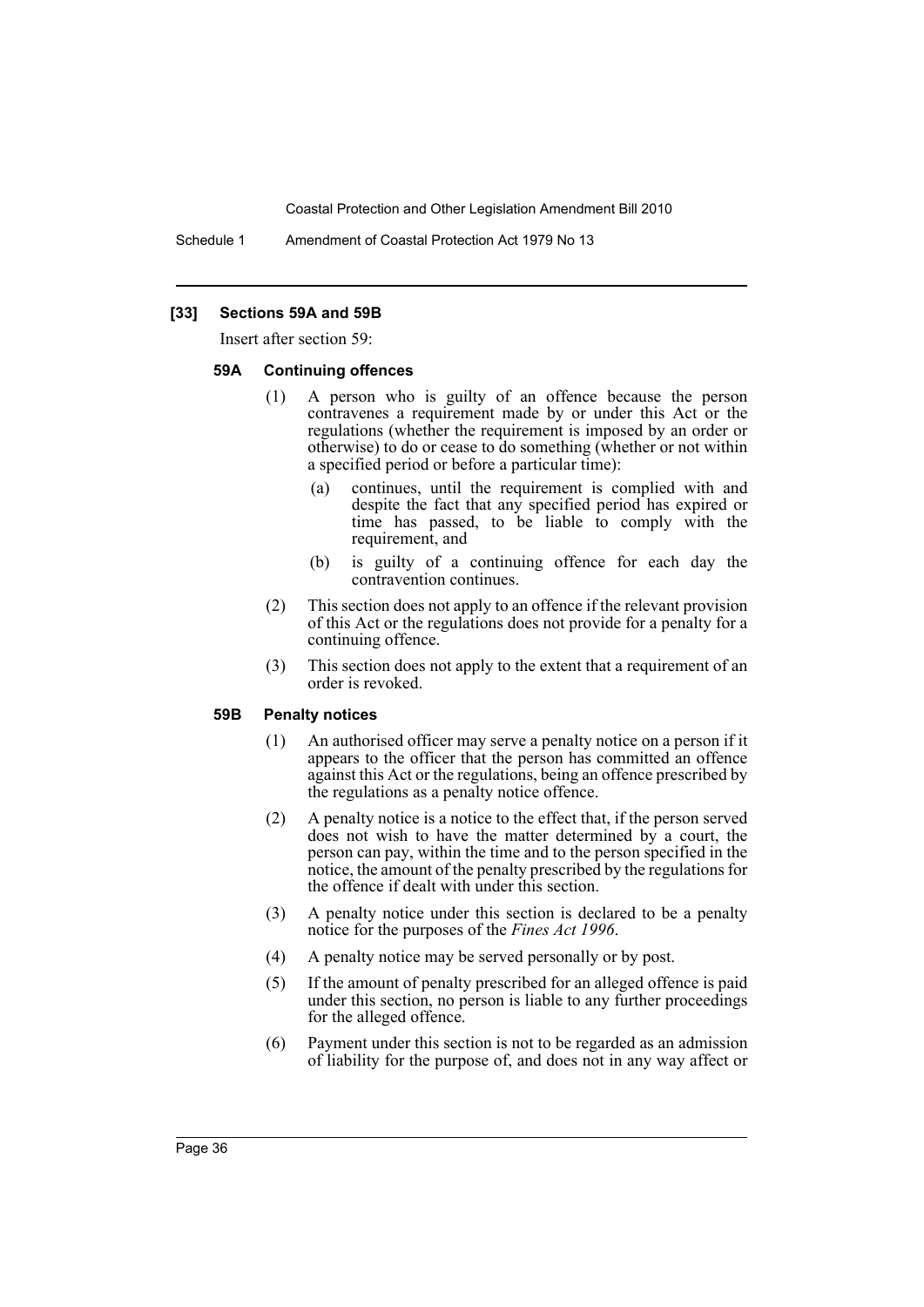### [33] Sections 59A and 59B

Insert after section 59:

#### 59A Continuing offences

(1) A person who is guilty of an offence because the person contravenes a requirement made by or under this Act or the regulations (whether the requirement is imposed by an order or otherwise) to do or cease to do something (whether or not within a specified period or before a particular time):

(a) continues, until the requirement is complied with and despite the fact that any specified period has expired or time has passed, to be liable to comply with the requirement, and

(b) is guilty of a continuing offence for each day the contravention continues.

(2) This section does not apply to an offence if the relevant provision of this Act or the regulations does not provide for a penalty for a continuing offence.

(3) This section does not apply to the extent that a requirement of an order is revoked.

#### 59B Penalty notices

(1) An authorised officer may serve a penalty notice on a person if it appears to the officer that the person has committed an offence against this Act or the regulations, being an offence prescribed by the regulations as a penalty notice offence.

(2) A penalty notice is a notice to the effect that, if the person served does not wish to have the matter determined by a court, the person can pay, within the time and to the person specified in the notice, the amount of the penalty prescribed by the regulations for the offence if dealt with under this section.

(3) A penalty notice under this section is declared to be a penalty notice for the purposes of the *Fines Act 1996*.

(4) A penalty notice may be served personally or by post.

(5) If the amount of penalty prescribed for an alleged offence is paid under this section, no person is liable to any further proceedings for the alleged offence.

(6) Payment under this section is not to be regarded as an admission of liability for the purpose of, and does not in any way affect or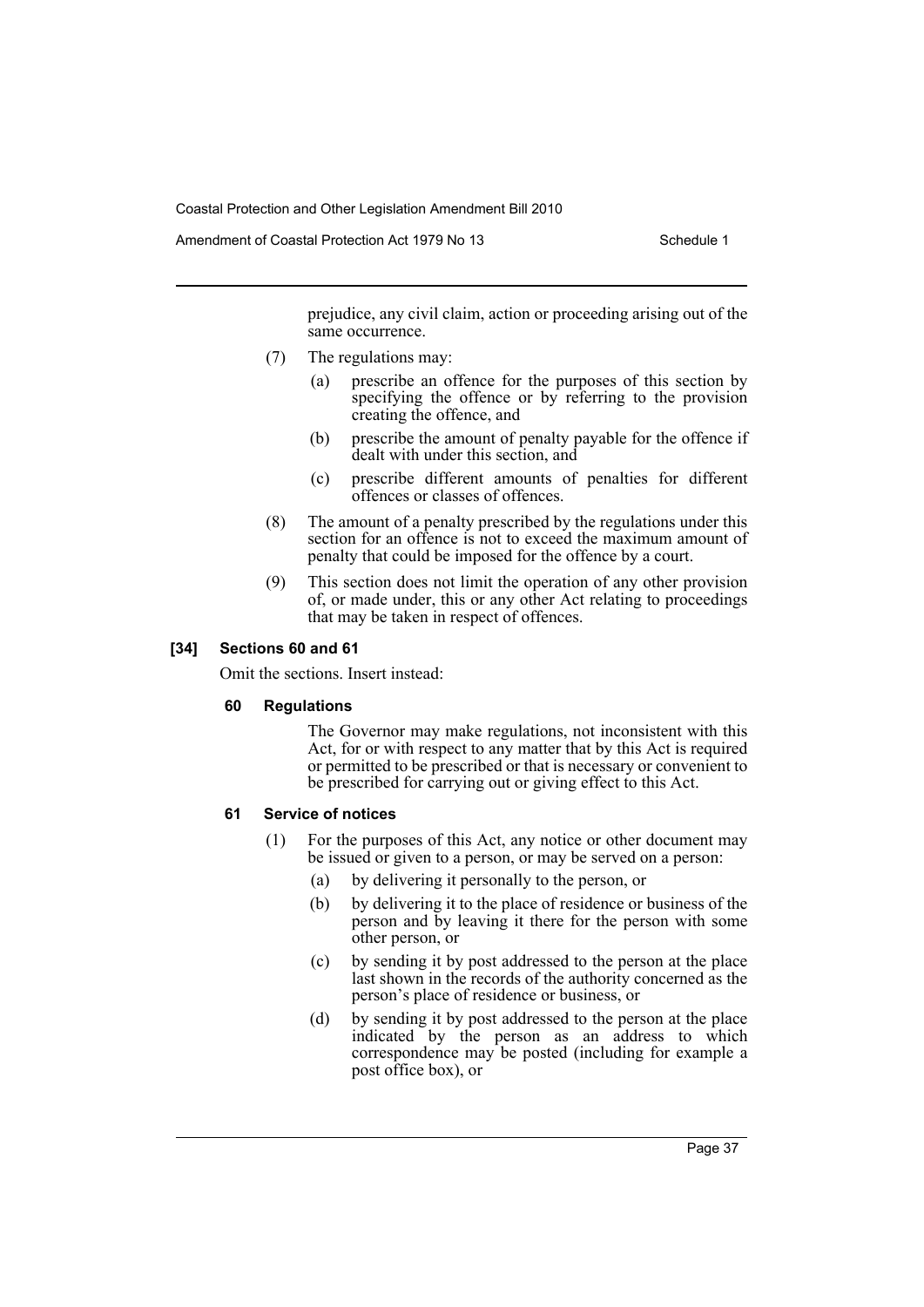prejudice, any civil claim, action or proceeding arising out of the same occurrence.

(7) The regulations may:

- (a) prescribe an offence for the purposes of this section by specifying the offence or by referring to the provision creating the offence, and
- (b) prescribe the amount of penalty payable for the offence if dealt with under this section, and
- (c) prescribe different amounts of penalties for different offences or classes of offences.

(8) The amount of a penalty prescribed by the regulations under this section for an offence is not to exceed the maximum amount of penalty that could be imposed for the offence by a court.

(9) This section does not limit the operation of any other provision of, or made under, this or any other Act relating to proceedings that may be taken in respect of offences.

#### [34] Sections 60 and 61

Omit the sections. Insert instead:

##### 60 Regulations

The Governor may make regulations, not inconsistent with this Act, for or with respect to any matter that by this Act is required or permitted to be prescribed or that is necessary or convenient to be prescribed for carrying out or giving effect to this Act.

##### 61 Service of notices

(1) For the purposes of this Act, any notice or other document may be issued or given to a person, or may be served on a person:

- (a) by delivering it personally to the person, or
- (b) by delivering it to the place of residence or business of the person and by leaving it there for the person with some other person, or
- (c) by sending it by post addressed to the person at the place last shown in the records of the authority concerned as the person's place of residence or business, or
- (d) by sending it by post addressed to the person at the place indicated by the person as an address to which correspondence may be posted (including for example a post office box), or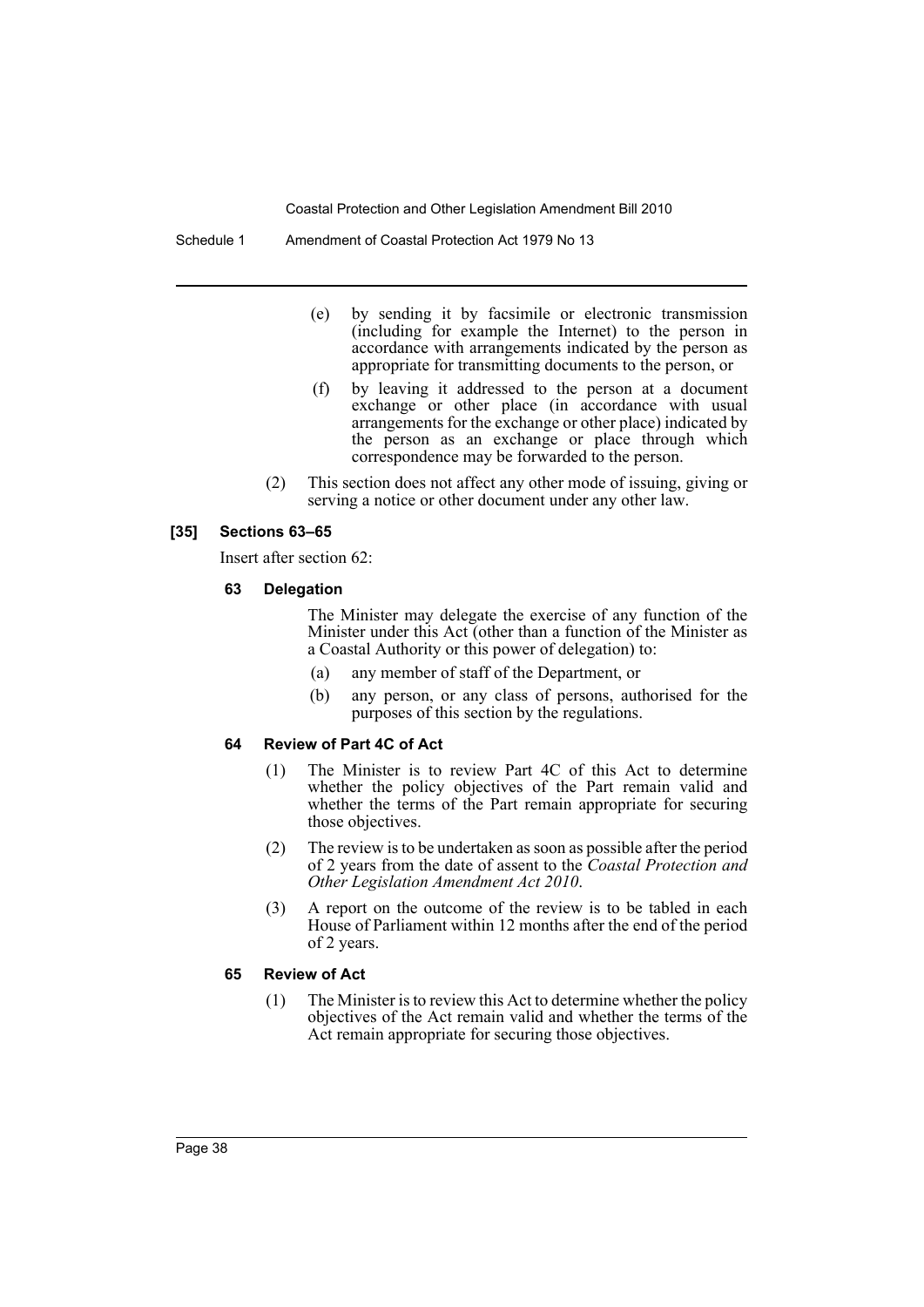(e) by sending it by facsimile or electronic transmission (including for example the Internet) to the person in accordance with arrangements indicated by the person as appropriate for transmitting documents to the person, or

(f) by leaving it addressed to the person at a document exchange or other place (in accordance with usual arrangements for the exchange or other place) indicated by the person as an exchange or place through which correspondence may be forwarded to the person.

(2) This section does not affect any other mode of issuing, giving or serving a notice or other document under any other law.

### [35] Sections 63–65

Insert after section 62:

#### 63 Delegation

The Minister may delegate the exercise of any function of the Minister under this Act (other than a function of the Minister as a Coastal Authority or this power of delegation) to:

(a) any member of staff of the Department, or

(b) any person, or any class of persons, authorised for the purposes of this section by the regulations.

#### 64 Review of Part 4C of Act

(1) The Minister is to review Part 4C of this Act to determine whether the policy objectives of the Part remain valid and whether the terms of the Part remain appropriate for securing those objectives.

(2) The review is to be undertaken as soon as possible after the period of 2 years from the date of assent to the *Coastal Protection and Other Legislation Amendment Act 2010*.

(3) A report on the outcome of the review is to be tabled in each House of Parliament within 12 months after the end of the period of 2 years.

#### 65 Review of Act

(1) The Minister is to review this Act to determine whether the policy objectives of the Act remain valid and whether the terms of the Act remain appropriate for securing those objectives.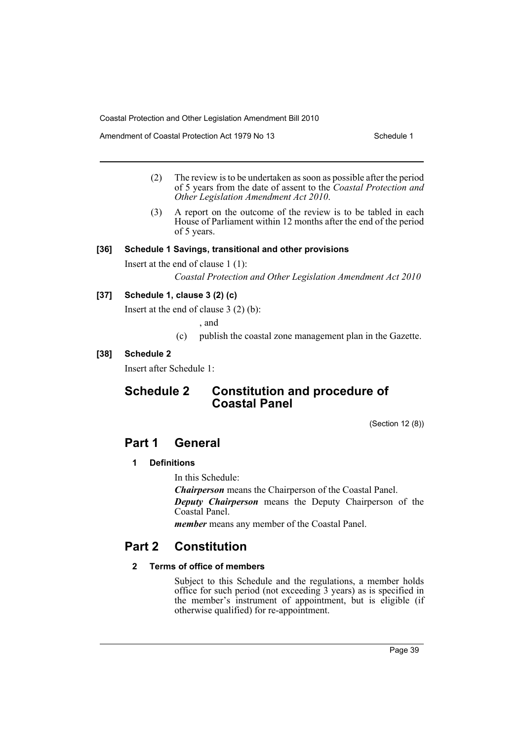(2) The review is to be undertaken as soon as possible after the period of 5 years from the date of assent to the *Coastal Protection and Other Legislation Amendment Act 2010*.

(3) A report on the outcome of the review is to be tabled in each House of Parliament within 12 months after the end of the period of 5 years.

#### [36] Schedule 1 Savings, transitional and other provisions

Insert at the end of clause 1 (1):

*Coastal Protection and Other Legislation Amendment Act 2010*

#### [37] Schedule 1, clause 3 (2) (c)

Insert at the end of clause 3 (2) (b):

, and

(c) publish the coastal zone management plan in the Gazette.

#### [38] Schedule 2

Insert after Schedule 1:

# Schedule 2 Constitution and procedure of Coastal Panel

(Section 12 (8))

## Part 1 General

### 1 Definitions

In this Schedule:

***Chairperson*** means the Chairperson of the Coastal Panel.

***Deputy Chairperson*** means the Deputy Chairperson of the Coastal Panel.

***member*** means any member of the Coastal Panel.

## Part 2 Constitution

### 2 Terms of office of members

Subject to this Schedule and the regulations, a member holds office for such period (not exceeding 3 years) as is specified in the member's instrument of appointment, but is eligible (if otherwise qualified) for re-appointment.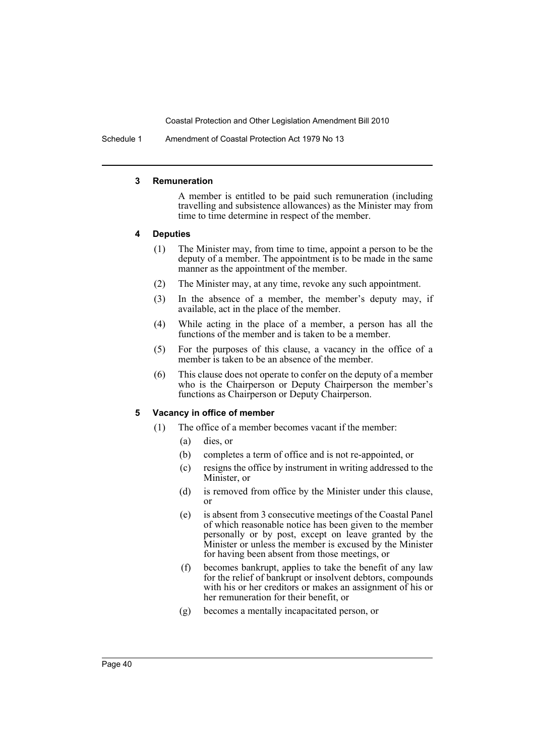### 3 Remuneration

A member is entitled to be paid such remuneration (including travelling and subsistence allowances) as the Minister may from time to time determine in respect of the member.

### 4 Deputies

(1) The Minister may, from time to time, appoint a person to be the deputy of a member. The appointment is to be made in the same manner as the appointment of the member.

(2) The Minister may, at any time, revoke any such appointment.

(3) In the absence of a member, the member's deputy may, if available, act in the place of the member.

(4) While acting in the place of a member, a person has all the functions of the member and is taken to be a member.

(5) For the purposes of this clause, a vacancy in the office of a member is taken to be an absence of the member.

(6) This clause does not operate to confer on the deputy of a member who is the Chairperson or Deputy Chairperson the member's functions as Chairperson or Deputy Chairperson.

### 5 Vacancy in office of member

(1) The office of a member becomes vacant if the member:

- (a) dies, or
- (b) completes a term of office and is not re-appointed, or
- (c) resigns the office by instrument in writing addressed to the Minister, or
- (d) is removed from office by the Minister under this clause, or
- (e) is absent from 3 consecutive meetings of the Coastal Panel of which reasonable notice has been given to the member personally or by post, except on leave granted by the Minister or unless the member is excused by the Minister for having been absent from those meetings, or
- (f) becomes bankrupt, applies to take the benefit of any law for the relief of bankrupt or insolvent debtors, compounds with his or her creditors or makes an assignment of his or her remuneration for their benefit, or
- (g) becomes a mentally incapacitated person, or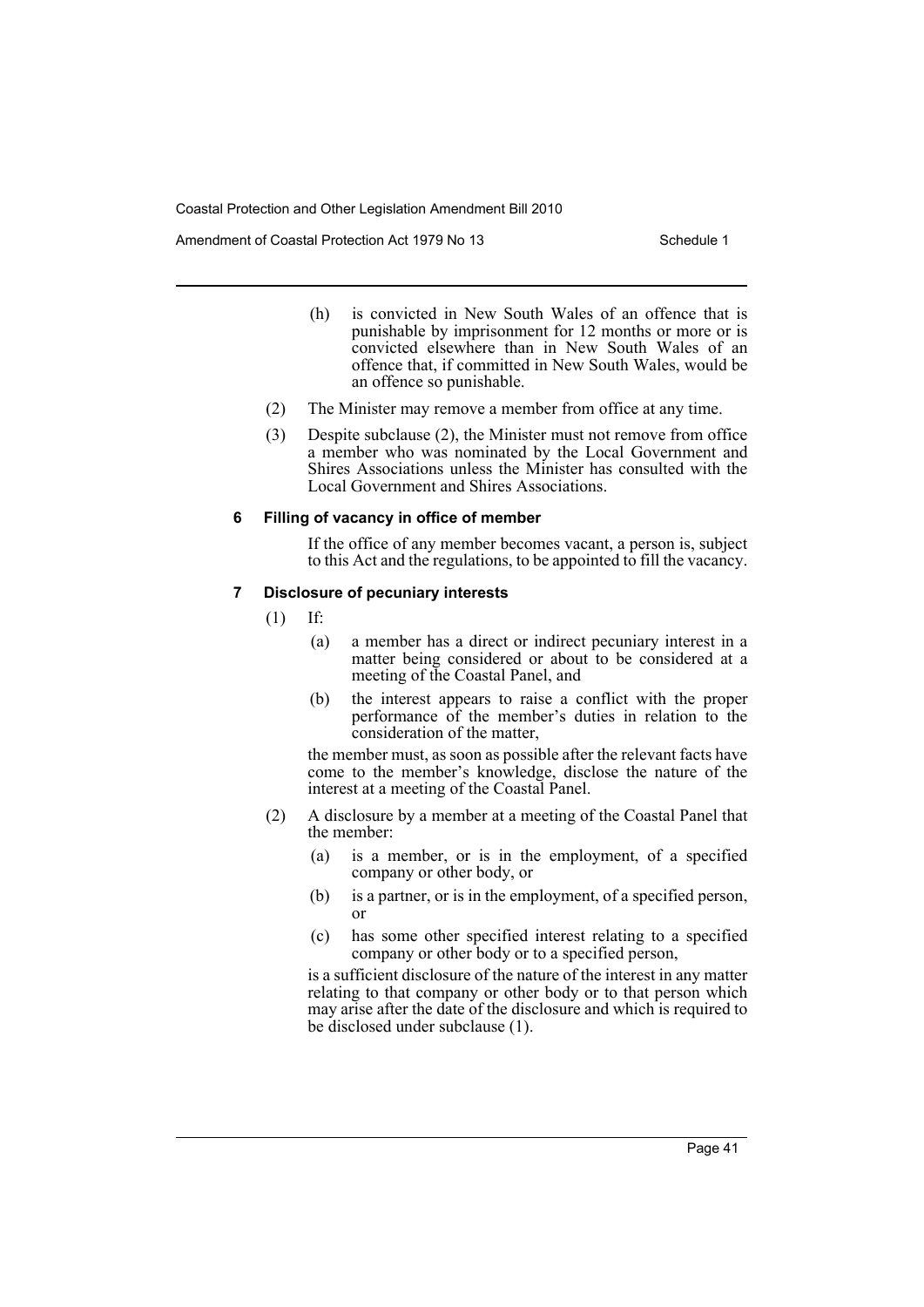(h) is convicted in New South Wales of an offence that is punishable by imprisonment for 12 months or more or is convicted elsewhere than in New South Wales of an offence that, if committed in New South Wales, would be an offence so punishable.

(2) The Minister may remove a member from office at any time.

(3) Despite subclause (2), the Minister must not remove from office a member who was nominated by the Local Government and Shires Associations unless the Minister has consulted with the Local Government and Shires Associations.

#### 6 Filling of vacancy in office of member

If the office of any member becomes vacant, a person is, subject to this Act and the regulations, to be appointed to fill the vacancy.

#### 7 Disclosure of pecuniary interests

(1) If:

(a) a member has a direct or indirect pecuniary interest in a matter being considered or about to be considered at a meeting of the Coastal Panel, and

(b) the interest appears to raise a conflict with the proper performance of the member's duties in relation to the consideration of the matter,

the member must, as soon as possible after the relevant facts have come to the member's knowledge, disclose the nature of the interest at a meeting of the Coastal Panel.

(2) A disclosure by a member at a meeting of the Coastal Panel that the member:

(a) is a member, or is in the employment, of a specified company or other body, or

(b) is a partner, or is in the employment, of a specified person, or

(c) has some other specified interest relating to a specified company or other body or to a specified person,

is a sufficient disclosure of the nature of the interest in any matter relating to that company or other body or to that person which may arise after the date of the disclosure and which is required to be disclosed under subclause (1).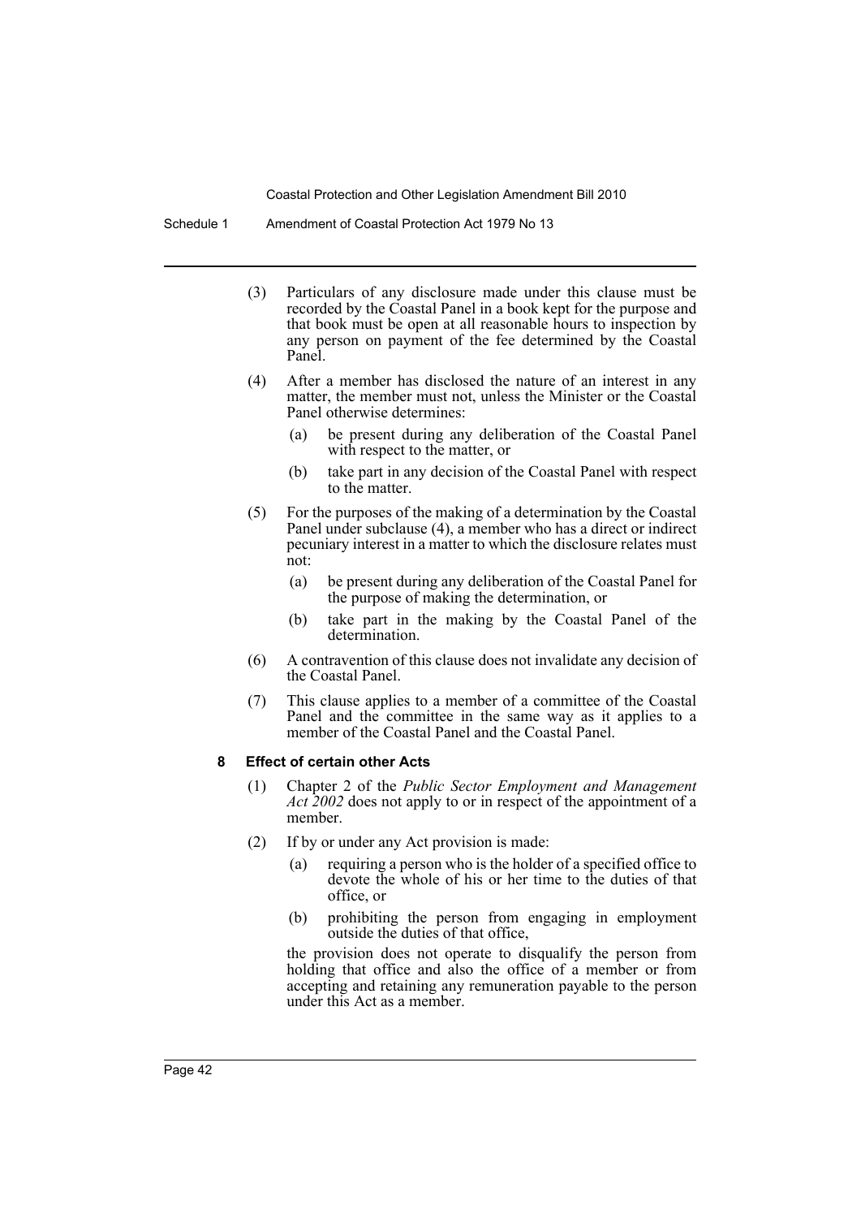(3) Particulars of any disclosure made under this clause must be recorded by the Coastal Panel in a book kept for the purpose and that book must be open at all reasonable hours to inspection by any person on payment of the fee determined by the Coastal Panel.

(4) After a member has disclosed the nature of an interest in any matter, the member must not, unless the Minister or the Coastal Panel otherwise determines:

(a) be present during any deliberation of the Coastal Panel with respect to the matter, or

(b) take part in any decision of the Coastal Panel with respect to the matter.

(5) For the purposes of the making of a determination by the Coastal Panel under subclause (4), a member who has a direct or indirect pecuniary interest in a matter to which the disclosure relates must not:

(a) be present during any deliberation of the Coastal Panel for the purpose of making the determination, or

(b) take part in the making by the Coastal Panel of the determination.

(6) A contravention of this clause does not invalidate any decision of the Coastal Panel.

(7) This clause applies to a member of a committee of the Coastal Panel and the committee in the same way as it applies to a member of the Coastal Panel and the Coastal Panel.

**8 Effect of certain other Acts**

(1) Chapter 2 of the *Public Sector Employment and Management Act 2002* does not apply to or in respect of the appointment of a member.

(2) If by or under any Act provision is made:

(a) requiring a person who is the holder of a specified office to devote the whole of his or her time to the duties of that office, or

(b) prohibiting the person from engaging in employment outside the duties of that office,

the provision does not operate to disqualify the person from holding that office and also the office of a member or from accepting and retaining any remuneration payable to the person under this Act as a member.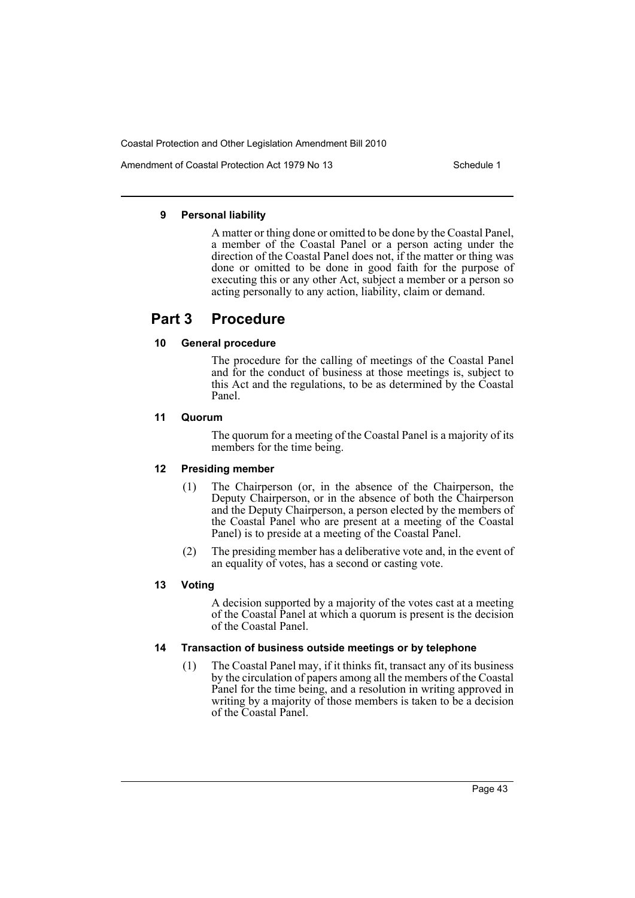#### 9 Personal liability

A matter or thing done or omitted to be done by the Coastal Panel, a member of the Coastal Panel or a person acting under the direction of the Coastal Panel does not, if the matter or thing was done or omitted to be done in good faith for the purpose of executing this or any other Act, subject a member or a person so acting personally to any action, liability, claim or demand.

## Part 3 Procedure

#### 10 General procedure

The procedure for the calling of meetings of the Coastal Panel and for the conduct of business at those meetings is, subject to this Act and the regulations, to be as determined by the Coastal Panel.

#### 11 Quorum

The quorum for a meeting of the Coastal Panel is a majority of its members for the time being.

#### 12 Presiding member

(1) The Chairperson (or, in the absence of the Chairperson, the Deputy Chairperson, or in the absence of both the Chairperson and the Deputy Chairperson, a person elected by the members of the Coastal Panel who are present at a meeting of the Coastal Panel) is to preside at a meeting of the Coastal Panel.

(2) The presiding member has a deliberative vote and, in the event of an equality of votes, has a second or casting vote.

#### 13 Voting

A decision supported by a majority of the votes cast at a meeting of the Coastal Panel at which a quorum is present is the decision of the Coastal Panel.

#### 14 Transaction of business outside meetings or by telephone

(1) The Coastal Panel may, if it thinks fit, transact any of its business by the circulation of papers among all the members of the Coastal Panel for the time being, and a resolution in writing approved in writing by a majority of those members is taken to be a decision of the Coastal Panel.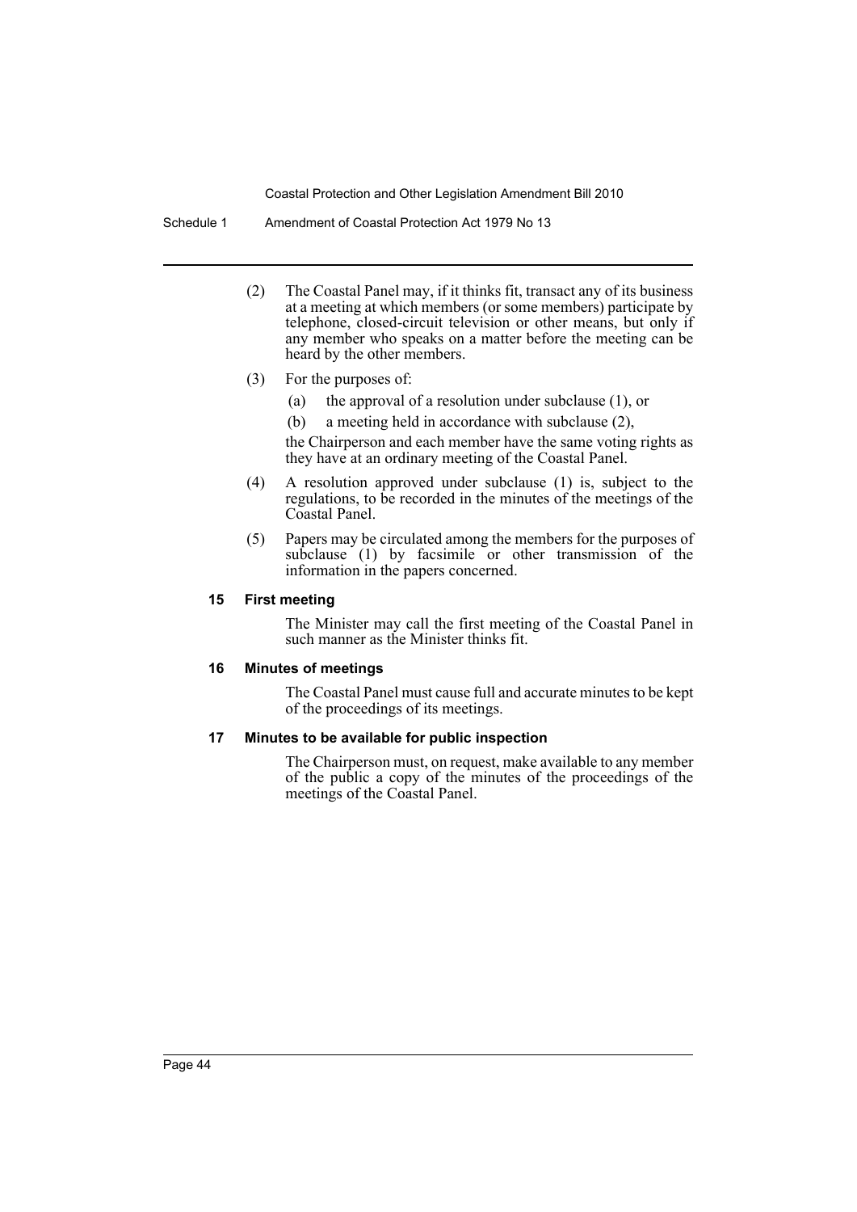(2) The Coastal Panel may, if it thinks fit, transact any of its business at a meeting at which members (or some members) participate by telephone, closed-circuit television or other means, but only if any member who speaks on a matter before the meeting can be heard by the other members.

(3) For the purposes of:

(a) the approval of a resolution under subclause (1), or

(b) a meeting held in accordance with subclause (2),

the Chairperson and each member have the same voting rights as they have at an ordinary meeting of the Coastal Panel.

(4) A resolution approved under subclause (1) is, subject to the regulations, to be recorded in the minutes of the meetings of the Coastal Panel.

(5) Papers may be circulated among the members for the purposes of subclause (1) by facsimile or other transmission of the information in the papers concerned.

#### 15 First meeting

The Minister may call the first meeting of the Coastal Panel in such manner as the Minister thinks fit.

#### 16 Minutes of meetings

The Coastal Panel must cause full and accurate minutes to be kept of the proceedings of its meetings.

#### 17 Minutes to be available for public inspection

The Chairperson must, on request, make available to any member of the public a copy of the minutes of the proceedings of the meetings of the Coastal Panel.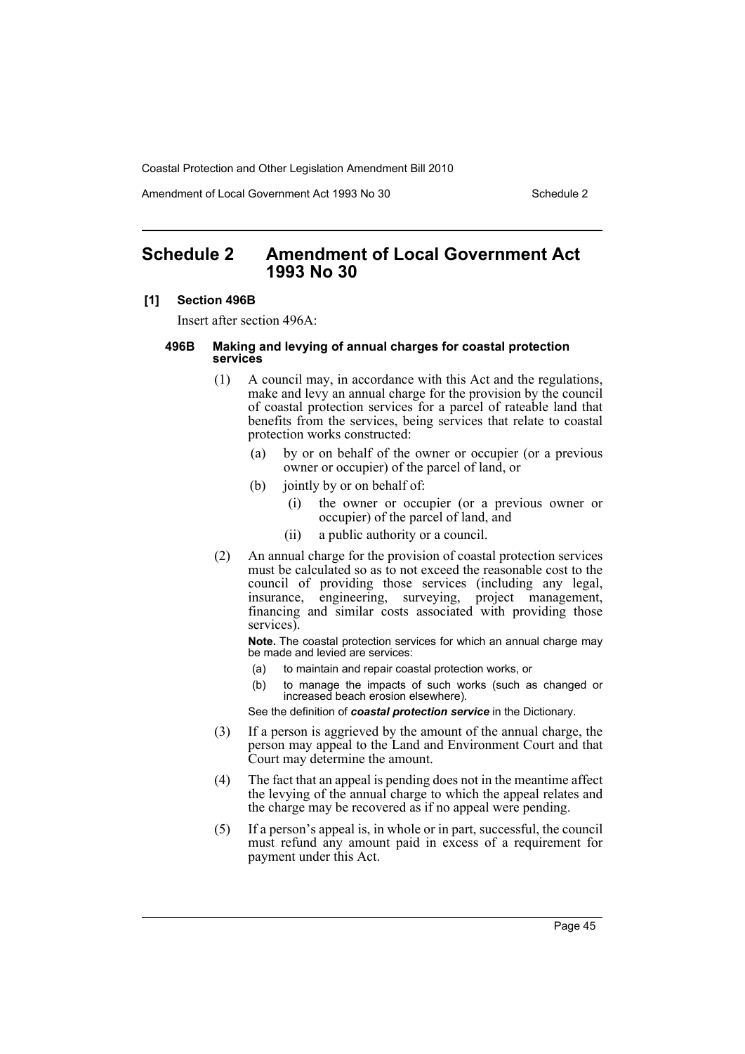# Schedule 2 Amendment of Local Government Act 1993 No 30

**[1] Section 496B**

Insert after section 496A:

**496B Making and levying of annual charges for coastal protection services**

(1) A council may, in accordance with this Act and the regulations, make and levy an annual charge for the provision by the council of coastal protection services for a parcel of rateable land that benefits from the services, being services that relate to coastal protection works constructed:

(a) by or on behalf of the owner or occupier (or a previous owner or occupier) of the parcel of land, or

(b) jointly by or on behalf of:

(i) the owner or occupier (or a previous owner or occupier) of the parcel of land, and

(ii) a public authority or a council.

(2) An annual charge for the provision of coastal protection services must be calculated so as to not exceed the reasonable cost to the council of providing those services (including any legal, insurance, engineering, surveying, project management, financing and similar costs associated with providing those services).

**Note.** The coastal protection services for which an annual charge may be made and levied are services:

(a) to maintain and repair coastal protection works, or

(b) to manage the impacts of such works (such as changed or increased beach erosion elsewhere).

See the definition of ***coastal protection service*** in the Dictionary.

(3) If a person is aggrieved by the amount of the annual charge, the person may appeal to the Land and Environment Court and that Court may determine the amount.

(4) The fact that an appeal is pending does not in the meantime affect the levying of the annual charge to which the appeal relates and the charge may be recovered as if no appeal were pending.

(5) If a person's appeal is, in whole or in part, successful, the council must refund any amount paid in excess of a requirement for payment under this Act.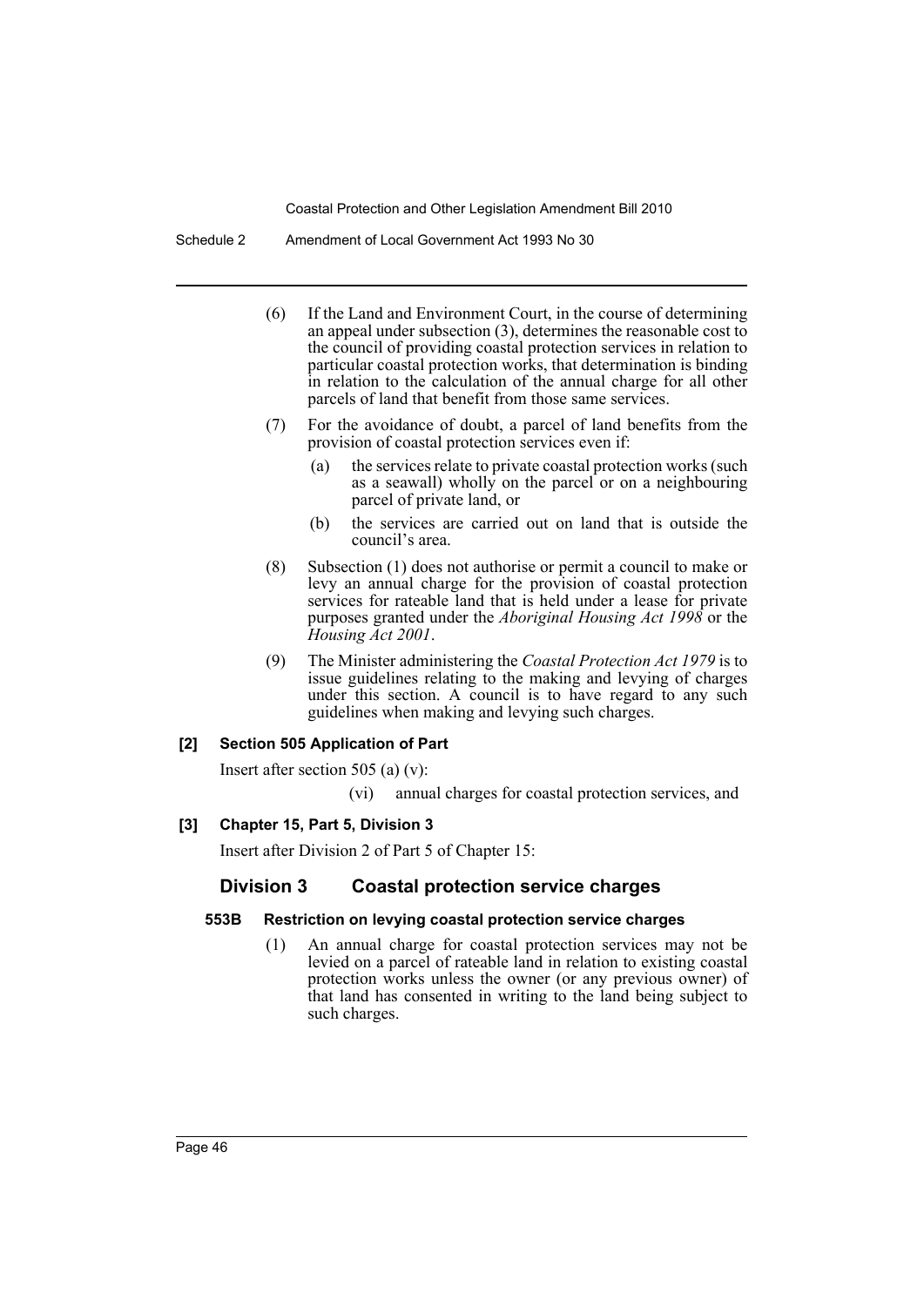(6) If the Land and Environment Court, in the course of determining an appeal under subsection (3), determines the reasonable cost to the council of providing coastal protection services in relation to particular coastal protection works, that determination is binding in relation to the calculation of the annual charge for all other parcels of land that benefit from those same services.

(7) For the avoidance of doubt, a parcel of land benefits from the provision of coastal protection services even if:

- (a) the services relate to private coastal protection works (such as a seawall) wholly on the parcel or on a neighbouring parcel of private land, or
- (b) the services are carried out on land that is outside the council's area.

(8) Subsection (1) does not authorise or permit a council to make or levy an annual charge for the provision of coastal protection services for rateable land that is held under a lease for private purposes granted under the *Aboriginal Housing Act 1998* or the *Housing Act 2001*.

(9) The Minister administering the *Coastal Protection Act 1979* is to issue guidelines relating to the making and levying of charges under this section. A council is to have regard to any such guidelines when making and levying such charges.

**[2] Section 505 Application of Part**

Insert after section 505 (a) (v):

(vi) annual charges for coastal protection services, and

**[3] Chapter 15, Part 5, Division 3**

Insert after Division 2 of Part 5 of Chapter 15:

## Division 3 Coastal protection service charges

**553B Restriction on levying coastal protection service charges**

(1) An annual charge for coastal protection services may not be levied on a parcel of rateable land in relation to existing coastal protection works unless the owner (or any previous owner) of that land has consented in writing to the land being subject to such charges.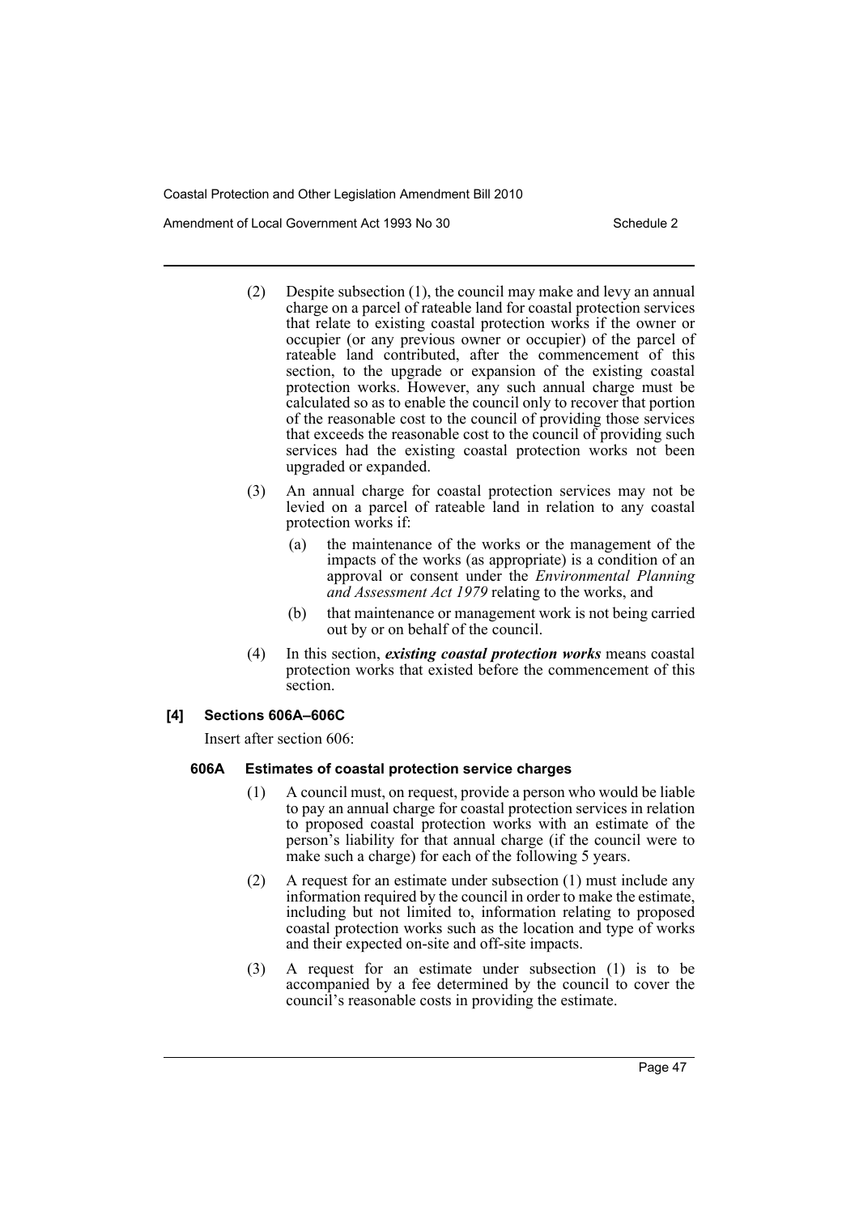(2) Despite subsection (1), the council may make and levy an annual charge on a parcel of rateable land for coastal protection services that relate to existing coastal protection works if the owner or occupier (or any previous owner or occupier) of the parcel of rateable land contributed, after the commencement of this section, to the upgrade or expansion of the existing coastal protection works. However, any such annual charge must be calculated so as to enable the council only to recover that portion of the reasonable cost to the council of providing those services that exceeds the reasonable cost to the council of providing such services had the existing coastal protection works not been upgraded or expanded.

(3) An annual charge for coastal protection services may not be levied on a parcel of rateable land in relation to any coastal protection works if:

(a) the maintenance of the works or the management of the impacts of the works (as appropriate) is a condition of an approval or consent under the *Environmental Planning and Assessment Act 1979* relating to the works, and

(b) that maintenance or management work is not being carried out by or on behalf of the council.

(4) In this section, ***existing coastal protection works*** means coastal protection works that existed before the commencement of this section.

#### [4] Sections 606A–606C

Insert after section 606:

#### 606A Estimates of coastal protection service charges

(1) A council must, on request, provide a person who would be liable to pay an annual charge for coastal protection services in relation to proposed coastal protection works with an estimate of the person's liability for that annual charge (if the council were to make such a charge) for each of the following 5 years.

(2) A request for an estimate under subsection (1) must include any information required by the council in order to make the estimate, including but not limited to, information relating to proposed coastal protection works such as the location and type of works and their expected on-site and off-site impacts.

(3) A request for an estimate under subsection (1) is to be accompanied by a fee determined by the council to cover the council's reasonable costs in providing the estimate.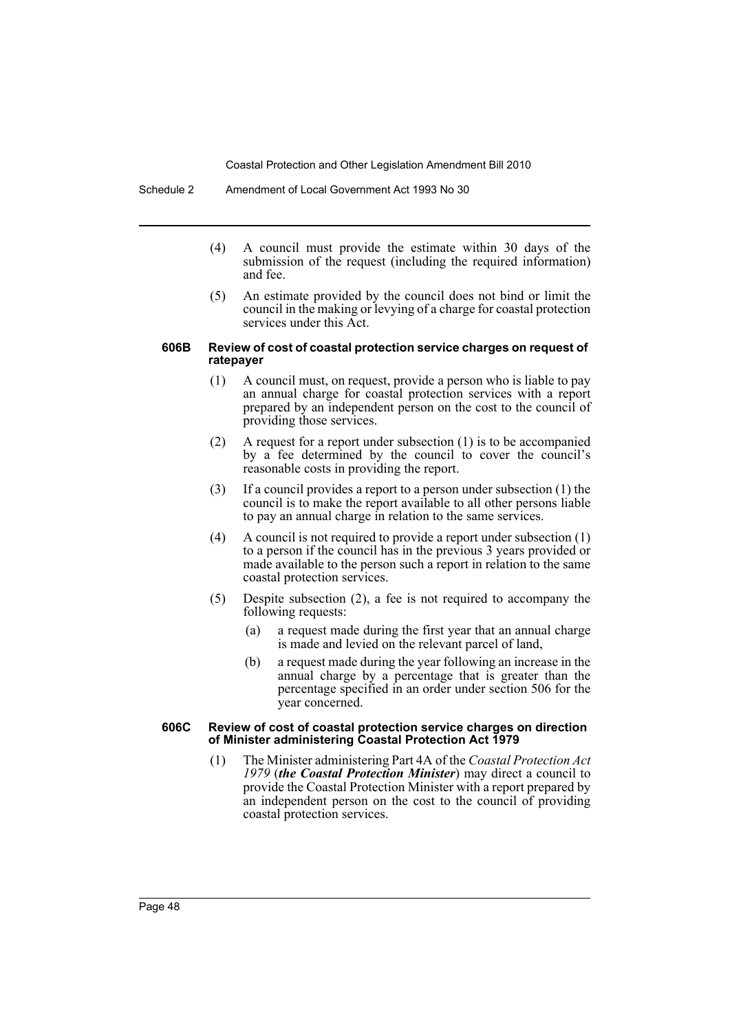(4) A council must provide the estimate within 30 days of the submission of the request (including the required information) and fee.

(5) An estimate provided by the council does not bind or limit the council in the making or levying of a charge for coastal protection services under this Act.

#### 606B Review of cost of coastal protection service charges on request of ratepayer

(1) A council must, on request, provide a person who is liable to pay an annual charge for coastal protection services with a report prepared by an independent person on the cost to the council of providing those services.

(2) A request for a report under subsection (1) is to be accompanied by a fee determined by the council to cover the council's reasonable costs in providing the report.

(3) If a council provides a report to a person under subsection (1) the council is to make the report available to all other persons liable to pay an annual charge in relation to the same services.

(4) A council is not required to provide a report under subsection (1) to a person if the council has in the previous 3 years provided or made available to the person such a report in relation to the same coastal protection services.

(5) Despite subsection (2), a fee is not required to accompany the following requests:

- (a) a request made during the first year that an annual charge is made and levied on the relevant parcel of land,
- (b) a request made during the year following an increase in the annual charge by a percentage that is greater than the percentage specified in an order under section 506 for the year concerned.

#### 606C Review of cost of coastal protection service charges on direction of Minister administering Coastal Protection Act 1979

(1) The Minister administering Part 4A of the *Coastal Protection Act 1979* (***the Coastal Protection Minister***) may direct a council to provide the Coastal Protection Minister with a report prepared by an independent person on the cost to the council of providing coastal protection services.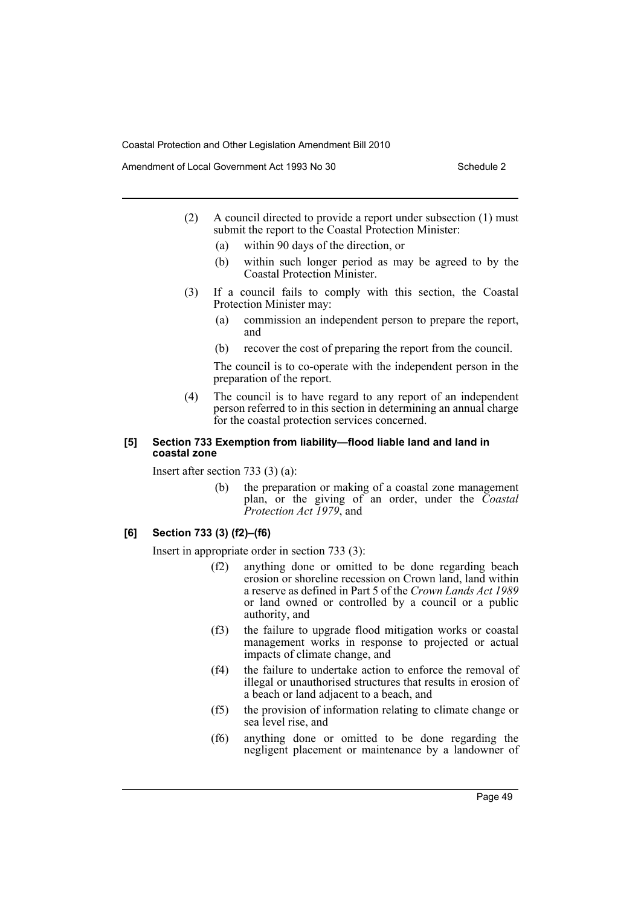(2) A council directed to provide a report under subsection (1) must submit the report to the Coastal Protection Minister:

   (a) within 90 days of the direction, or

   (b) within such longer period as may be agreed to by the Coastal Protection Minister.

(3) If a council fails to comply with this section, the Coastal Protection Minister may:

   (a) commission an independent person to prepare the report, and

   (b) recover the cost of preparing the report from the council.

   The council is to co-operate with the independent person in the preparation of the report.

(4) The council is to have regard to any report of an independent person referred to in this section in determining an annual charge for the coastal protection services concerned.

**[5] Section 733 Exemption from liability—flood liable land and land in coastal zone**

Insert after section 733 (3) (a):

> (b) the preparation or making of a coastal zone management plan, or the giving of an order, under the *Coastal Protection Act 1979*, and

**[6] Section 733 (3) (f2)–(f6)**

Insert in appropriate order in section 733 (3):

> (f2) anything done or omitted to be done regarding beach erosion or shoreline recession on Crown land, land within a reserve as defined in Part 5 of the *Crown Lands Act 1989* or land owned or controlled by a council or a public authority, and
>
> (f3) the failure to upgrade flood mitigation works or coastal management works in response to projected or actual impacts of climate change, and
>
> (f4) the failure to undertake action to enforce the removal of illegal or unauthorised structures that results in erosion of a beach or land adjacent to a beach, and
>
> (f5) the provision of information relating to climate change or sea level rise, and
>
> (f6) anything done or omitted to be done regarding the negligent placement or maintenance by a landowner of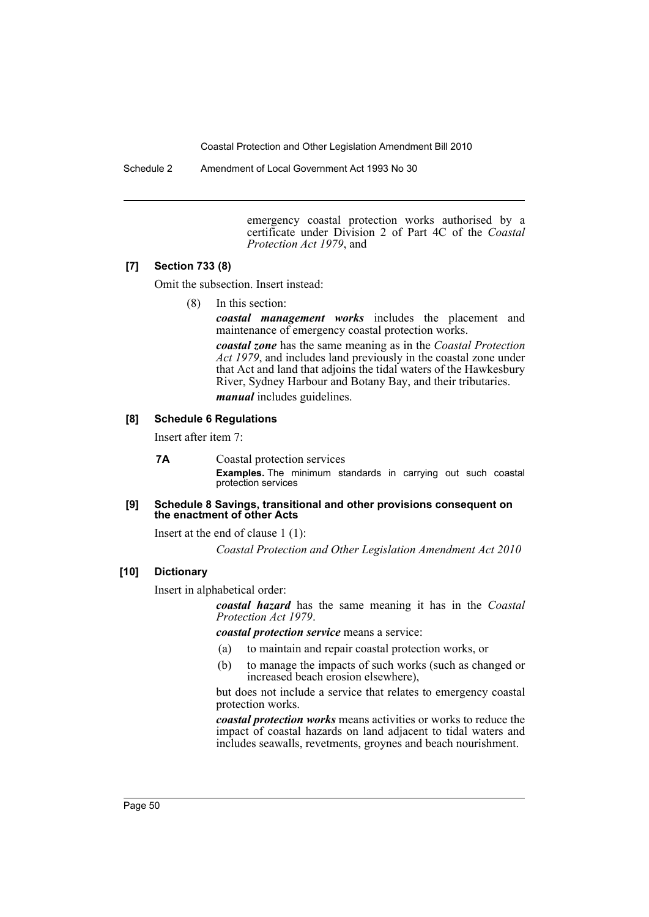emergency coastal protection works authorised by a certificate under Division 2 of Part 4C of the *Coastal Protection Act 1979*, and

#### [7] Section 733 (8)

Omit the subsection. Insert instead:

(8) In this section:

***coastal management works*** includes the placement and maintenance of emergency coastal protection works.

***coastal zone*** has the same meaning as in the *Coastal Protection Act 1979*, and includes land previously in the coastal zone under that Act and land that adjoins the tidal waters of the Hawkesbury River, Sydney Harbour and Botany Bay, and their tributaries.

***manual*** includes guidelines.

#### [8] Schedule 6 Regulations

Insert after item 7:

**7A** Coastal protection services

**Examples.** The minimum standards in carrying out such coastal protection services

#### [9] Schedule 8 Savings, transitional and other provisions consequent on the enactment of other Acts

Insert at the end of clause 1 (1):

*Coastal Protection and Other Legislation Amendment Act 2010*

#### [10] Dictionary

Insert in alphabetical order:

***coastal hazard*** has the same meaning it has in the *Coastal Protection Act 1979*.

***coastal protection service*** means a service:

(a) to maintain and repair coastal protection works, or

(b) to manage the impacts of such works (such as changed or increased beach erosion elsewhere),

but does not include a service that relates to emergency coastal protection works.

***coastal protection works*** means activities or works to reduce the impact of coastal hazards on land adjacent to tidal waters and includes seawalls, revetments, groynes and beach nourishment.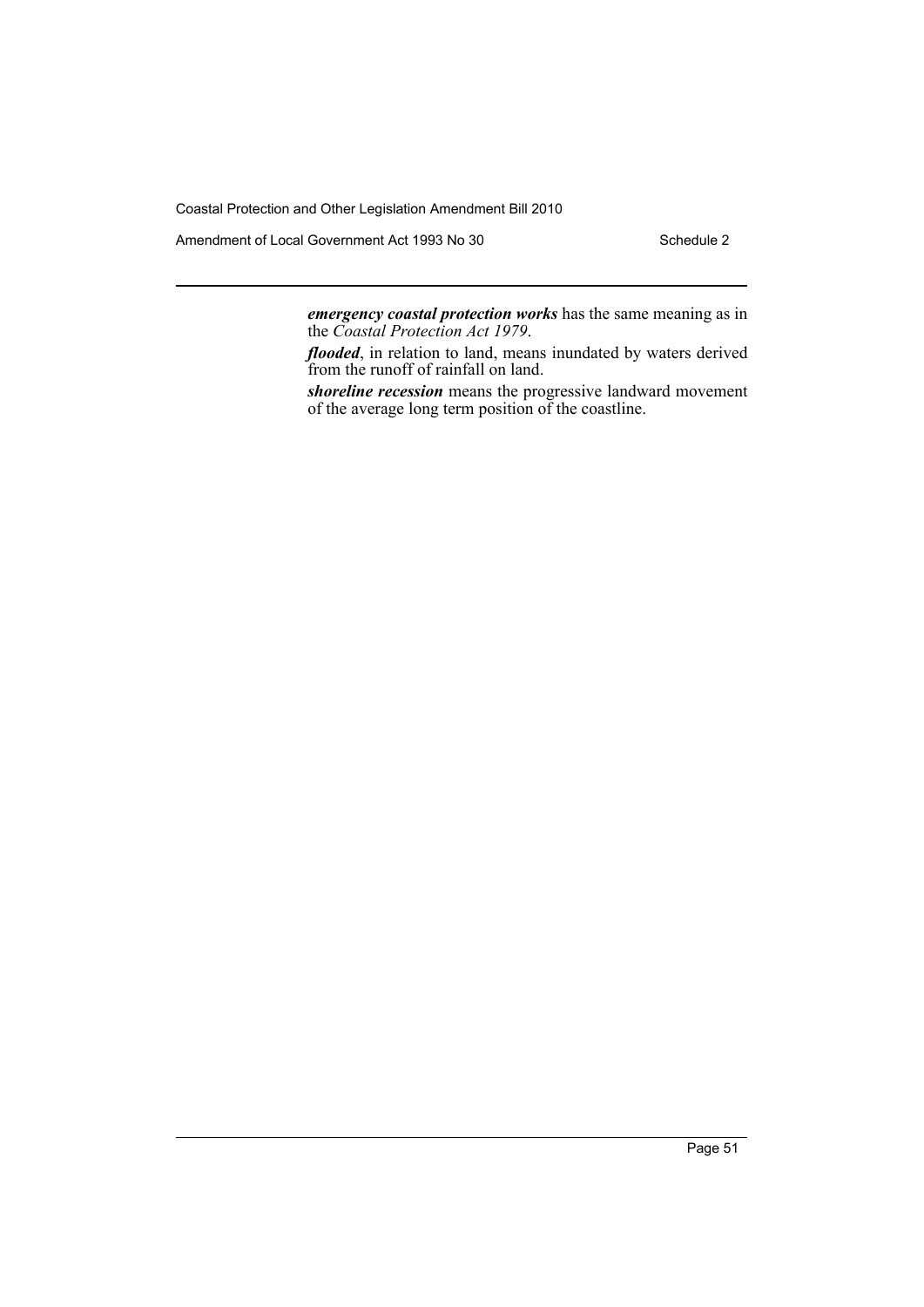***emergency coastal protection works*** has the same meaning as in the *Coastal Protection Act 1979*.

***flooded***, in relation to land, means inundated by waters derived from the runoff of rainfall on land.

***shoreline recession*** means the progressive landward movement of the average long term position of the coastline.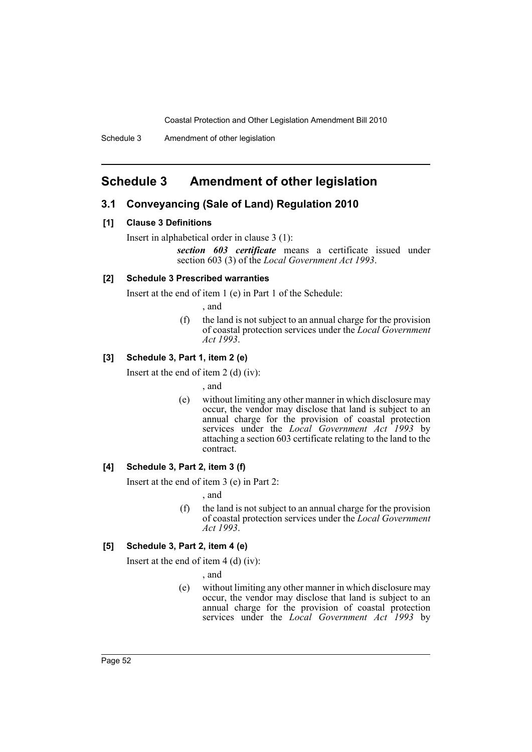# Schedule 3 Amendment of other legislation

## 3.1 Conveyancing (Sale of Land) Regulation 2010

### [1] Clause 3 Definitions

Insert in alphabetical order in clause 3 (1):

> ***section 603 certificate*** means a certificate issued under section 603 (3) of the *Local Government Act 1993*.

### [2] Schedule 3 Prescribed warranties

Insert at the end of item 1 (e) in Part 1 of the Schedule:

> , and
>
> (f) the land is not subject to an annual charge for the provision of coastal protection services under the *Local Government Act 1993*.

### [3] Schedule 3, Part 1, item 2 (e)

Insert at the end of item 2 (d) (iv):

> , and
>
> (e) without limiting any other manner in which disclosure may occur, the vendor may disclose that land is subject to an annual charge for the provision of coastal protection services under the *Local Government Act 1993* by attaching a section 603 certificate relating to the land to the contract.

### [4] Schedule 3, Part 2, item 3 (f)

Insert at the end of item 3 (e) in Part 2:

> , and
>
> (f) the land is not subject to an annual charge for the provision of coastal protection services under the *Local Government Act 1993*.

### [5] Schedule 3, Part 2, item 4 (e)

Insert at the end of item 4 (d) (iv):

> , and
>
> (e) without limiting any other manner in which disclosure may occur, the vendor may disclose that land is subject to an annual charge for the provision of coastal protection services under the *Local Government Act 1993* by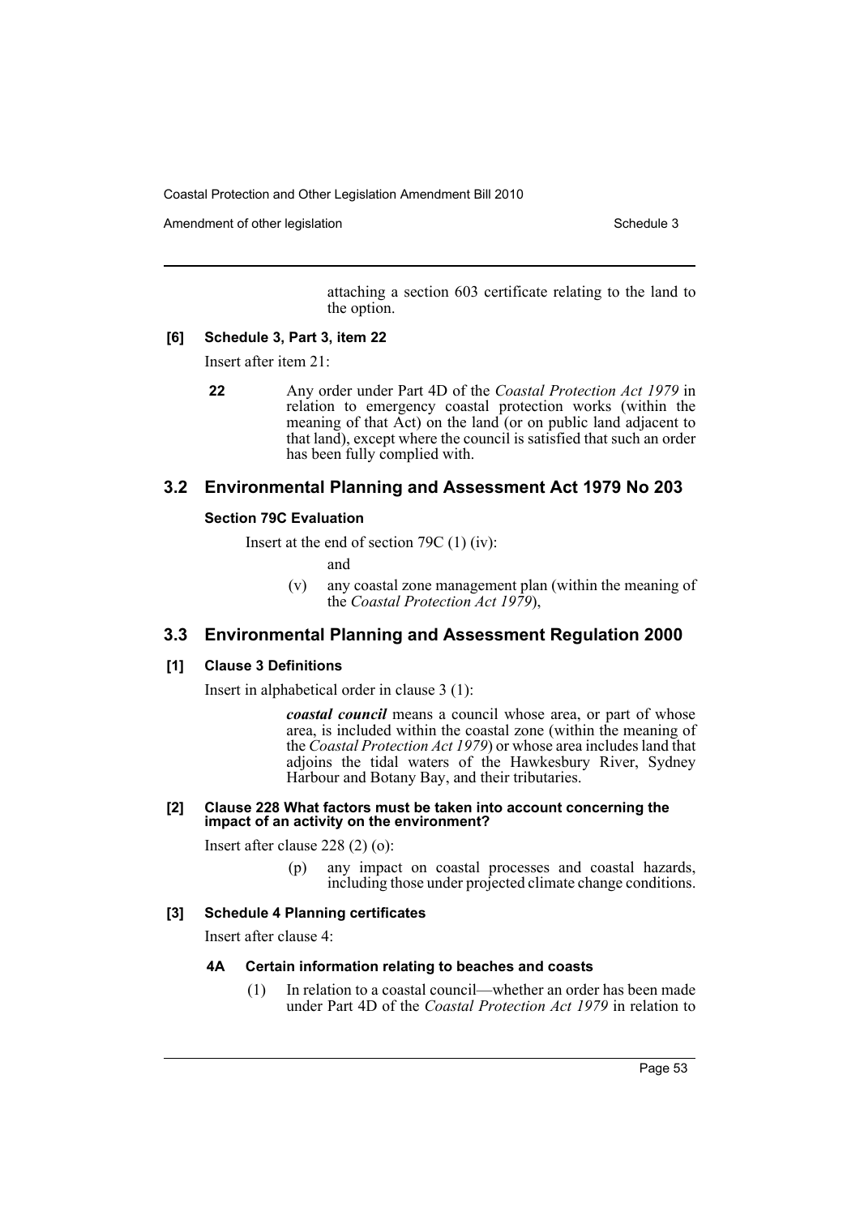attaching a section 603 certificate relating to the land to the option.

**[6] Schedule 3, Part 3, item 22**

Insert after item 21:

**22** Any order under Part 4D of the *Coastal Protection Act 1979* in relation to emergency coastal protection works (within the meaning of that Act) on the land (or on public land adjacent to that land), except where the council is satisfied that such an order has been fully complied with.

## 3.2 Environmental Planning and Assessment Act 1979 No 203

**Section 79C Evaluation**

Insert at the end of section 79C (1) (iv):

and

(v) any coastal zone management plan (within the meaning of the *Coastal Protection Act 1979*),

## 3.3 Environmental Planning and Assessment Regulation 2000

**[1] Clause 3 Definitions**

Insert in alphabetical order in clause 3 (1):

***coastal council*** means a council whose area, or part of whose area, is included within the coastal zone (within the meaning of the *Coastal Protection Act 1979*) or whose area includes land that adjoins the tidal waters of the Hawkesbury River, Sydney Harbour and Botany Bay, and their tributaries.

**[2] Clause 228 What factors must be taken into account concerning the impact of an activity on the environment?**

Insert after clause 228 (2) (o):

(p) any impact on coastal processes and coastal hazards, including those under projected climate change conditions.

**[3] Schedule 4 Planning certificates**

Insert after clause 4:

**4A Certain information relating to beaches and coasts**

(1) In relation to a coastal council—whether an order has been made under Part 4D of the *Coastal Protection Act 1979* in relation to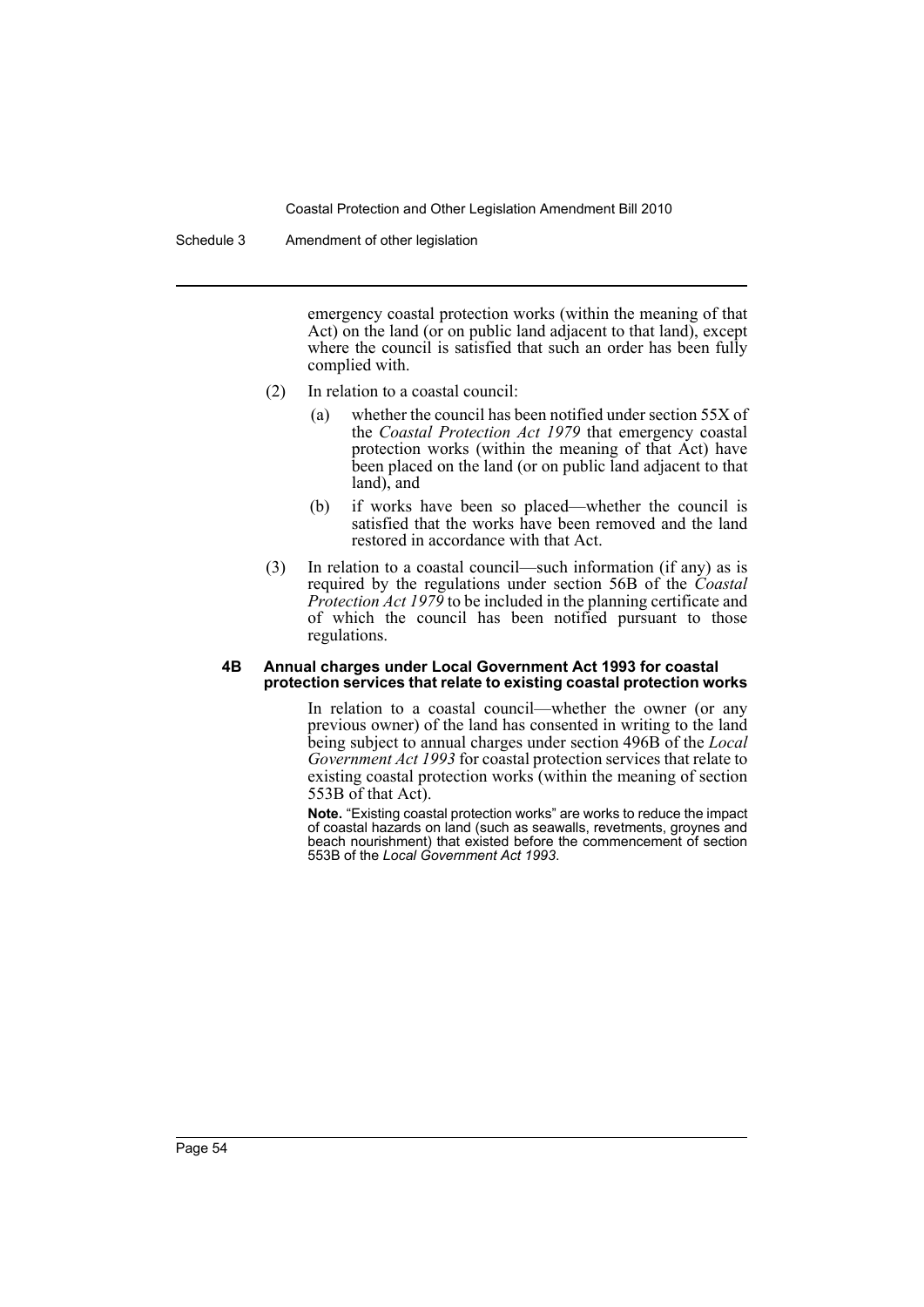emergency coastal protection works (within the meaning of that Act) on the land (or on public land adjacent to that land), except where the council is satisfied that such an order has been fully complied with.

(2) In relation to a coastal council:

(a) whether the council has been notified under section 55X of the *Coastal Protection Act 1979* that emergency coastal protection works (within the meaning of that Act) have been placed on the land (or on public land adjacent to that land), and

(b) if works have been so placed—whether the council is satisfied that the works have been removed and the land restored in accordance with that Act.

(3) In relation to a coastal council—such information (if any) as is required by the regulations under section 56B of the *Coastal Protection Act 1979* to be included in the planning certificate and of which the council has been notified pursuant to those regulations.

**4B Annual charges under Local Government Act 1993 for coastal protection services that relate to existing coastal protection works**

In relation to a coastal council—whether the owner (or any previous owner) of the land has consented in writing to the land being subject to annual charges under section 496B of the *Local Government Act 1993* for coastal protection services that relate to existing coastal protection works (within the meaning of section 553B of that Act).

**Note.** "Existing coastal protection works" are works to reduce the impact of coastal hazards on land (such as seawalls, revetments, groynes and beach nourishment) that existed before the commencement of section 553B of the *Local Government Act 1993*.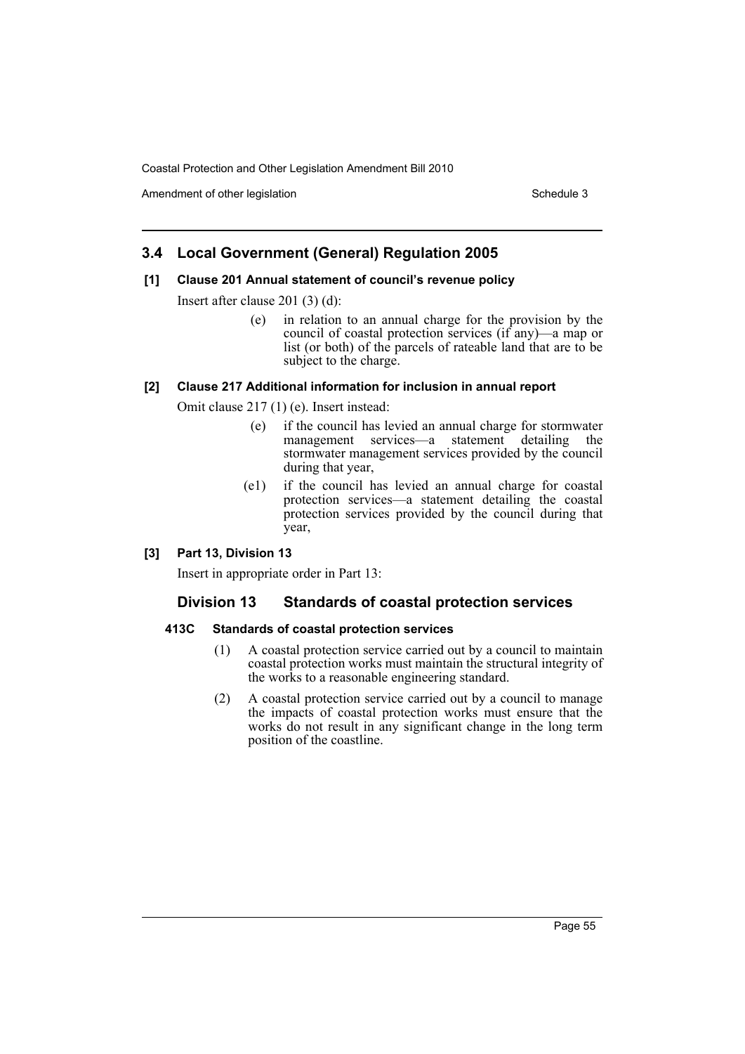## 3.4 Local Government (General) Regulation 2005

### [1] Clause 201 Annual statement of council's revenue policy

Insert after clause 201 (3) (d):

(e) in relation to an annual charge for the provision by the council of coastal protection services (if any)—a map or list (or both) of the parcels of rateable land that are to be subject to the charge.

### [2] Clause 217 Additional information for inclusion in annual report

Omit clause 217 (1) (e). Insert instead:

(e) if the council has levied an annual charge for stormwater management services—a statement detailing the stormwater management services provided by the council during that year,

(e1) if the council has levied an annual charge for coastal protection services—a statement detailing the coastal protection services provided by the council during that year,

### [3] Part 13, Division 13

Insert in appropriate order in Part 13:

## Division 13 Standards of coastal protection services

### 413C Standards of coastal protection services

(1) A coastal protection service carried out by a council to maintain coastal protection works must maintain the structural integrity of the works to a reasonable engineering standard.

(2) A coastal protection service carried out by a council to manage the impacts of coastal protection works must ensure that the works do not result in any significant change in the long term position of the coastline.